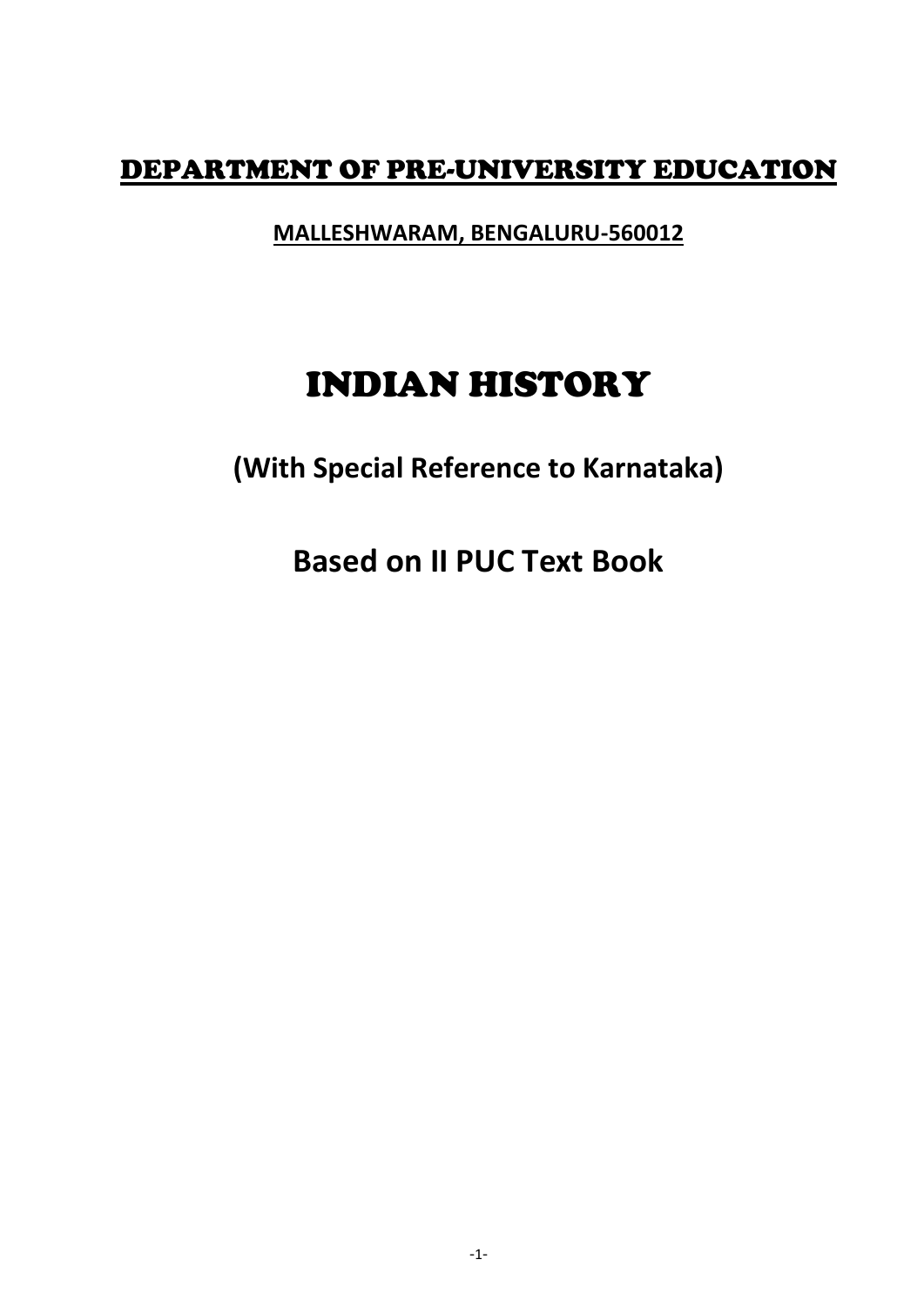# DEPARTMENT OF PRE-UNIVERSITY EDUCATION

**MALLESHWARAM, BENGALURU-560012**

# INDIAN HISTORY

## (With Special Reference to Karnataka)

## Based on II PUC Text Book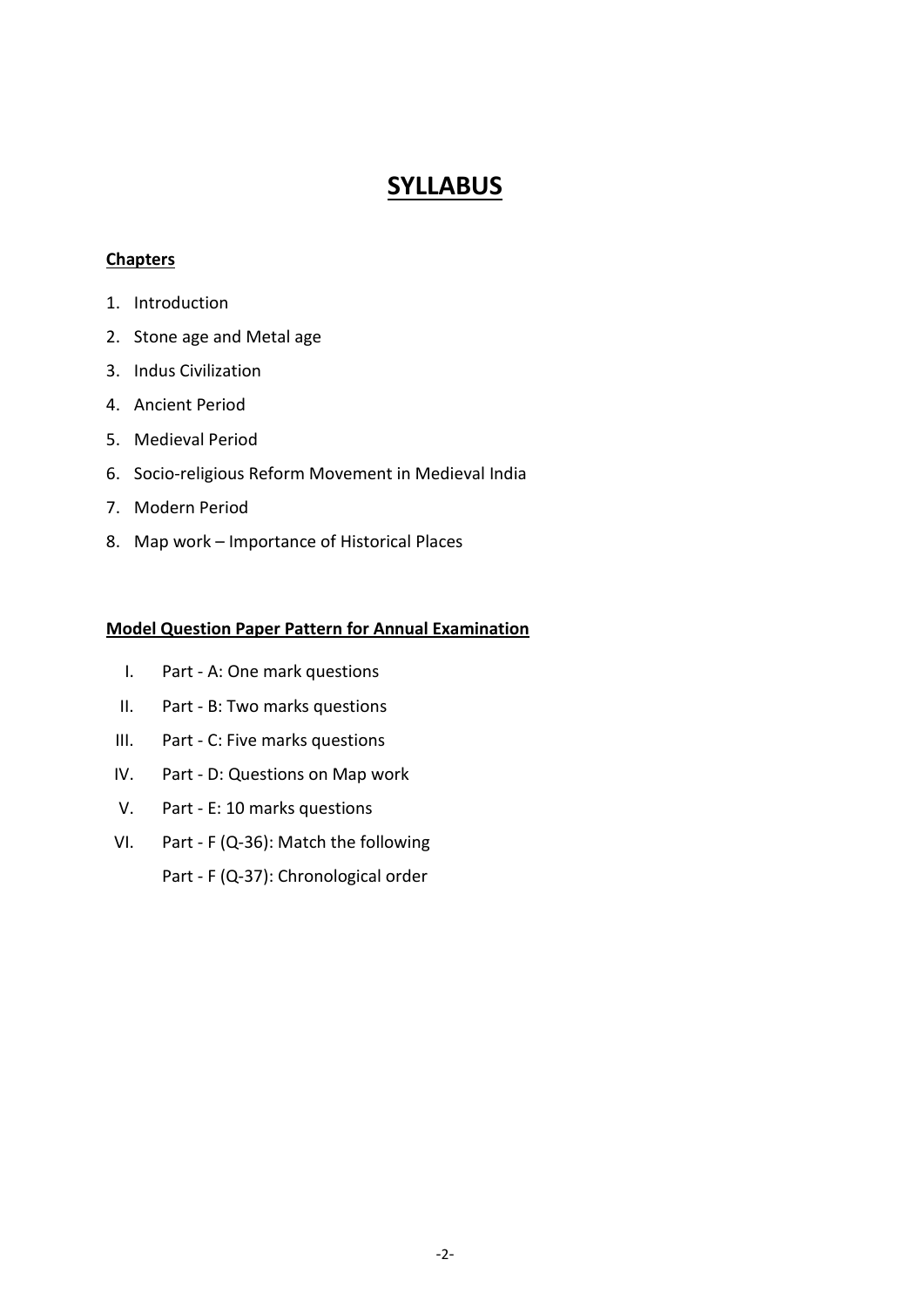# SYLLABUS

**Chapters**

1. Introduction
2. Stone age and Metal age
3. Indus Civilization
4. Ancient Period
5. Medieval Period
6. Socio-religious Reform Movement in Medieval India
7. Modern Period
8. Map work – Importance of Historical Places

**Model Question Paper Pattern for Annual Examination**

I. Part - A: One mark questions

II. Part - B: Two marks questions

III. Part - C: Five marks questions

IV. Part - D: Questions on Map work

V. Part - E: 10 marks questions

VI. Part - F (Q-36): Match the following

Part - F (Q-37): Chronological order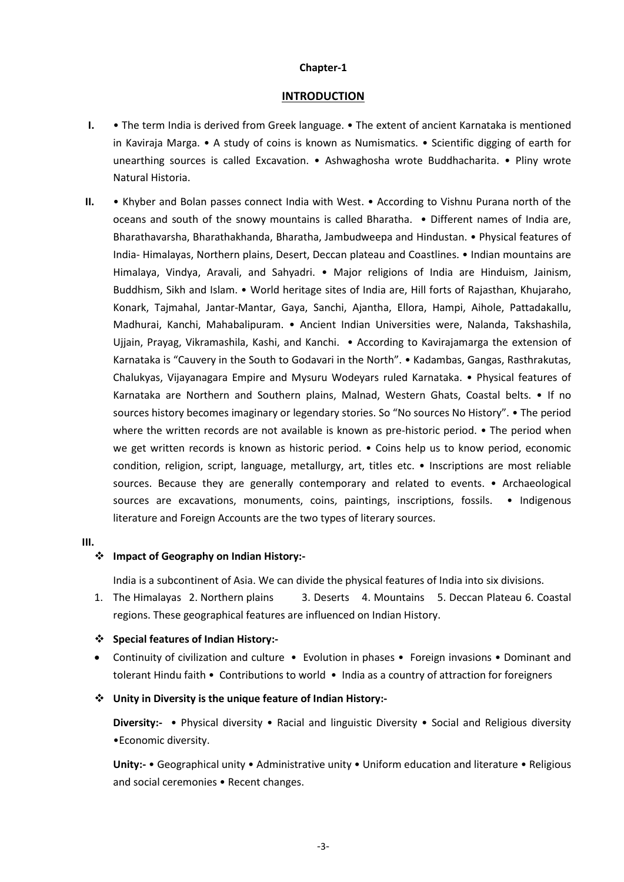**Chapter-1**

## INTRODUCTION

**I.** • The term India is derived from Greek language. • The extent of ancient Karnataka is mentioned in Kaviraja Marga. • A study of coins is known as Numismatics. • Scientific digging of earth for unearthing sources is called Excavation. • Ashwaghosha wrote Buddhacharita. • Pliny wrote Natural Historia.

**II.** • Khyber and Bolan passes connect India with West. • According to Vishnu Purana north of the oceans and south of the snowy mountains is called Bharatha. • Different names of India are, Bharathavarsha, Bharathakhanda, Bharatha, Jambudweepa and Hindustan. • Physical features of India- Himalayas, Northern plains, Desert, Deccan plateau and Coastlines. • Indian mountains are Himalaya, Vindya, Aravali, and Sahyadri. • Major religions of India are Hinduism, Jainism, Buddhism, Sikh and Islam. • World heritage sites of India are, Hill forts of Rajasthan, Khujaraho, Konark, Tajmahal, Jantar-Mantar, Gaya, Sanchi, Ajantha, Ellora, Hampi, Aihole, Pattadakallu, Madhurai, Kanchi, Mahabalipuram. • Ancient Indian Universities were, Nalanda, Takshashila, Ujjain, Prayag, Vikramashila, Kashi, and Kanchi. • According to Kavirajamarga the extension of Karnataka is "Cauvery in the South to Godavari in the North". • Kadambas, Gangas, Rasthrakutas, Chalukyas, Vijayanagara Empire and Mysuru Wodeyars ruled Karnataka. • Physical features of Karnataka are Northern and Southern plains, Malnad, Western Ghats, Coastal belts. • If no sources history becomes imaginary or legendary stories. So "No sources No History". • The period where the written records are not available is known as pre-historic period. • The period when we get written records is known as historic period. • Coins help us to know period, economic condition, religion, script, language, metallurgy, art, titles etc. • Inscriptions are most reliable sources. Because they are generally contemporary and related to events. • Archaeological sources are excavations, monuments, coins, paintings, inscriptions, fossils. • Indigenous literature and Foreign Accounts are the two types of literary sources.

**III.**

❖ **Impact of Geography on Indian History:-**

India is a subcontinent of Asia. We can divide the physical features of India into six divisions.

1. The Himalayas 2. Northern plains 3. Deserts 4. Mountains 5. Deccan Plateau 6. Coastal regions. These geographical features are influenced on Indian History.

❖ **Special features of Indian History:-**

- Continuity of civilization and culture • Evolution in phases • Foreign invasions • Dominant and tolerant Hindu faith • Contributions to world • India as a country of attraction for foreigners

❖ **Unity in Diversity is the unique feature of Indian History:-**

**Diversity:-** • Physical diversity • Racial and linguistic Diversity • Social and Religious diversity •Economic diversity.

**Unity:-** • Geographical unity • Administrative unity • Uniform education and literature • Religious and social ceremonies • Recent changes.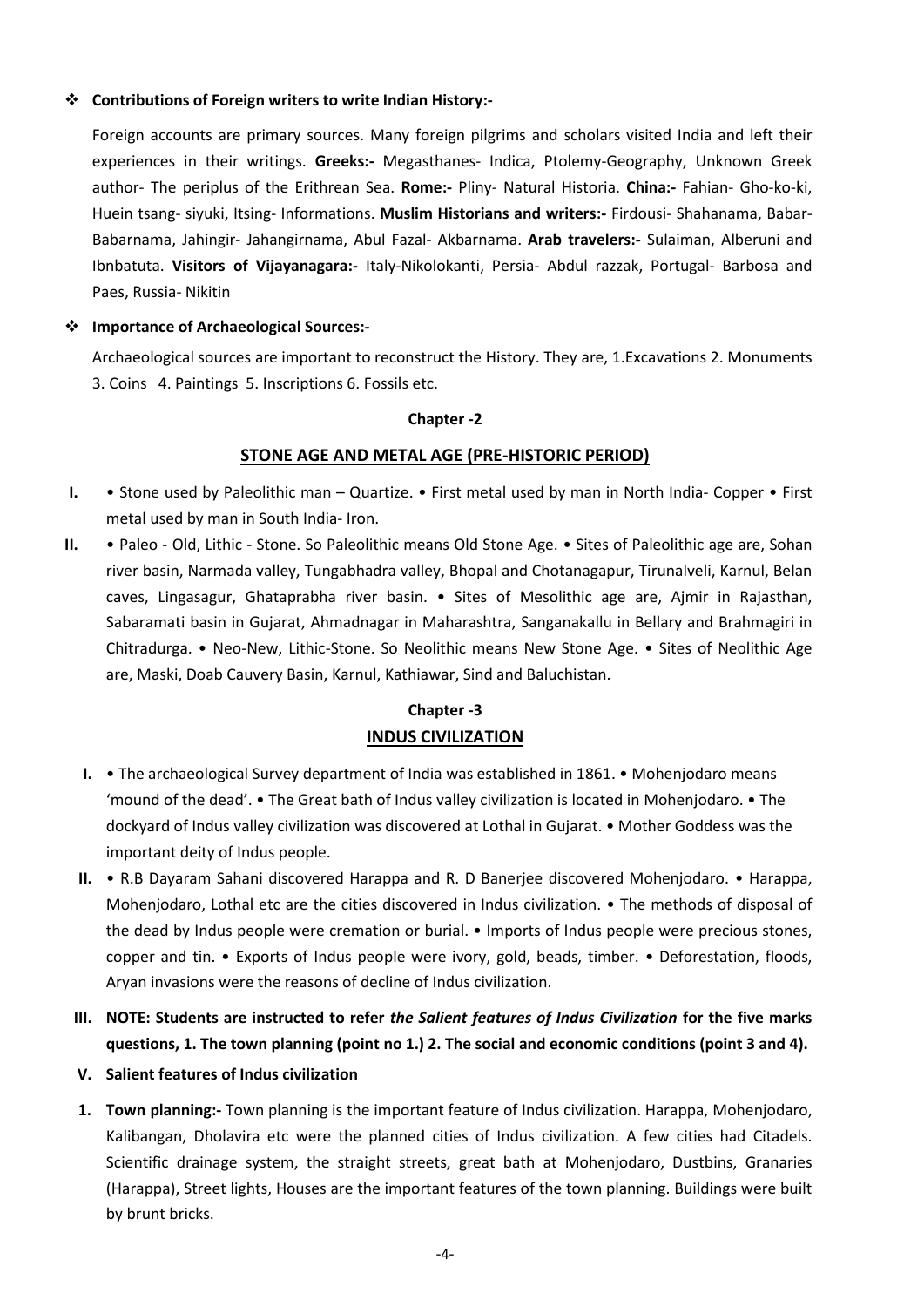- **Contributions of Foreign writers to write Indian History:-**

  Foreign accounts are primary sources. Many foreign pilgrims and scholars visited India and left their experiences in their writings. **Greeks:-** Megasthanes- Indica, Ptolemy-Geography, Unknown Greek author- The periplus of the Erithrean Sea. **Rome:-** Pliny- Natural Historia. **China:-** Fahian- Gho-ko-ki, Huein tsang- siyuki, Itsing- Informations. **Muslim Historians and writers:-** Firdousi- Shahanama, Babar-Babarnama, Jahingir- Jahangirnama, Abul Fazal- Akbarnama. **Arab travelers:-** Sulaiman, Alberuni and Ibnbatuta. **Visitors of Vijayanagara:-** Italy-Nikolokanti, Persia- Abdul razzak, Portugal- Barbosa and Paes, Russia- Nikitin

- **Importance of Archaeological Sources:-**

  Archaeological sources are important to reconstruct the History. They are, 1.Excavations 2. Monuments 3. Coins 4. Paintings 5. Inscriptions 6. Fossils etc.

## Chapter -2

## STONE AGE AND METAL AGE (PRE-HISTORIC PERIOD)

**I.** • Stone used by Paleolithic man – Quartize. • First metal used by man in North India- Copper • First metal used by man in South India- Iron.

**II.** • Paleo - Old, Lithic - Stone. So Paleolithic means Old Stone Age. • Sites of Paleolithic age are, Sohan river basin, Narmada valley, Tungabhadra valley, Bhopal and Chotanagapur, Tirunalveli, Karnul, Belan caves, Lingasagur, Ghataprabha river basin. • Sites of Mesolithic age are, Ajmir in Rajasthan, Sabaramati basin in Gujarat, Ahmadnagar in Maharashtra, Sanganakallu in Bellary and Brahmagiri in Chitradurga. • Neo-New, Lithic-Stone. So Neolithic means New Stone Age. • Sites of Neolithic Age are, Maski, Doab Cauvery Basin, Karnul, Kathiawar, Sind and Baluchistan.

## Chapter -3

## INDUS CIVILIZATION

**I.** • The archaeological Survey department of India was established in 1861. • Mohenjodaro means 'mound of the dead'. • The Great bath of Indus valley civilization is located in Mohenjodaro. • The dockyard of Indus valley civilization was discovered at Lothal in Gujarat. • Mother Goddess was the important deity of Indus people.

**II.** • R.B Dayaram Sahani discovered Harappa and R. D Banerjee discovered Mohenjodaro. • Harappa, Mohenjodaro, Lothal etc are the cities discovered in Indus civilization. • The methods of disposal of the dead by Indus people were cremation or burial. • Imports of Indus people were precious stones, copper and tin. • Exports of Indus people were ivory, gold, beads, timber. • Deforestation, floods, Aryan invasions were the reasons of decline of Indus civilization.

**III. NOTE: Students are instructed to refer *the Salient features of Indus Civilization* for the five marks questions, 1. The town planning (point no 1.) 2. The social and economic conditions (point 3 and 4).**

**V. Salient features of Indus civilization**

1. **Town planning:-** Town planning is the important feature of Indus civilization. Harappa, Mohenjodaro, Kalibangan, Dholavira etc were the planned cities of Indus civilization. A few cities had Citadels. Scientific drainage system, the straight streets, great bath at Mohenjodaro, Dustbins, Granaries (Harappa), Street lights, Houses are the important features of the town planning. Buildings were built by brunt bricks.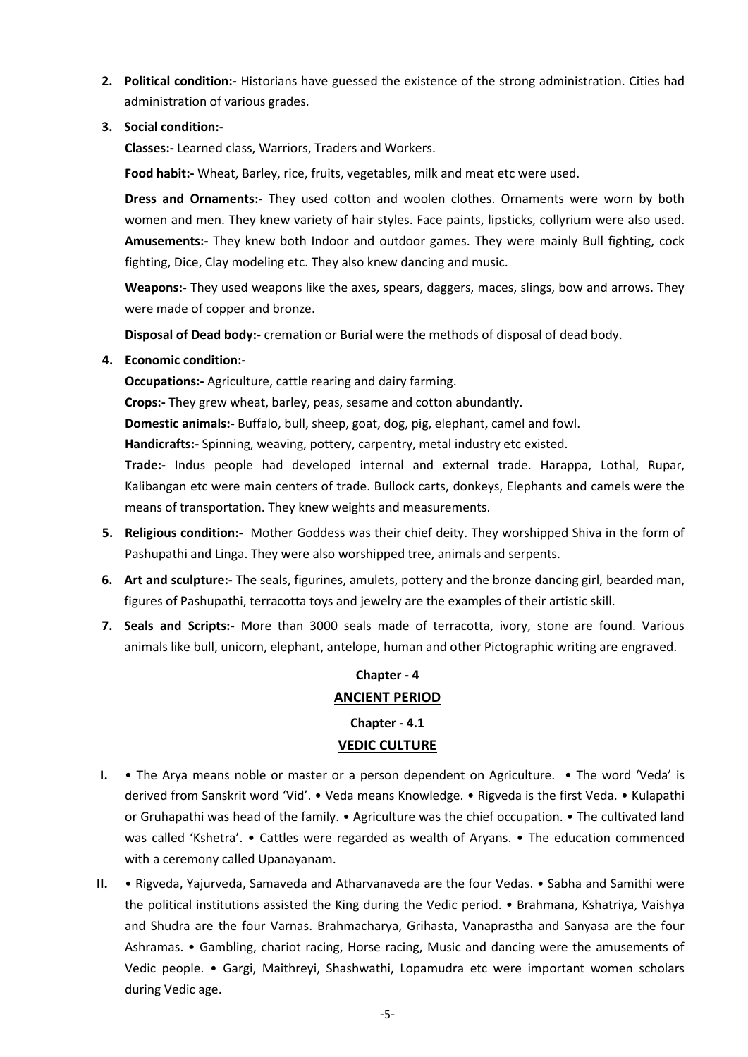2. **Political condition:-** Historians have guessed the existence of the strong administration. Cities had administration of various grades.

3. **Social condition:-**

   **Classes:-** Learned class, Warriors, Traders and Workers.

   **Food habit:-** Wheat, Barley, rice, fruits, vegetables, milk and meat etc were used.

   **Dress and Ornaments:-** They used cotton and woolen clothes. Ornaments were worn by both women and men. They knew variety of hair styles. Face paints, lipsticks, collyrium were also used.
   **Amusements:-** They knew both Indoor and outdoor games. They were mainly Bull fighting, cock fighting, Dice, Clay modeling etc. They also knew dancing and music.

   **Weapons:-** They used weapons like the axes, spears, daggers, maces, slings, bow and arrows. They were made of copper and bronze.

   **Disposal of Dead body:-** cremation or Burial were the methods of disposal of dead body.

4. **Economic condition:-**

   **Occupations:-** Agriculture, cattle rearing and dairy farming.

   **Crops:-** They grew wheat, barley, peas, sesame and cotton abundantly.

   **Domestic animals:-** Buffalo, bull, sheep, goat, dog, pig, elephant, camel and fowl.

   **Handicrafts:-** Spinning, weaving, pottery, carpentry, metal industry etc existed.

   **Trade:-** Indus people had developed internal and external trade. Harappa, Lothal, Rupar, Kalibangan etc were main centers of trade. Bullock carts, donkeys, Elephants and camels were the means of transportation. They knew weights and measurements.

5. **Religious condition:-** Mother Goddess was their chief deity. They worshipped Shiva in the form of Pashupathi and Linga. They were also worshipped tree, animals and serpents.

6. **Art and sculpture:-** The seals, figurines, amulets, pottery and the bronze dancing girl, bearded man, figures of Pashupathi, terracotta toys and jewelry are the examples of their artistic skill.

7. **Seals and Scripts:-** More than 3000 seals made of terracotta, ivory, stone are found. Various animals like bull, unicorn, elephant, antelope, human and other Pictographic writing are engraved.

## Chapter - 4
## ANCIENT PERIOD
### Chapter - 4.1
### VEDIC CULTURE

**I.** • The Arya means noble or master or a person dependent on Agriculture. • The word 'Veda' is derived from Sanskrit word 'Vid'. • Veda means Knowledge. • Rigveda is the first Veda. • Kulapathi or Gruhapathi was head of the family. • Agriculture was the chief occupation. • The cultivated land was called 'Kshetra'. • Cattles were regarded as wealth of Aryans. • The education commenced with a ceremony called Upanayanam.

**II.** • Rigveda, Yajurveda, Samaveda and Atharvanaveda are the four Vedas. • Sabha and Samithi were the political institutions assisted the King during the Vedic period. • Brahmana, Kshatriya, Vaishya and Shudra are the four Varnas. Brahmacharya, Grihasta, Vanaprastha and Sanyasa are the four Ashramas. • Gambling, chariot racing, Horse racing, Music and dancing were the amusements of Vedic people. • Gargi, Maithreyi, Shashwathi, Lopamudra etc were important women scholars during Vedic age.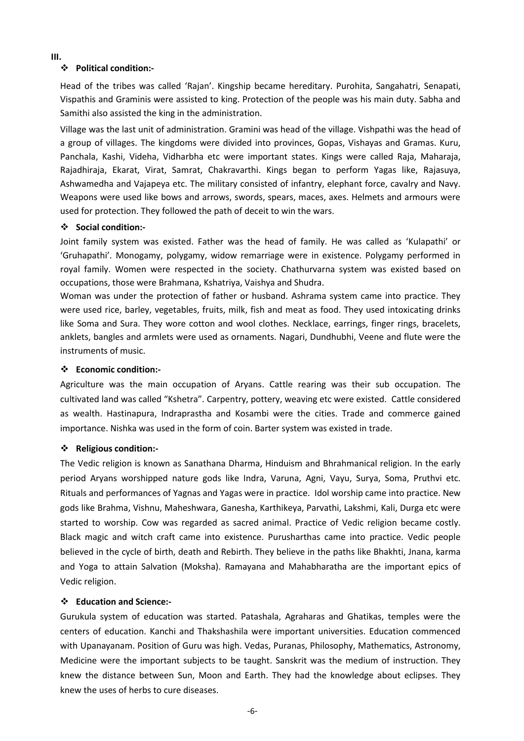**III.**

- **Political condition:-**

Head of the tribes was called 'Rajan'. Kingship became hereditary. Purohita, Sangahatri, Senapati, Vispathis and Graminis were assisted to king. Protection of the people was his main duty. Sabha and Samithi also assisted the king in the administration.

Village was the last unit of administration. Gramini was head of the village. Vishpathi was the head of a group of villages. The kingdoms were divided into provinces, Gopas, Vishayas and Gramas. Kuru, Panchala, Kashi, Videha, Vidharbha etc were important states. Kings were called Raja, Maharaja, Rajadhiraja, Ekarat, Virat, Samrat, Chakravarthi. Kings began to perform Yagas like, Rajasuya, Ashwamedha and Vajapeya etc. The military consisted of infantry, elephant force, cavalry and Navy. Weapons were used like bows and arrows, swords, spears, maces, axes. Helmets and armours were used for protection. They followed the path of deceit to win the wars.

- **Social condition:-**

Joint family system was existed. Father was the head of family. He was called as 'Kulapathi' or 'Gruhapathi'. Monogamy, polygamy, widow remarriage were in existence. Polygamy performed in royal family. Women were respected in the society. Chathurvarna system was existed based on occupations, those were Brahmana, Kshatriya, Vaishya and Shudra.

Woman was under the protection of father or husband. Ashrama system came into practice. They were used rice, barley, vegetables, fruits, milk, fish and meat as food. They used intoxicating drinks like Soma and Sura. They wore cotton and wool clothes. Necklace, earrings, finger rings, bracelets, anklets, bangles and armlets were used as ornaments. Nagari, Dundhubhi, Veene and flute were the instruments of music.

- **Economic condition:-**

Agriculture was the main occupation of Aryans. Cattle rearing was their sub occupation. The cultivated land was called "Kshetra". Carpentry, pottery, weaving etc were existed. Cattle considered as wealth. Hastinapura, Indraprastha and Kosambi were the cities. Trade and commerce gained importance. Nishka was used in the form of coin. Barter system was existed in trade.

- **Religious condition:-**

The Vedic religion is known as Sanathana Dharma, Hinduism and Bhrahmanical religion. In the early period Aryans worshipped nature gods like Indra, Varuna, Agni, Vayu, Surya, Soma, Pruthvi etc. Rituals and performances of Yagnas and Yagas were in practice. Idol worship came into practice. New gods like Brahma, Vishnu, Maheshwara, Ganesha, Karthikeya, Parvathi, Lakshmi, Kali, Durga etc were started to worship. Cow was regarded as sacred animal. Practice of Vedic religion became costly. Black magic and witch craft came into existence. Purusharthas came into practice. Vedic people believed in the cycle of birth, death and Rebirth. They believe in the paths like Bhakhti, Jnana, karma and Yoga to attain Salvation (Moksha). Ramayana and Mahabharatha are the important epics of Vedic religion.

- **Education and Science:-**

Gurukula system of education was started. Patashala, Agraharas and Ghatikas, temples were the centers of education. Kanchi and Thakshashila were important universities. Education commenced with Upanayanam. Position of Guru was high. Vedas, Puranas, Philosophy, Mathematics, Astronomy, Medicine were the important subjects to be taught. Sanskrit was the medium of instruction. They knew the distance between Sun, Moon and Earth. They had the knowledge about eclipses. They knew the uses of herbs to cure diseases.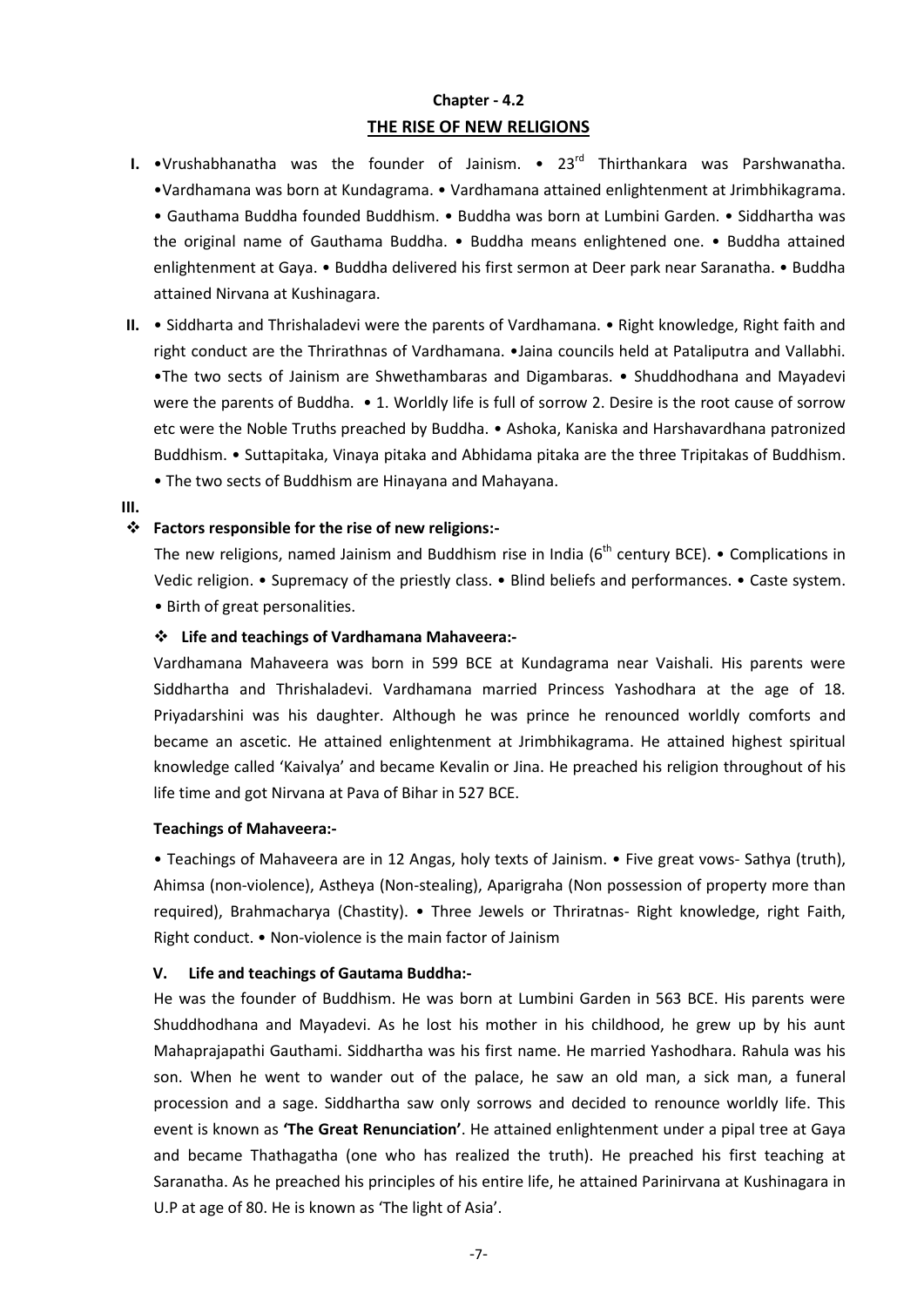## Chapter - 4.2

## THE RISE OF NEW RELIGIONS

**I.** •Vrushabhanatha was the founder of Jainism. • 23rd Thirthankara was Parshwanatha. •Vardhamana was born at Kundagrama. • Vardhamana attained enlightenment at Jrimbhikagrama. • Gauthama Buddha founded Buddhism. • Buddha was born at Lumbini Garden. • Siddhartha was the original name of Gauthama Buddha. • Buddha means enlightened one. • Buddha attained enlightenment at Gaya. • Buddha delivered his first sermon at Deer park near Saranatha. • Buddha attained Nirvana at Kushinagara.

**II.** • Siddharta and Thrishaladevi were the parents of Vardhamana. • Right knowledge, Right faith and right conduct are the Thrirathnas of Vardhamana. •Jaina councils held at Pataliputra and Vallabhi. •The two sects of Jainism are Shwethambaras and Digambaras. • Shuddhodhana and Mayadevi were the parents of Buddha. • 1. Worldly life is full of sorrow 2. Desire is the root cause of sorrow etc were the Noble Truths preached by Buddha. • Ashoka, Kaniska and Harshavardhana patronized Buddhism. • Suttapitaka, Vinaya pitaka and Abhidama pitaka are the three Tripitakas of Buddhism. • The two sects of Buddhism are Hinayana and Mahayana.

**III.**

- **Factors responsible for the rise of new religions:-**

The new religions, named Jainism and Buddhism rise in India (6th century BCE). • Complications in Vedic religion. • Supremacy of the priestly class. • Blind beliefs and performances. • Caste system. • Birth of great personalities.

- **Life and teachings of Vardhamana Mahaveera:-**

Vardhamana Mahaveera was born in 599 BCE at Kundagrama near Vaishali. His parents were Siddhartha and Thrishaladevi. Vardhamana married Princess Yashodhara at the age of 18. Priyadarshini was his daughter. Although he was prince he renounced worldly comforts and became an ascetic. He attained enlightenment at Jrimbhikagrama. He attained highest spiritual knowledge called 'Kaivalya' and became Kevalin or Jina. He preached his religion throughout of his life time and got Nirvana at Pava of Bihar in 527 BCE.

**Teachings of Mahaveera:-**

• Teachings of Mahaveera are in 12 Angas, holy texts of Jainism. • Five great vows- Sathya (truth), Ahimsa (non-violence), Astheya (Non-stealing), Aparigraha (Non possession of property more than required), Brahmacharya (Chastity). • Three Jewels or Thriratnas- Right knowledge, right Faith, Right conduct. • Non-violence is the main factor of Jainism

**V. Life and teachings of Gautama Buddha:-**

He was the founder of Buddhism. He was born at Lumbini Garden in 563 BCE. His parents were Shuddhodhana and Mayadevi. As he lost his mother in his childhood, he grew up by his aunt Mahaprajapathi Gauthami. Siddhartha was his first name. He married Yashodhara. Rahula was his son. When he went to wander out of the palace, he saw an old man, a sick man, a funeral procession and a sage. Siddhartha saw only sorrows and decided to renounce worldly life. This event is known as **'The Great Renunciation'**. He attained enlightenment under a pipal tree at Gaya and became Thathagatha (one who has realized the truth). He preached his first teaching at Saranatha. As he preached his principles of his entire life, he attained Parinirvana at Kushinagara in U.P at age of 80. He is known as 'The light of Asia'.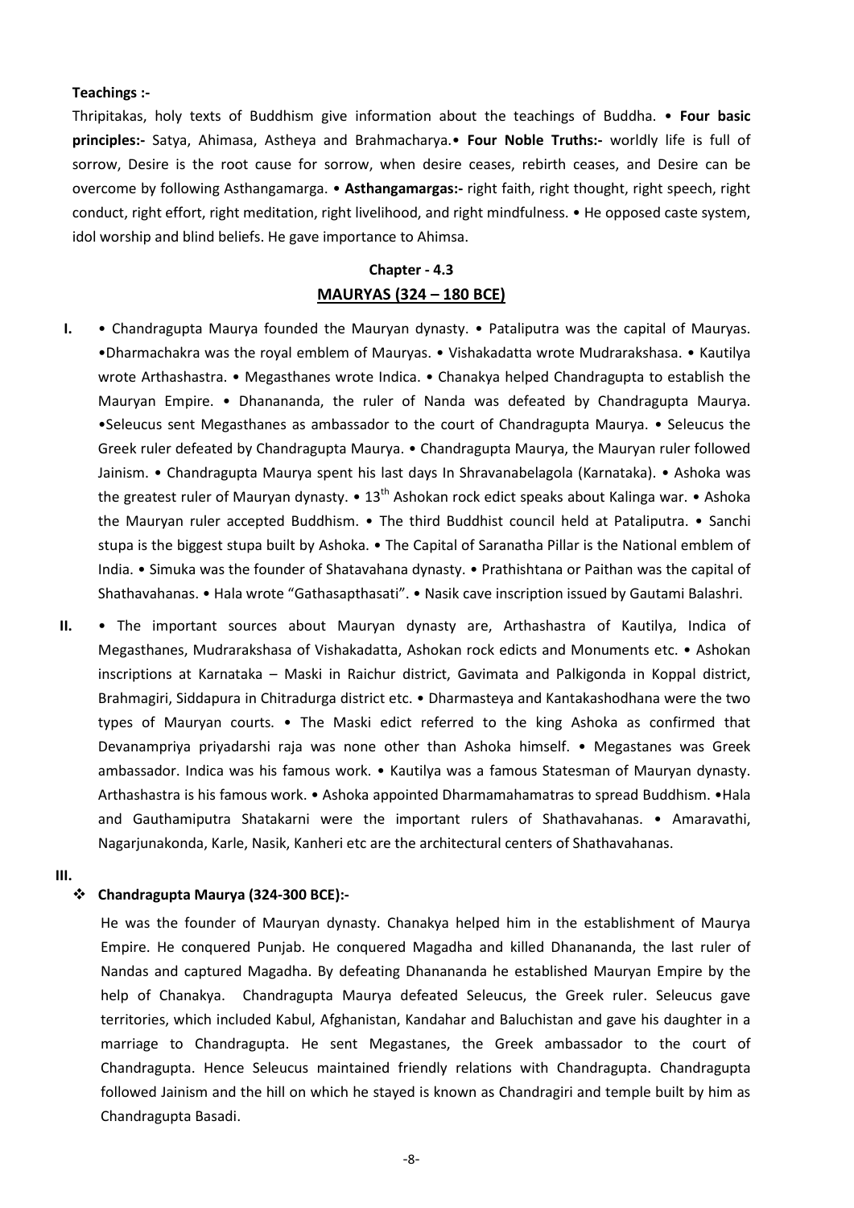**Teachings :-**

Thripitakas, holy texts of Buddhism give information about the teachings of Buddha. • **Four basic principles:-** Satya, Ahimasa, Astheya and Brahmacharya.• **Four Noble Truths:-** worldly life is full of sorrow, Desire is the root cause for sorrow, when desire ceases, rebirth ceases, and Desire can be overcome by following Asthangamarga. • **Asthangamargas:-** right faith, right thought, right speech, right conduct, right effort, right meditation, right livelihood, and right mindfulness. • He opposed caste system, idol worship and blind beliefs. He gave importance to Ahimsa.

## Chapter - 4.3

## MAURYAS (324 – 180 BCE)

**I.** • Chandragupta Maurya founded the Mauryan dynasty. • Pataliputra was the capital of Mauryas. •Dharmachakra was the royal emblem of Mauryas. • Vishakadatta wrote Mudrarakshasa. • Kautilya wrote Arthashastra. • Megasthanes wrote Indica. • Chanakya helped Chandragupta to establish the Mauryan Empire. • Dhanananda, the ruler of Nanda was defeated by Chandragupta Maurya. •Seleucus sent Megasthanes as ambassador to the court of Chandragupta Maurya. • Seleucus the Greek ruler defeated by Chandragupta Maurya. • Chandragupta Maurya, the Mauryan ruler followed Jainism. • Chandragupta Maurya spent his last days In Shravanabelagola (Karnataka). • Ashoka was the greatest ruler of Mauryan dynasty. • 13th Ashokan rock edict speaks about Kalinga war. • Ashoka the Mauryan ruler accepted Buddhism. • The third Buddhist council held at Pataliputra. • Sanchi stupa is the biggest stupa built by Ashoka. • The Capital of Saranatha Pillar is the National emblem of India. • Simuka was the founder of Shatavahana dynasty. • Prathishtana or Paithan was the capital of Shathavahanas. • Hala wrote "Gathasapthasati". • Nasik cave inscription issued by Gautami Balashri.

**II.** • The important sources about Mauryan dynasty are, Arthashastra of Kautilya, Indica of Megasthanes, Mudrarakshasa of Vishakadatta, Ashokan rock edicts and Monuments etc. • Ashokan inscriptions at Karnataka – Maski in Raichur district, Gavimata and Palkigonda in Koppal district, Brahmagiri, Siddapura in Chitradurga district etc. • Dharmasteya and Kantakashodhana were the two types of Mauryan courts. • The Maski edict referred to the king Ashoka as confirmed that Devanampriya priyadarshi raja was none other than Ashoka himself. • Megastanes was Greek ambassador. Indica was his famous work. • Kautilya was a famous Statesman of Mauryan dynasty. Arthashastra is his famous work. • Ashoka appointed Dharmamahamatras to spread Buddhism. •Hala and Gauthamiputra Shatakarni were the important rulers of Shathavahanas. • Amaravathi, Nagarjunakonda, Karle, Nasik, Kanheri etc are the architectural centers of Shathavahanas.

**III.**

- **Chandragupta Maurya (324-300 BCE):-**

  He was the founder of Mauryan dynasty. Chanakya helped him in the establishment of Maurya Empire. He conquered Punjab. He conquered Magadha and killed Dhanananda, the last ruler of Nandas and captured Magadha. By defeating Dhanananda he established Mauryan Empire by the help of Chanakya. Chandragupta Maurya defeated Seleucus, the Greek ruler. Seleucus gave territories, which included Kabul, Afghanistan, Kandahar and Baluchistan and gave his daughter in a marriage to Chandragupta. He sent Megastanes, the Greek ambassador to the court of Chandragupta. Hence Seleucus maintained friendly relations with Chandragupta. Chandragupta followed Jainism and the hill on which he stayed is known as Chandragiri and temple built by him as Chandragupta Basadi.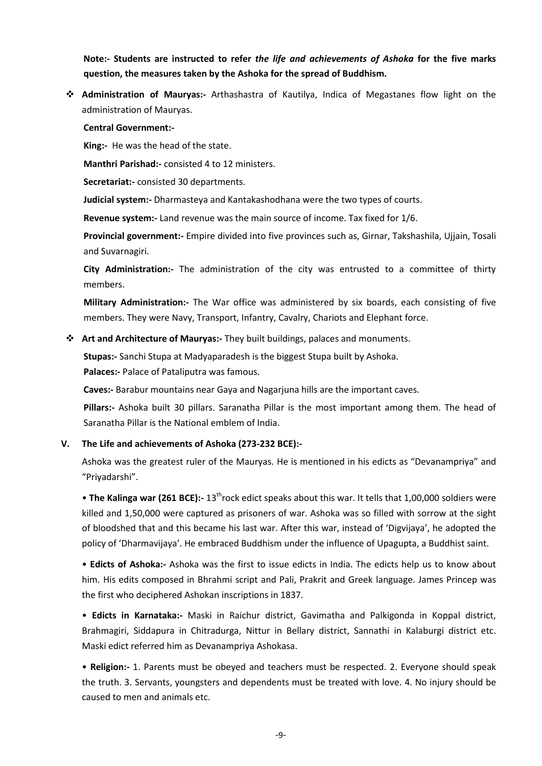**Note:- Students are instructed to refer *the life and achievements of Ashoka* for the five marks question, the measures taken by the Ashoka for the spread of Buddhism.**

- **Administration of Mauryas:-** Arthashastra of Kautilya, Indica of Megastanes flow light on the administration of Mauryas.

  **Central Government:-**

  **King:-** He was the head of the state.

  **Manthri Parishad:-** consisted 4 to 12 ministers.

  **Secretariat:-** consisted 30 departments.

  **Judicial system:-** Dharmasteya and Kantakashodhana were the two types of courts.

  **Revenue system:-** Land revenue was the main source of income. Tax fixed for 1/6.

  **Provincial government:-** Empire divided into five provinces such as, Girnar, Takshashila, Ujjain, Tosali and Suvarnagiri.

  **City Administration:-** The administration of the city was entrusted to a committee of thirty members.

  **Military Administration:-** The War office was administered by six boards, each consisting of five members. They were Navy, Transport, Infantry, Cavalry, Chariots and Elephant force.

- **Art and Architecture of Mauryas:-** They built buildings, palaces and monuments.

  **Stupas:-** Sanchi Stupa at Madyaparadesh is the biggest Stupa built by Ashoka.

  **Palaces:-** Palace of Pataliputra was famous.

  **Caves:-** Barabur mountains near Gaya and Nagarjuna hills are the important caves.

  **Pillars:-** Ashoka built 30 pillars. Saranatha Pillar is the most important among them. The head of Saranatha Pillar is the National emblem of India.

## V. The Life and achievements of Ashoka (273-232 BCE):-

Ashoka was the greatest ruler of the Mauryas. He is mentioned in his edicts as "Devanampriya" and "Priyadarshi".

• **The Kalinga war (261 BCE):-** 13th rock edict speaks about this war. It tells that 1,00,000 soldiers were killed and 1,50,000 were captured as prisoners of war. Ashoka was so filled with sorrow at the sight of bloodshed that and this became his last war. After this war, instead of 'Digvijaya', he adopted the policy of 'Dharmavijaya'. He embraced Buddhism under the influence of Upagupta, a Buddhist saint.

• **Edicts of Ashoka:-** Ashoka was the first to issue edicts in India. The edicts help us to know about him. His edits composed in Bhrahmi script and Pali, Prakrit and Greek language. James Princep was the first who deciphered Ashokan inscriptions in 1837.

• **Edicts in Karnataka:-** Maski in Raichur district, Gavimatha and Palkigonda in Koppal district, Brahmagiri, Siddapura in Chitradurga, Nittur in Bellary district, Sannathi in Kalaburgi district etc. Maski edict referred him as Devanampriya Ashokasa.

• **Religion:-** 1. Parents must be obeyed and teachers must be respected. 2. Everyone should speak the truth. 3. Servants, youngsters and dependents must be treated with love. 4. No injury should be caused to men and animals etc.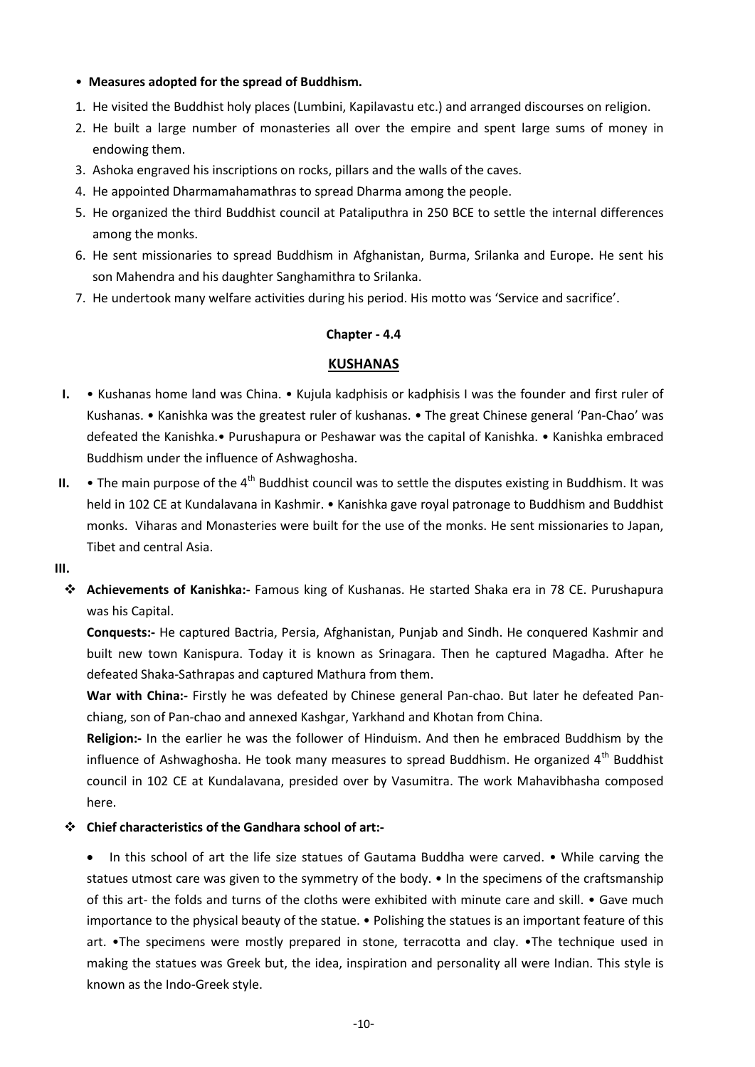• **Measures adopted for the spread of Buddhism.**

1. He visited the Buddhist holy places (Lumbini, Kapilavastu etc.) and arranged discourses on religion.
2. He built a large number of monasteries all over the empire and spent large sums of money in endowing them.
3. Ashoka engraved his inscriptions on rocks, pillars and the walls of the caves.
4. He appointed Dharmamahamathras to spread Dharma among the people.
5. He organized the third Buddhist council at Pataliputhra in 250 BCE to settle the internal differences among the monks.
6. He sent missionaries to spread Buddhism in Afghanistan, Burma, Srilanka and Europe. He sent his son Mahendra and his daughter Sanghamithra to Srilanka.
7. He undertook many welfare activities during his period. His motto was 'Service and sacrifice'.

**Chapter - 4.4**

## KUSHANAS

**I.** • Kushanas home land was China. • Kujula kadphisis or kadphisis I was the founder and first ruler of Kushanas. • Kanishka was the greatest ruler of kushanas. • The great Chinese general 'Pan-Chao' was defeated the Kanishka.• Purushapura or Peshawar was the capital of Kanishka. • Kanishka embraced Buddhism under the influence of Ashwaghosha.

**II.** • The main purpose of the 4th Buddhist council was to settle the disputes existing in Buddhism. It was held in 102 CE at Kundalavana in Kashmir. • Kanishka gave royal patronage to Buddhism and Buddhist monks. Viharas and Monasteries were built for the use of the monks. He sent missionaries to Japan, Tibet and central Asia.

**III.**

- **Achievements of Kanishka:-** Famous king of Kushanas. He started Shaka era in 78 CE. Purushapura was his Capital.

  **Conquests:-** He captured Bactria, Persia, Afghanistan, Punjab and Sindh. He conquered Kashmir and built new town Kanispura. Today it is known as Srinagara. Then he captured Magadha. After he defeated Shaka-Sathrapas and captured Mathura from them.

  **War with China:-** Firstly he was defeated by Chinese general Pan-chao. But later he defeated Pan-chiang, son of Pan-chao and annexed Kashgar, Yarkhand and Khotan from China.

  **Religion:-** In the earlier he was the follower of Hinduism. And then he embraced Buddhism by the influence of Ashwaghosha. He took many measures to spread Buddhism. He organized 4th Buddhist council in 102 CE at Kundalavana, presided over by Vasumitra. The work Mahavibhasha composed here.

- **Chief characteristics of the Gandhara school of art:-**

  - In this school of art the life size statues of Gautama Buddha were carved. • While carving the statues utmost care was given to the symmetry of the body. • In the specimens of the craftsmanship of this art- the folds and turns of the cloths were exhibited with minute care and skill. • Gave much importance to the physical beauty of the statue. • Polishing the statues is an important feature of this art. •The specimens were mostly prepared in stone, terracotta and clay. •The technique used in making the statues was Greek but, the idea, inspiration and personality all were Indian. This style is known as the Indo-Greek style.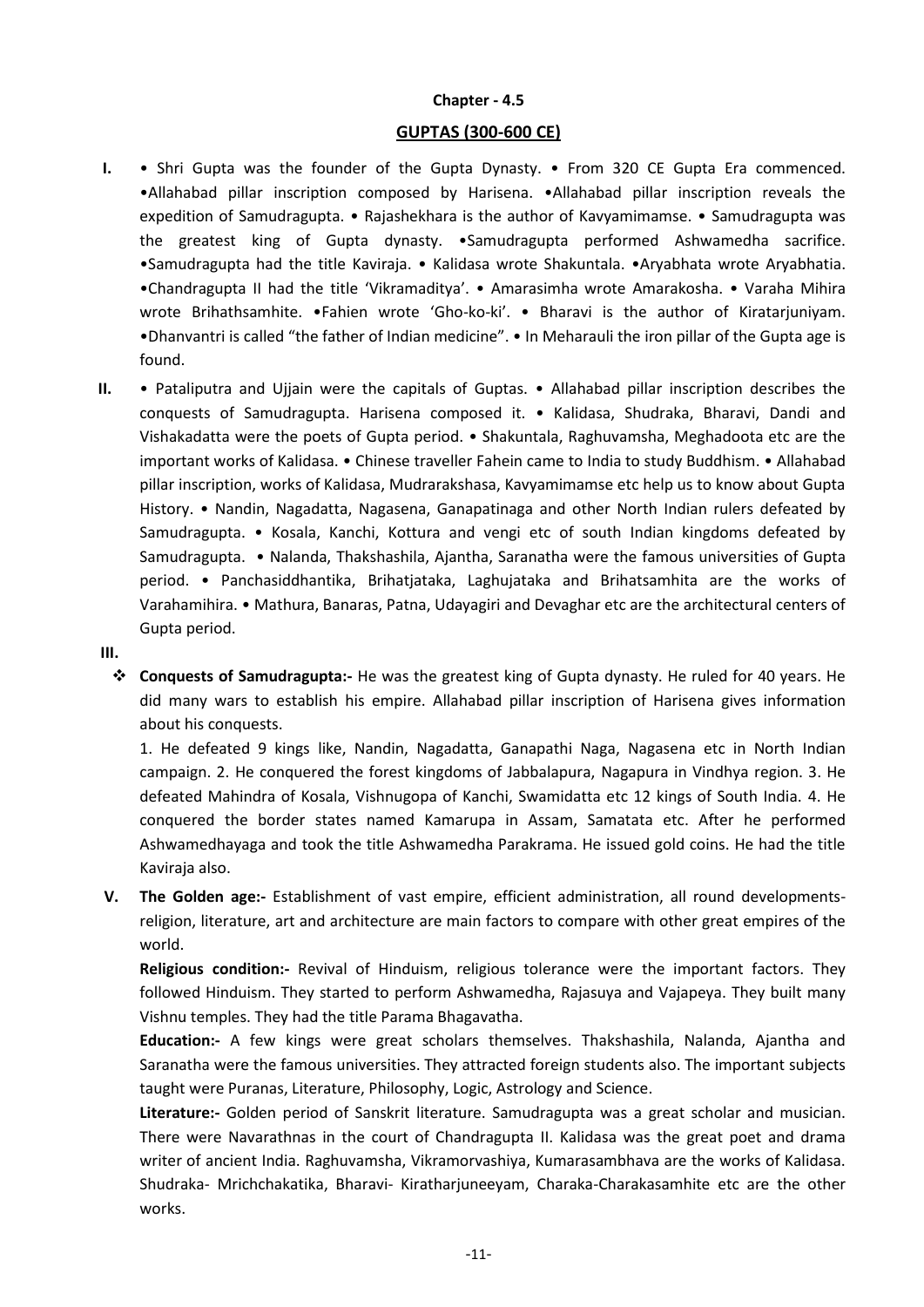**Chapter - 4.5**

## GUPTAS (300-600 CE)

**I.** • Shri Gupta was the founder of the Gupta Dynasty. • From 320 CE Gupta Era commenced. •Allahabad pillar inscription composed by Harisena. •Allahabad pillar inscription reveals the expedition of Samudragupta. • Rajashekhara is the author of Kavyamimamse. • Samudragupta was the greatest king of Gupta dynasty. •Samudragupta performed Ashwamedha sacrifice. •Samudragupta had the title Kaviraja. • Kalidasa wrote Shakuntala. •Aryabhata wrote Aryabhatia. •Chandragupta II had the title 'Vikramaditya'. • Amarasimha wrote Amarakosha. • Varaha Mihira wrote Brihathsamhite. •Fahien wrote 'Gho-ko-ki'. • Bharavi is the author of Kiratarjuniyam. •Dhanvantri is called "the father of Indian medicine". • In Meharauli the iron pillar of the Gupta age is found.

**II.** • Pataliputra and Ujjain were the capitals of Guptas. • Allahabad pillar inscription describes the conquests of Samudragupta. Harisena composed it. • Kalidasa, Shudraka, Bharavi, Dandi and Vishakadatta were the poets of Gupta period. • Shakuntala, Raghuvamsha, Meghadoota etc are the important works of Kalidasa. • Chinese traveller Fahein came to India to study Buddhism. • Allahabad pillar inscription, works of Kalidasa, Mudrarakshasa, Kavyamimamse etc help us to know about Gupta History. • Nandin, Nagadatta, Nagasena, Ganapatinaga and other North Indian rulers defeated by Samudragupta. • Kosala, Kanchi, Kottura and vengi etc of south Indian kingdoms defeated by Samudragupta. • Nalanda, Thakshashila, Ajantha, Saranatha were the famous universities of Gupta period. • Panchasiddhantika, Brihatjataka, Laghujataka and Brihatsamhita are the works of Varahamihira. • Mathura, Banaras, Patna, Udayagiri and Devaghar etc are the architectural centers of Gupta period.

**III.**

- **Conquests of Samudragupta:-** He was the greatest king of Gupta dynasty. He ruled for 40 years. He did many wars to establish his empire. Allahabad pillar inscription of Harisena gives information about his conquests.

  1. He defeated 9 kings like, Nandin, Nagadatta, Ganapathi Naga, Nagasena etc in North Indian campaign. 2. He conquered the forest kingdoms of Jabbalapura, Nagapura in Vindhya region. 3. He defeated Mahindra of Kosala, Vishnugopa of Kanchi, Swamidatta etc 12 kings of South India. 4. He conquered the border states named Kamarupa in Assam, Samatata etc. After he performed Ashwamedhayaga and took the title Ashwamedha Parakrama. He issued gold coins. He had the title Kaviraja also.

**V.** **The Golden age:-** Establishment of vast empire, efficient administration, all round developments- religion, literature, art and architecture are main factors to compare with other great empires of the world.

**Religious condition:-** Revival of Hinduism, religious tolerance were the important factors. They followed Hinduism. They started to perform Ashwamedha, Rajasuya and Vajapeya. They built many Vishnu temples. They had the title Parama Bhagavatha.

**Education:-** A few kings were great scholars themselves. Thakshashila, Nalanda, Ajantha and Saranatha were the famous universities. They attracted foreign students also. The important subjects taught were Puranas, Literature, Philosophy, Logic, Astrology and Science.

**Literature:-** Golden period of Sanskrit literature. Samudragupta was a great scholar and musician. There were Navarathnas in the court of Chandragupta II. Kalidasa was the great poet and drama writer of ancient India. Raghuvamsha, Vikramorvashiya, Kumarasambhava are the works of Kalidasa. Shudraka- Mrichchakatika, Bharavi- Kiratharjuneeyam, Charaka-Charakasamhite etc are the other works.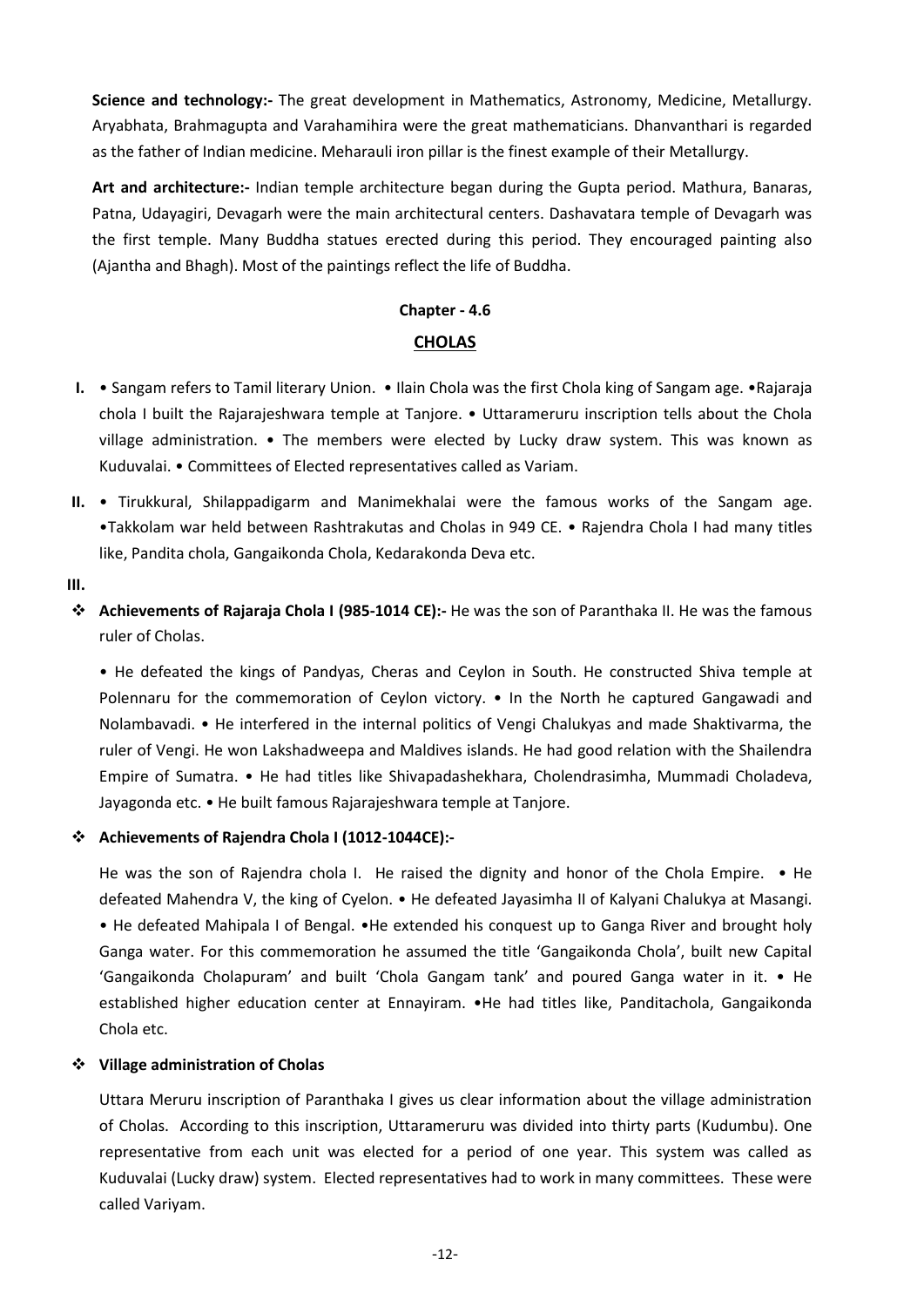**Science and technology:-** The great development in Mathematics, Astronomy, Medicine, Metallurgy. Aryabhata, Brahmagupta and Varahamihira were the great mathematicians. Dhanvanthari is regarded as the father of Indian medicine. Meharauli iron pillar is the finest example of their Metallurgy.

**Art and architecture:-** Indian temple architecture began during the Gupta period. Mathura, Banaras, Patna, Udayagiri, Devagarh were the main architectural centers. Dashavatara temple of Devagarh was the first temple. Many Buddha statues erected during this period. They encouraged painting also (Ajantha and Bhagh). Most of the paintings reflect the life of Buddha.

## Chapter - 4.6

## CHOLAS

**I.** • Sangam refers to Tamil literary Union. • Ilain Chola was the first Chola king of Sangam age. •Rajaraja chola I built the Rajarajeshwara temple at Tanjore. • Uttarameruru inscription tells about the Chola village administration. • The members were elected by Lucky draw system. This was known as Kuduvalai. • Committees of Elected representatives called as Variam.

**II.** • Tirukkural, Shilappadigarm and Manimekhalai were the famous works of the Sangam age. •Takkolam war held between Rashtrakutas and Cholas in 949 CE. • Rajendra Chola I had many titles like, Pandita chola, Gangaikonda Chola, Kedarakonda Deva etc.

**III.**

- **Achievements of Rajaraja Chola I (985-1014 CE):-** He was the son of Paranthaka II. He was the famous ruler of Cholas.

  • He defeated the kings of Pandyas, Cheras and Ceylon in South. He constructed Shiva temple at Polennaru for the commemoration of Ceylon victory. • In the North he captured Gangawadi and Nolambavadi. • He interfered in the internal politics of Vengi Chalukyas and made Shaktivarma, the ruler of Vengi. He won Lakshadweepa and Maldives islands. He had good relation with the Shailendra Empire of Sumatra. • He had titles like Shivapadashekhara, Cholendrasimha, Mummadi Choladeva, Jayagonda etc. • He built famous Rajarajeshwara temple at Tanjore.

- **Achievements of Rajendra Chola I (1012-1044CE):-**

  He was the son of Rajendra chola I. He raised the dignity and honor of the Chola Empire. • He defeated Mahendra V, the king of Cyelon. • He defeated Jayasimha II of Kalyani Chalukya at Masangi. • He defeated Mahipala I of Bengal. •He extended his conquest up to Ganga River and brought holy Ganga water. For this commemoration he assumed the title 'Gangaikonda Chola', built new Capital 'Gangaikonda Cholapuram' and built 'Chola Gangam tank' and poured Ganga water in it. • He established higher education center at Ennayiram. •He had titles like, Panditachola, Gangaikonda Chola etc.

- **Village administration of Cholas**

  Uttara Meruru inscription of Paranthaka I gives us clear information about the village administration of Cholas. According to this inscription, Uttarameruru was divided into thirty parts (Kudumbu). One representative from each unit was elected for a period of one year. This system was called as Kuduvalai (Lucky draw) system. Elected representatives had to work in many committees. These were called Variyam.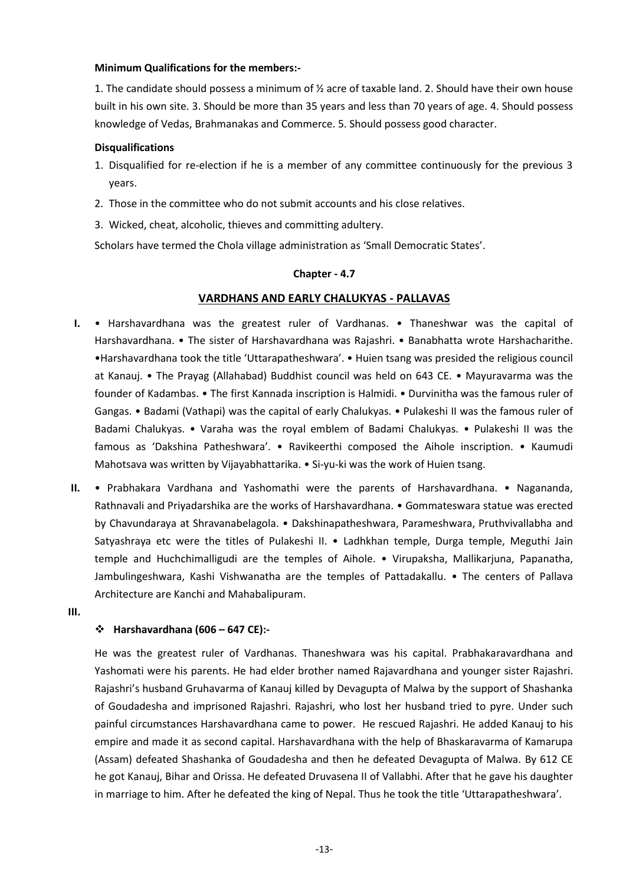**Minimum Qualifications for the members:-**

1. The candidate should possess a minimum of ½ acre of taxable land. 2. Should have their own house built in his own site. 3. Should be more than 35 years and less than 70 years of age. 4. Should possess knowledge of Vedas, Brahmanakas and Commerce. 5. Should possess good character.

**Disqualifications**

1. Disqualified for re-election if he is a member of any committee continuously for the previous 3 years.
2. Those in the committee who do not submit accounts and his close relatives.
3. Wicked, cheat, alcoholic, thieves and committing adultery.

Scholars have termed the Chola village administration as 'Small Democratic States'.

## Chapter - 4.7

## VARDHANS AND EARLY CHALUKYAS - PALLAVAS

**I.** • Harshavardhana was the greatest ruler of Vardhanas. • Thaneshwar was the capital of Harshavardhana. • The sister of Harshavardhana was Rajashri. • Banabhatta wrote Harshacharithe. •Harshavardhana took the title 'Uttarapatheshwara'. • Huien tsang was presided the religious council at Kanauj. • The Prayag (Allahabad) Buddhist council was held on 643 CE. • Mayuravarma was the founder of Kadambas. • The first Kannada inscription is Halmidi. • Durvinitha was the famous ruler of Gangas. • Badami (Vathapi) was the capital of early Chalukyas. • Pulakeshi II was the famous ruler of Badami Chalukyas. • Varaha was the royal emblem of Badami Chalukyas. • Pulakeshi II was the famous as 'Dakshina Patheshwara'. • Ravikeerthi composed the Aihole inscription. • Kaumudi Mahotsava was written by Vijayabhattarika. • Si-yu-ki was the work of Huien tsang.

**II.** • Prabhakara Vardhana and Yashomathi were the parents of Harshavardhana. • Nagananda, Rathnavali and Priyadarshika are the works of Harshavardhana. • Gommateswara statue was erected by Chavundaraya at Shravanabelagola. • Dakshinapatheshwara, Parameshwara, Pruthvivallabha and Satyashraya etc were the titles of Pulakeshi II. • Ladhkhan temple, Durga temple, Meguthi Jain temple and Huchchimalligudi are the temples of Aihole. • Virupaksha, Mallikarjuna, Papanatha, Jambulingeshwara, Kashi Vishwanatha are the temples of Pattadakallu. • The centers of Pallava Architecture are Kanchi and Mahabalipuram.

**III.**

❖ **Harshavardhana (606 – 647 CE):-**

He was the greatest ruler of Vardhanas. Thaneshwara was his capital. Prabhakaravardhana and Yashomati were his parents. He had elder brother named Rajavardhana and younger sister Rajashri. Rajashri's husband Gruhavarma of Kanauj killed by Devagupta of Malwa by the support of Shashanka of Goudadesha and imprisoned Rajashri. Rajashri, who lost her husband tried to pyre. Under such painful circumstances Harshavardhana came to power. He rescued Rajashri. He added Kanauj to his empire and made it as second capital. Harshavardhana with the help of Bhaskaravarma of Kamarupa (Assam) defeated Shashanka of Goudadesha and then he defeated Devagupta of Malwa. By 612 CE he got Kanauj, Bihar and Orissa. He defeated Druvasena II of Vallabhi. After that he gave his daughter in marriage to him. After he defeated the king of Nepal. Thus he took the title 'Uttarapatheshwara'.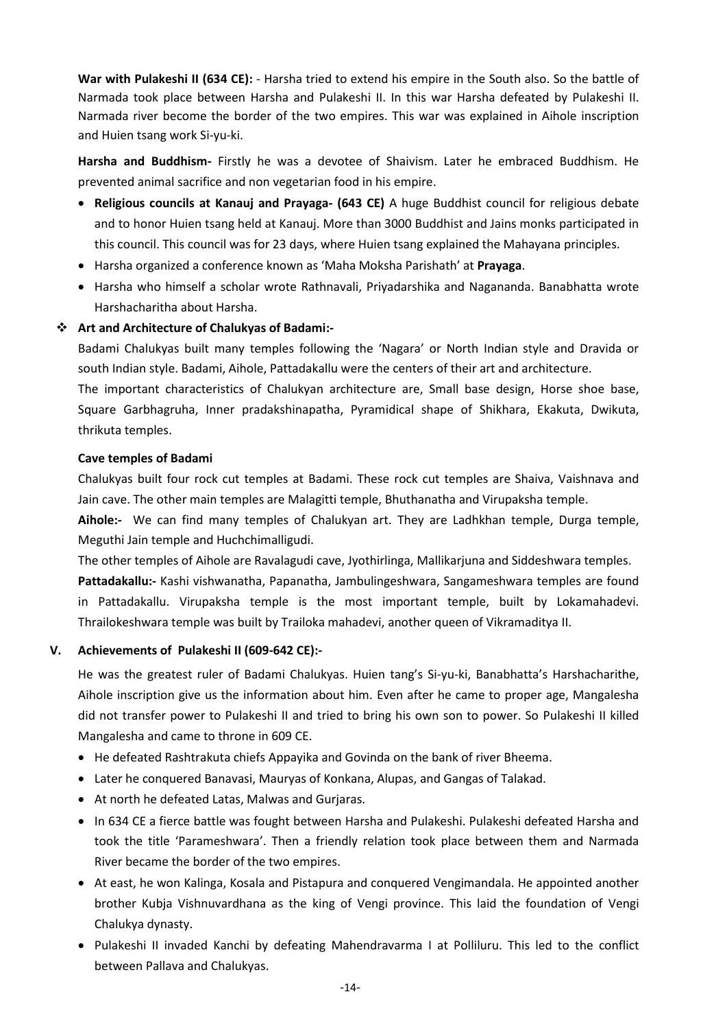**War with Pulakeshi II (634 CE):** - Harsha tried to extend his empire in the South also. So the battle of Narmada took place between Harsha and Pulakeshi II. In this war Harsha defeated by Pulakeshi II. Narmada river become the border of the two empires. This war was explained in Aihole inscription and Huien tsang work Si-yu-ki.

**Harsha and Buddhism-** Firstly he was a devotee of Shaivism. Later he embraced Buddhism. He prevented animal sacrifice and non vegetarian food in his empire.

- **Religious councils at Kanauj and Prayaga- (643 CE)** A huge Buddhist council for religious debate and to honor Huien tsang held at Kanauj. More than 3000 Buddhist and Jains monks participated in this council. This council was for 23 days, where Huien tsang explained the Mahayana principles.
- Harsha organized a conference known as 'Maha Moksha Parishath' at **Prayaga**.
- Harsha who himself a scholar wrote Rathnavali, Priyadarshika and Nagananda. Banabhatta wrote Harshacharitha about Harsha.

### ❖ Art and Architecture of Chalukyas of Badami:-

Badami Chalukyas built many temples following the 'Nagara' or North Indian style and Dravida or south Indian style. Badami, Aihole, Pattadakallu were the centers of their art and architecture.

The important characteristics of Chalukyan architecture are, Small base design, Horse shoe base, Square Garbhagruha, Inner pradakshinapatha, Pyramidical shape of Shikhara, Ekakuta, Dwikuta, thrikuta temples.

**Cave temples of Badami**

Chalukyas built four rock cut temples at Badami. These rock cut temples are Shaiva, Vaishnava and Jain cave. The other main temples are Malagitti temple, Bhuthanatha and Virupaksha temple.

**Aihole:-** We can find many temples of Chalukyan art. They are Ladhkhan temple, Durga temple, Meguthi Jain temple and Huchchimalligudi.

The other temples of Aihole are Ravalagudi cave, Jyothirlinga, Mallikarjuna and Siddeshwara temples.

**Pattadakallu:-** Kashi vishwanatha, Papanatha, Jambulingeshwara, Sangameshwara temples are found in Pattadakallu. Virupaksha temple is the most important temple, built by Lokamahadevi. Thrailokeshwara temple was built by Trailoka mahadevi, another queen of Vikramaditya II.

## V. Achievements of Pulakeshi II (609-642 CE):-

He was the greatest ruler of Badami Chalukyas. Huien tang's Si-yu-ki, Banabhatta's Harsharacharithe, Aihole inscription give us the information about him. Even after he came to proper age, Mangalesha did not transfer power to Pulakeshi II and tried to bring his own son to power. So Pulakeshi II killed Mangalesha and came to throne in 609 CE.

- He defeated Rashtrakuta chiefs Appayika and Govinda on the bank of river Bheema.
- Later he conquered Banavasi, Mauryas of Konkana, Alupas, and Gangas of Talakad.
- At north he defeated Latas, Malwas and Gurjaras.
- In 634 CE a fierce battle was fought between Harsha and Pulakeshi. Pulakeshi defeated Harsha and took the title 'Parameshwara'. Then a friendly relation took place between them and Narmada River became the border of the two empires.
- At east, he won Kalinga, Kosala and Pistapura and conquered Vengimandala. He appointed another brother Kubja Vishnuvardhana as the king of Vengi province. This laid the foundation of Vengi Chalukya dynasty.
- Pulakeshi II invaded Kanchi by defeating Mahendravarma I at Polliluru. This led to the conflict between Pallava and Chalukyas.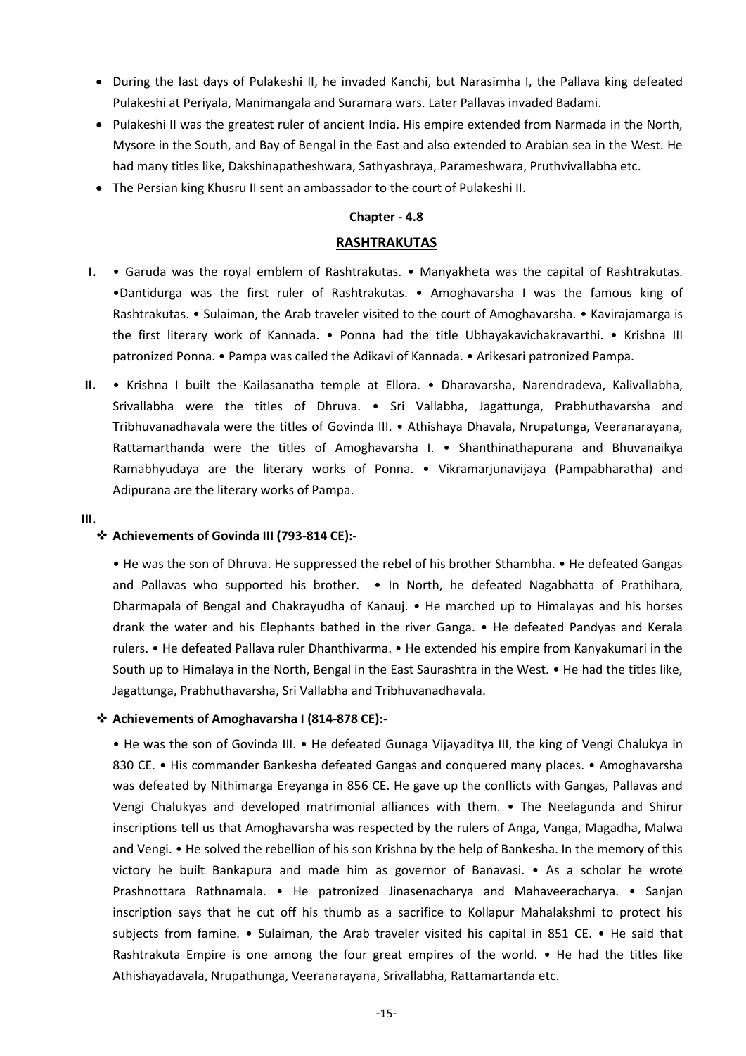- During the last days of Pulakeshi II, he invaded Kanchi, but Narasimha I, the Pallava king defeated Pulakeshi at Periyala, Manimangala and Suramara wars. Later Pallavas invaded Badami.
- Pulakeshi II was the greatest ruler of ancient India. His empire extended from Narmada in the North, Mysore in the South, and Bay of Bengal in the East and also extended to Arabian sea in the West. He had many titles like, Dakshinapatheshwara, Sathyashraya, Parameshwara, Pruthvivallabha etc.
- The Persian king Khusru II sent an ambassador to the court of Pulakeshi II.

## Chapter - 4.8

## RASHTRAKUTAS

**I.** • Garuda was the royal emblem of Rashtrakutas. • Manyakheta was the capital of Rashtrakutas. •Dantidurga was the first ruler of Rashtrakutas. • Amoghavarsha I was the famous king of Rashtrakutas. • Sulaiman, the Arab traveler visited to the court of Amoghavarsha. • Kavirajamarga is the first literary work of Kannada. • Ponna had the title Ubhayakavichakravarthi. • Krishna III patronized Ponna. • Pampa was called the Adikavi of Kannada. • Arikesari patronized Pampa.

**II.** • Krishna I built the Kailasanatha temple at Ellora. • Dharavarsha, Narendradeva, Kalivallabha, Srivallabha were the titles of Dhruva. • Sri Vallabha, Jagattunga, Prabhuthavarsha and Tribhuvanadhavala were the titles of Govinda III. • Athishaya Dhavala, Nrupatunga, Veeranarayana, Rattamarthanda were the titles of Amoghavarsha I. • Shanthinathapurana and Bhuvanaikya Ramabhyudaya are the literary works of Ponna. • Vikramarjunavijaya (Pampabharatha) and Adipurana are the literary works of Pampa.

**III.**

❖ **Achievements of Govinda III (793-814 CE):-**

• He was the son of Dhruva. He suppressed the rebel of his brother Sthambha. • He defeated Gangas and Pallavas who supported his brother. • In North, he defeated Nagabhatta of Prathihara, Dharmapala of Bengal and Chakrayudha of Kanauj. • He marched up to Himalayas and his horses drank the water and his Elephants bathed in the river Ganga. • He defeated Pandyas and Kerala rulers. • He defeated Pallava ruler Dhanthivarma. • He extended his empire from Kanyakumari in the South up to Himalaya in the North, Bengal in the East Saurashtra in the West. • He had the titles like, Jagattunga, Prabhuthavarsha, Sri Vallabha and Tribhuvanadhavala.

❖ **Achievements of Amoghavarsha I (814-878 CE):-**

• He was the son of Govinda III. • He defeated Gunaga Vijayaditya III, the king of Vengi Chalukya in 830 CE. • His commander Bankesha defeated Gangas and conquered many places. • Amoghavarsha was defeated by Nithimarga Ereyanga in 856 CE. He gave up the conflicts with Gangas, Pallavas and Vengi Chalukyas and developed matrimonial alliances with them. • The Neelagunda and Shirur inscriptions tell us that Amoghavarsha was respected by the rulers of Anga, Vanga, Magadha, Malwa and Vengi. • He solved the rebellion of his son Krishna by the help of Bankesha. In the memory of this victory he built Bankapura and made him as governor of Banavasi. • As a scholar he wrote Prashnottara Rathnamala. • He patronized Jinasenacharya and Mahaveeracharya. • Sanjan inscription says that he cut off his thumb as a sacrifice to Kollapur Mahalakshmi to protect his subjects from famine. • Sulaiman, the Arab traveler visited his capital in 851 CE. • He said that Rashtrakuta Empire is one among the four great empires of the world. • He had the titles like Athishayadavala, Nrupathunga, Veeranarayana, Srivallabha, Rattamartanda etc.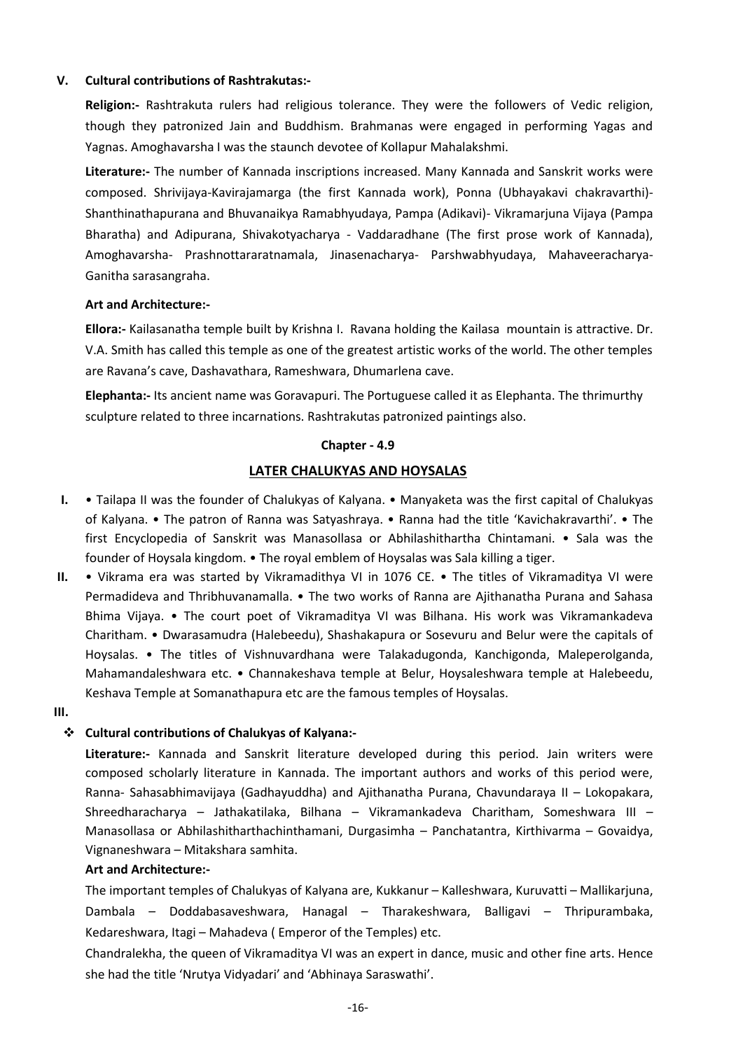**V. Cultural contributions of Rashtrakutas:-**

**Religion:-** Rashtrakuta rulers had religious tolerance. They were the followers of Vedic religion, though they patronized Jain and Buddhism. Brahmanas were engaged in performing Yagas and Yagnas. Amoghavarsha I was the staunch devotee of Kollapur Mahalakshmi.

**Literature:-** The number of Kannada inscriptions increased. Many Kannada and Sanskrit works were composed. Shrivijaya-Kavirajamarga (the first Kannada work), Ponna (Ubhayakavi chakravarthi)- Shanthinathapurana and Bhuvanaikya Ramabhyudaya, Pampa (Adikavi)- Vikramarjuna Vijaya (Pampa Bharatha) and Adipurana, Shivakotyacharya - Vaddaradhane (The first prose work of Kannada), Amoghavarsha- Prashnottararatnamala, Jinasenacharya- Parshwabhyudaya, Mahaveeracharya- Ganitha sarasangraha.

**Art and Architecture:-**

**Ellora:-** Kailasanatha temple built by Krishna I. Ravana holding the Kailasa mountain is attractive. Dr. V.A. Smith has called this temple as one of the greatest artistic works of the world. The other temples are Ravana's cave, Dashavathara, Rameshwara, Dhumarlena cave.

**Elephanta:-** Its ancient name was Goravapuri. The Portuguese called it as Elephanta. The thrimurthy sculpture related to three incarnations. Rashtrakutas patronized paintings also.

## Chapter - 4.9

## LATER CHALUKYAS AND HOYSALAS

**I.** • Tailapa II was the founder of Chalukyas of Kalyana. • Manyaketa was the first capital of Chalukyas of Kalyana. • The patron of Ranna was Satyashraya. • Ranna had the title 'Kavichakravarthi'. • The first Encyclopedia of Sanskrit was Manasollasa or Abhilashithartha Chintamani. • Sala was the founder of Hoysala kingdom. • The royal emblem of Hoysalas was Sala killing a tiger.

**II.** • Vikrama era was started by Vikramadithya VI in 1076 CE. • The titles of Vikramaditya VI were Permadideva and Thribhuvanamalla. • The two works of Ranna are Ajithanatha Purana and Sahasa Bhima Vijaya. • The court poet of Vikramaditya VI was Bilhana. His work was Vikramankadeva Charitham. • Dwarasamudra (Halebeedu), Shashakapura or Sosevuru and Belur were the capitals of Hoysalas. • The titles of Vishnuvardhana were Talakadugonda, Kanchigonda, Maleperolganda, Mahamandaleshwara etc. • Channakeshava temple at Belur, Hoysaleshwara temple at Halebeedu, Keshava Temple at Somanathapura etc are the famous temples of Hoysalas.

**III.**

- **Cultural contributions of Chalukyas of Kalyana:-**

**Literature:-** Kannada and Sanskrit literature developed during this period. Jain writers were composed scholarly literature in Kannada. The important authors and works of this period were, Ranna- Sahasabhimavijaya (Gadhayuddha) and Ajithanatha Purana, Chavundaraya II – Lokopakara, Shreedharacharya – Jathakatilaka, Bilhana – Vikramankadeva Charitham, Someshwara III – Manasollasa or Abhilashitharthachinthamani, Durgasimha – Panchatantra, Kirthivarma – Govaidya, Vignaneshwara – Mitakshara samhita.

**Art and Architecture:-**

The important temples of Chalukyas of Kalyana are, Kukkanur – Kalleshwara, Kuruvatti – Mallikarjuna, Dambala – Doddabasaveshwara, Hanagal – Tharakeshwara, Balligavi – Thripurambaka, Kedareshwara, Itagi – Mahadeva ( Emperor of the Temples) etc.

Chandralekha, the queen of Vikramaditya VI was an expert in dance, music and other fine arts. Hence she had the title 'Nrutya Vidyadari' and 'Abhinaya Saraswathi'.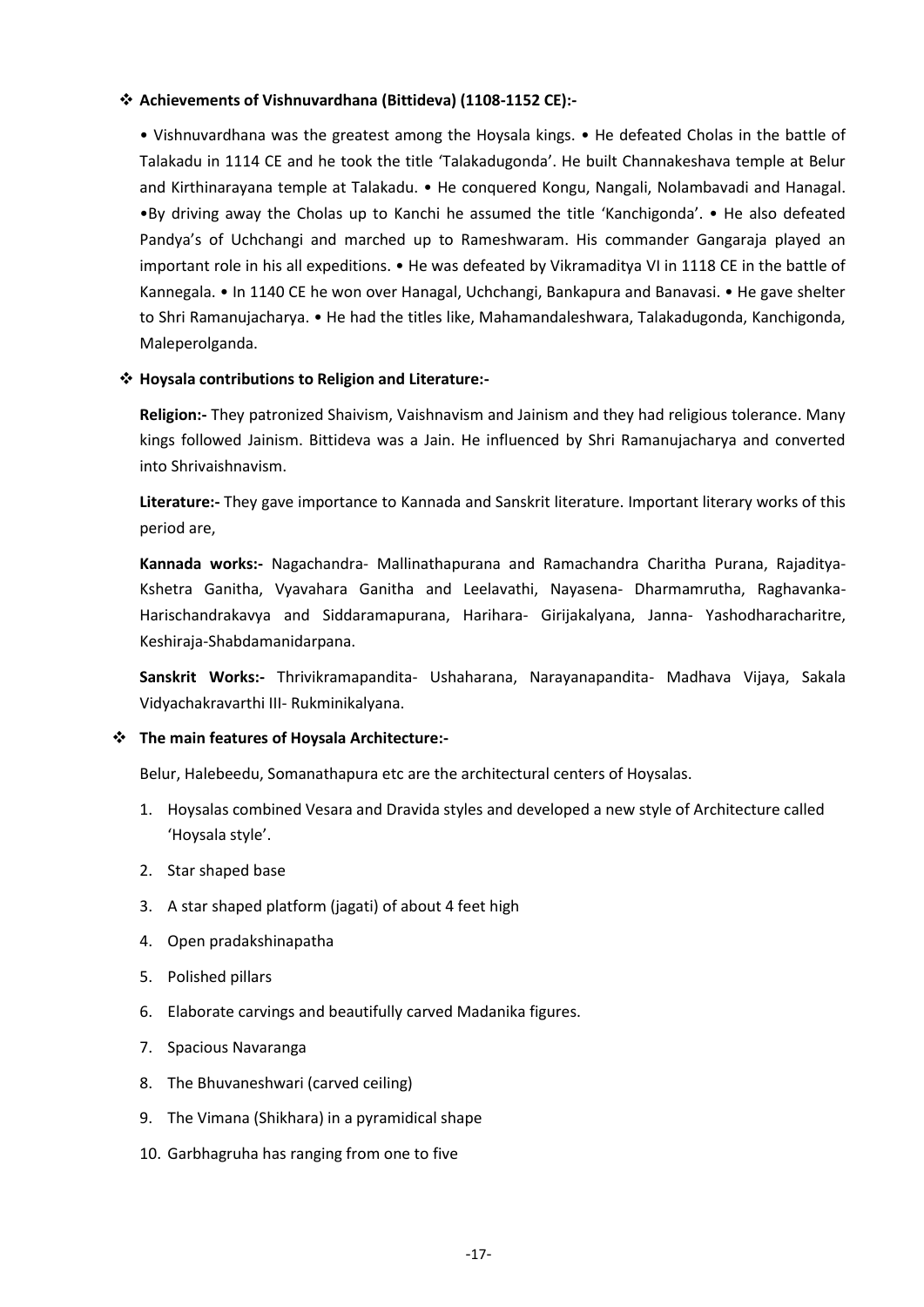### ❖ **Achievements of Vishnuvardhana (Bittideva) (1108-1152 CE):-**

• Vishnuvardhana was the greatest among the Hoysala kings. • He defeated Cholas in the battle of Talakadu in 1114 CE and he took the title 'Talakadugonda'. He built Channakeshava temple at Belur and Kirthinarayana temple at Talakadu. • He conquered Kongu, Nangali, Nolambavadi and Hanagal. •By driving away the Cholas up to Kanchi he assumed the title 'Kanchigonda'. • He also defeated Pandya's of Uchchangi and marched up to Rameshwaram. His commander Gangaraja played an important role in his all expeditions. • He was defeated by Vikramaditya VI in 1118 CE in the battle of Kannegala. • In 1140 CE he won over Hanagal, Uchchangi, Bankapura and Banavasi. • He gave shelter to Shri Ramanujacharya. • He had the titles like, Mahamandaleshwara, Talakadugonda, Kanchigonda, Maleperolganda.

### ❖ **Hoysala contributions to Religion and Literature:-**

**Religion:-** They patronized Shaivism, Vaishnavism and Jainism and they had religious tolerance. Many kings followed Jainism. Bittideva was a Jain. He influenced by Shri Ramanujacharya and converted into Shrivaishnavism.

**Literature:-** They gave importance to Kannada and Sanskrit literature. Important literary works of this period are,

**Kannada works:-** Nagachandra- Mallinathapurana and Ramachandra Charitha Purana, Rajaditya- Kshetra Ganitha, Vyavahara Ganitha and Leelavathi, Nayasena- Dharmamrutha, Raghavanka- Harischandrakavya and Siddaramapurana, Harihara- Girijakalyana, Janna- Yashodharacharitre, Keshiraja-Shabdamanidarpana.

**Sanskrit Works:-** Thrivikramapandita- Ushaharana, Narayanapandita- Madhava Vijaya, Sakala Vidyachakravarthi III- Rukminikalyana.

### ❖ **The main features of Hoysala Architecture:-**

Belur, Halebeedu, Somanathapura etc are the architectural centers of Hoysalas.

1. Hoysalas combined Vesara and Dravida styles and developed a new style of Architecture called 'Hoysala style'.
2. Star shaped base
3. A star shaped platform (jagati) of about 4 feet high
4. Open pradakshinapatha
5. Polished pillars
6. Elaborate carvings and beautifully carved Madanika figures.
7. Spacious Navaranga
8. The Bhuvaneshwari (carved ceiling)
9. The Vimana (Shikhara) in a pyramidical shape
10. Garbhagruha has ranging from one to five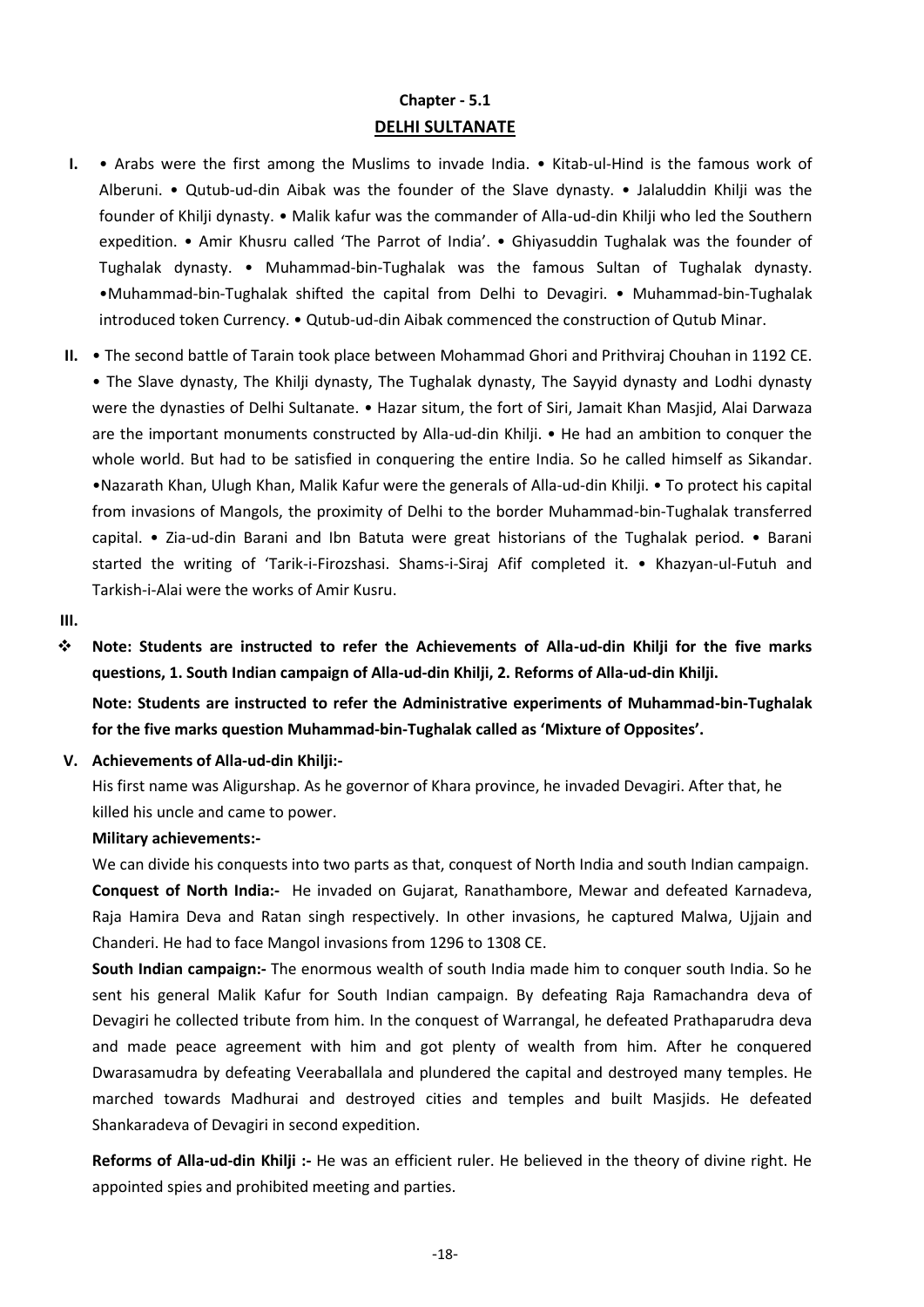## Chapter - 5.1

## DELHI SULTANATE

**I.** • Arabs were the first among the Muslims to invade India. • Kitab-ul-Hind is the famous work of Alberuni. • Qutub-ud-din Aibak was the founder of the Slave dynasty. • Jalaluddin Khilji was the founder of Khilji dynasty. • Malik kafur was the commander of Alla-ud-din Khilji who led the Southern expedition. • Amir Khusru called 'The Parrot of India'. • Ghiyasuddin Tughalak was the founder of Tughalak dynasty. • Muhammad-bin-Tughalak was the famous Sultan of Tughalak dynasty. •Muhammad-bin-Tughalak shifted the capital from Delhi to Devagiri. • Muhammad-bin-Tughalak introduced token Currency. • Qutub-ud-din Aibak commenced the construction of Qutub Minar.

**II.** • The second battle of Tarain took place between Mohammad Ghori and Prithviraj Chouhan in 1192 CE. • The Slave dynasty, The Khilji dynasty, The Tughalak dynasty, The Sayyid dynasty and Lodhi dynasty were the dynasties of Delhi Sultanate. • Hazar situm, the fort of Siri, Jamait Khan Masjid, Alai Darwaza are the important monuments constructed by Alla-ud-din Khilji. • He had an ambition to conquer the whole world. But had to be satisfied in conquering the entire India. So he called himself as Sikandar. •Nazarath Khan, Ulugh Khan, Malik Kafur were the generals of Alla-ud-din Khilji. • To protect his capital from invasions of Mangols, the proximity of Delhi to the border Muhammad-bin-Tughalak transferred capital. • Zia-ud-din Barani and Ibn Batuta were great historians of the Tughalak period. • Barani started the writing of 'Tarik-i-Firozshasi. Shams-i-Siraj Afif completed it. • Khazyan-ul-Futuh and Tarkish-i-Alai were the works of Amir Kusru.

**III.**

- **Note: Students are instructed to refer the Achievements of Alla-ud-din Khilji for the five marks questions, 1. South Indian campaign of Alla-ud-din Khilji, 2. Reforms of Alla-ud-din Khilji.**

  **Note: Students are instructed to refer the Administrative experiments of Muhammad-bin-Tughalak for the five marks question Muhammad-bin-Tughalak called as 'Mixture of Opposites'.**

**V. Achievements of Alla-ud-din Khilji:-**

His first name was Aligurshap. As he governor of Khara province, he invaded Devagiri. After that, he killed his uncle and came to power.

**Military achievements:-**

We can divide his conquests into two parts as that, conquest of North India and south Indian campaign.

**Conquest of North India:-** He invaded on Gujarat, Ranathambore, Mewar and defeated Karnadeva, Raja Hamira Deva and Ratan singh respectively. In other invasions, he captured Malwa, Ujjain and Chanderi. He had to face Mangol invasions from 1296 to 1308 CE.

**South Indian campaign:-** The enormous wealth of south India made him to conquer south India. So he sent his general Malik Kafur for South Indian campaign. By defeating Raja Ramachandra deva of Devagiri he collected tribute from him. In the conquest of Warrangal, he defeated Prathaparudra deva and made peace agreement with him and got plenty of wealth from him. After he conquered Dwarasamudra by defeating Veeraballala and plundered the capital and destroyed many temples. He marched towards Madhurai and destroyed cities and temples and built Masjids. He defeated Shankaradeva of Devagiri in second expedition.

**Reforms of Alla-ud-din Khilji :-** He was an efficient ruler. He believed in the theory of divine right. He appointed spies and prohibited meeting and parties.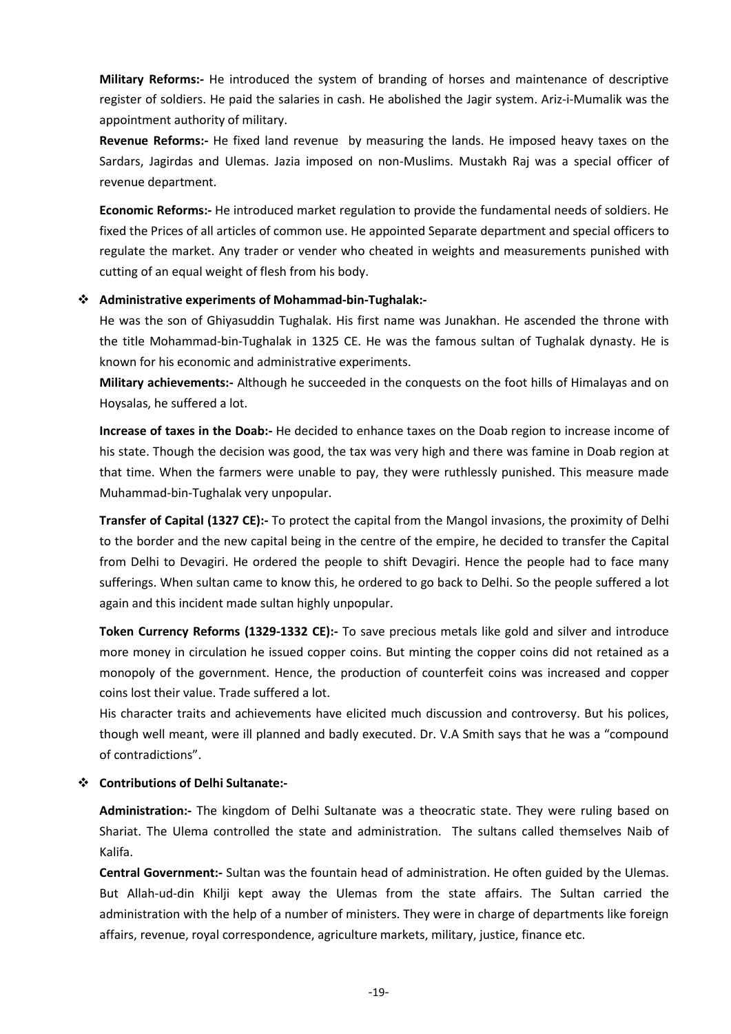**Military Reforms:-** He introduced the system of branding of horses and maintenance of descriptive register of soldiers. He paid the salaries in cash. He abolished the Jagir system. Ariz-i-Mumalik was the appointment authority of military.

**Revenue Reforms:-** He fixed land revenue by measuring the lands. He imposed heavy taxes on the Sardars, Jagirdas and Ulemas. Jazia imposed on non-Muslims. Mustakh Raj was a special officer of revenue department.

**Economic Reforms:-** He introduced market regulation to provide the fundamental needs of soldiers. He fixed the Prices of all articles of common use. He appointed Separate department and special officers to regulate the market. Any trader or vender who cheated in weights and measurements punished with cutting of an equal weight of flesh from his body.

- **Administrative experiments of Mohammad-bin-Tughalak:-**

He was the son of Ghiyasuddin Tughalak. His first name was Junakhan. He ascended the throne with the title Mohammad-bin-Tughalak in 1325 CE. He was the famous sultan of Tughalak dynasty. He is known for his economic and administrative experiments.

**Military achievements:-** Although he succeeded in the conquests on the foot hills of Himalayas and on Hoysalas, he suffered a lot.

**Increase of taxes in the Doab:-** He decided to enhance taxes on the Doab region to increase income of his state. Though the decision was good, the tax was very high and there was famine in Doab region at that time. When the farmers were unable to pay, they were ruthlessly punished. This measure made Muhammad-bin-Tughalak very unpopular.

**Transfer of Capital (1327 CE):-** To protect the capital from the Mangol invasions, the proximity of Delhi to the border and the new capital being in the centre of the empire, he decided to transfer the Capital from Delhi to Devagiri. He ordered the people to shift Devagiri. Hence the people had to face many sufferings. When sultan came to know this, he ordered to go back to Delhi. So the people suffered a lot again and this incident made sultan highly unpopular.

**Token Currency Reforms (1329-1332 CE):-** To save precious metals like gold and silver and introduce more money in circulation he issued copper coins. But minting the copper coins did not retained as a monopoly of the government. Hence, the production of counterfeit coins was increased and copper coins lost their value. Trade suffered a lot.

His character traits and achievements have elicited much discussion and controversy. But his polices, though well meant, were ill planned and badly executed. Dr. V.A Smith says that he was a "compound of contradictions".

- **Contributions of Delhi Sultanate:-**

**Administration:-** The kingdom of Delhi Sultanate was a theocratic state. They were ruling based on Shariat. The Ulema controlled the state and administration. The sultans called themselves Naib of Kalifa.

**Central Government:-** Sultan was the fountain head of administration. He often guided by the Ulemas. But Allah-ud-din Khilji kept away the Ulemas from the state affairs. The Sultan carried the administration with the help of a number of ministers. They were in charge of departments like foreign affairs, revenue, royal correspondence, agriculture markets, military, justice, finance etc.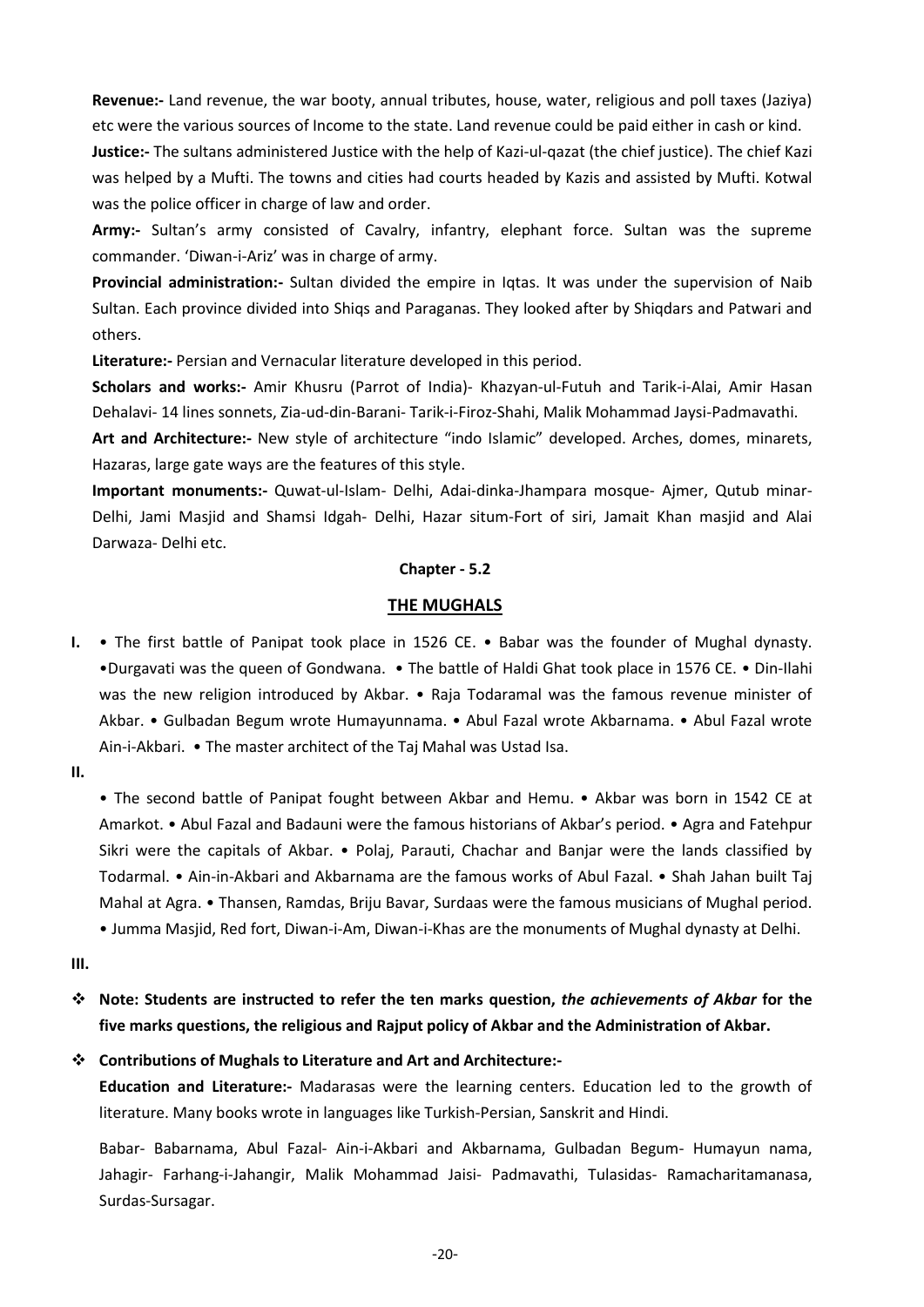**Revenue:-** Land revenue, the war booty, annual tributes, house, water, religious and poll taxes (Jaziya) etc were the various sources of Income to the state. Land revenue could be paid either in cash or kind.

**Justice:-** The sultans administered Justice with the help of Kazi-ul-qazat (the chief justice). The chief Kazi was helped by a Mufti. The towns and cities had courts headed by Kazis and assisted by Mufti. Kotwal was the police officer in charge of law and order.

**Army:-** Sultan's army consisted of Cavalry, infantry, elephant force. Sultan was the supreme commander. 'Diwan-i-Ariz' was in charge of army.

**Provincial administration:-** Sultan divided the empire in Iqtas. It was under the supervision of Naib Sultan. Each province divided into Shiqs and Paraganas. They looked after by Shiqdars and Patwari and others.

**Literature:-** Persian and Vernacular literature developed in this period.

**Scholars and works:-** Amir Khusru (Parrot of India)- Khazyan-ul-Futuh and Tarik-i-Alai, Amir Hasan Dehalavi- 14 lines sonnets, Zia-ud-din-Barani- Tarik-i-Firoz-Shahi, Malik Mohammad Jaysi-Padmavathi.

**Art and Architecture:-** New style of architecture "indo Islamic" developed. Arches, domes, minarets, Hazaras, large gate ways are the features of this style.

**Important monuments:-** Quwat-ul-Islam- Delhi, Adai-dinka-Jhampara mosque- Ajmer, Qutub minar- Delhi, Jami Masjid and Shamsi Idgah- Delhi, Hazar situm-Fort of siri, Jamait Khan masjid and Alai Darwaza- Delhi etc.

**Chapter - 5.2**

## THE MUGHALS

**I.** • The first battle of Panipat took place in 1526 CE. • Babar was the founder of Mughal dynasty. •Durgavati was the queen of Gondwana. • The battle of Haldi Ghat took place in 1576 CE. • Din-Ilahi was the new religion introduced by Akbar. • Raja Todaramal was the famous revenue minister of Akbar. • Gulbadan Begum wrote Humayunnama. • Abul Fazal wrote Akbarnama. • Abul Fazal wrote Ain-i-Akbari. • The master architect of the Taj Mahal was Ustad Isa.

**II.**

• The second battle of Panipat fought between Akbar and Hemu. • Akbar was born in 1542 CE at Amarkot. • Abul Fazal and Badauni were the famous historians of Akbar's period. • Agra and Fatehpur Sikri were the capitals of Akbar. • Polaj, Parauti, Chachar and Banjar were the lands classified by Todarmal. • Ain-in-Akbari and Akbarnama are the famous works of Abul Fazal. • Shah Jahan built Taj Mahal at Agra. • Thansen, Ramdas, Briju Bavar, Surdaas were the famous musicians of Mughal period. • Jumma Masjid, Red fort, Diwan-i-Am, Diwan-i-Khas are the monuments of Mughal dynasty at Delhi.

**III.**

- **Note: Students are instructed to refer the ten marks question, *the achievements of Akbar* for the five marks questions, the religious and Rajput policy of Akbar and the Administration of Akbar.**

- **Contributions of Mughals to Literature and Art and Architecture:-**

  **Education and Literature:-** Madarasas were the learning centers. Education led to the growth of literature. Many books wrote in languages like Turkish-Persian, Sanskrit and Hindi.

  Babar- Babarnama, Abul Fazal- Ain-i-Akbari and Akbarnama, Gulbadan Begum- Humayun nama, Jahagir- Farhang-i-Jahangir, Malik Mohammad Jaisi- Padmavathi, Tulasidas- Ramacharitamanasa, Surdas-Sursagar.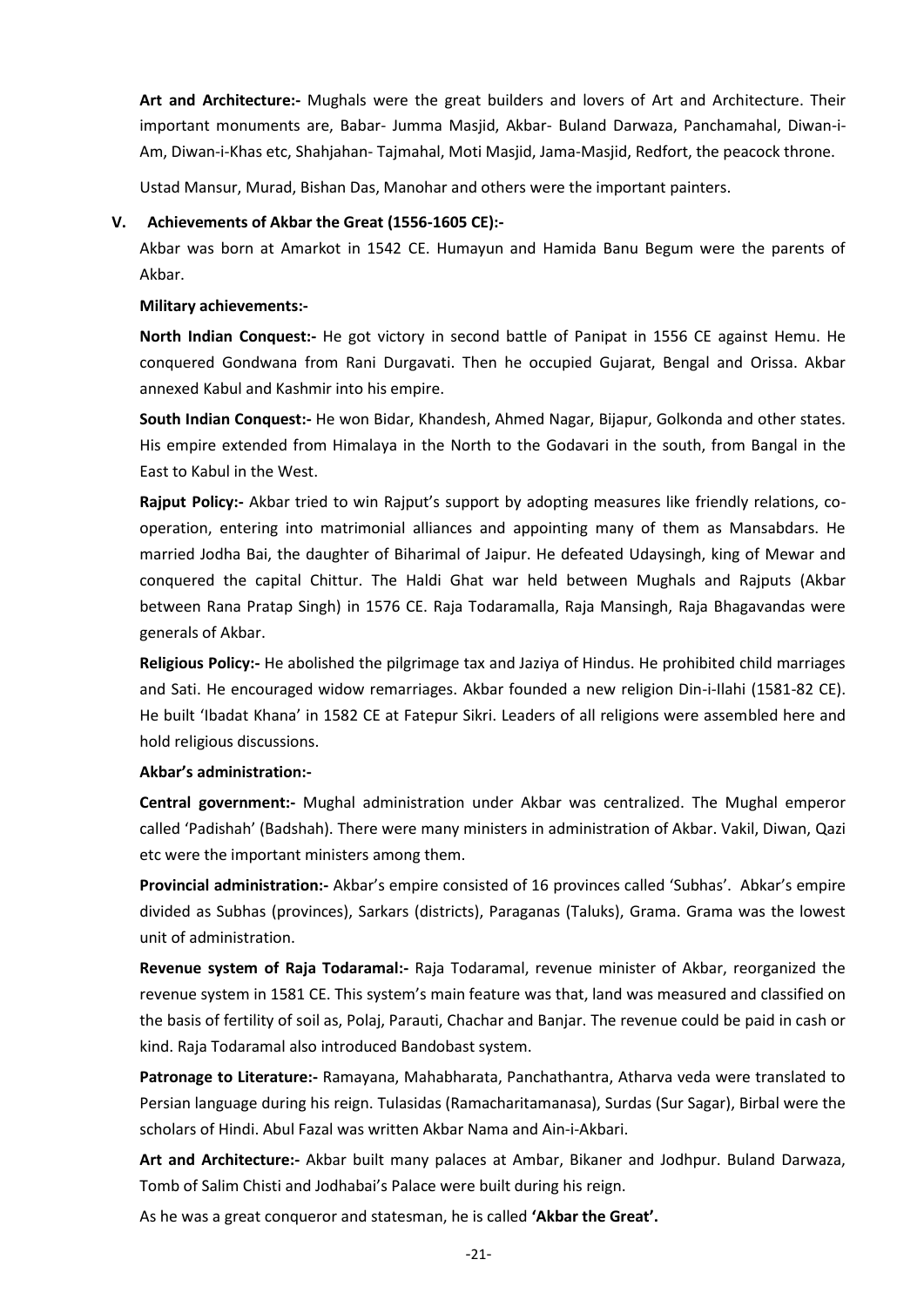**Art and Architecture:-** Mughals were the great builders and lovers of Art and Architecture. Their important monuments are, Babar- Jumma Masjid, Akbar- Buland Darwaza, Panchamahal, Diwan-i-Am, Diwan-i-Khas etc, Shahjahan- Tajmahal, Moti Masjid, Jama-Masjid, Redfort, the peacock throne.

Ustad Mansur, Murad, Bishan Das, Manohar and others were the important painters.

### V. Achievements of Akbar the Great (1556-1605 CE):-

Akbar was born at Amarkot in 1542 CE. Humayun and Hamida Banu Begum were the parents of Akbar.

**Military achievements:-**

**North Indian Conquest:-** He got victory in second battle of Panipat in 1556 CE against Hemu. He conquered Gondwana from Rani Durgavati. Then he occupied Gujarat, Bengal and Orissa. Akbar annexed Kabul and Kashmir into his empire.

**South Indian Conquest:-** He won Bidar, Khandesh, Ahmed Nagar, Bijapur, Golkonda and other states. His empire extended from Himalaya in the North to the Godavari in the south, from Bangal in the East to Kabul in the West.

**Rajput Policy:-** Akbar tried to win Rajput's support by adopting measures like friendly relations, co-operation, entering into matrimonial alliances and appointing many of them as Mansabdars. He married Jodha Bai, the daughter of Biharimal of Jaipur. He defeated Udaysingh, king of Mewar and conquered the capital Chittur. The Haldi Ghat war held between Mughals and Rajputs (Akbar between Rana Pratap Singh) in 1576 CE. Raja Todaramalla, Raja Mansingh, Raja Bhagavandas were generals of Akbar.

**Religious Policy:-** He abolished the pilgrimage tax and Jaziya of Hindus. He prohibited child marriages and Sati. He encouraged widow remarriages. Akbar founded a new religion Din-i-Ilahi (1581-82 CE). He built 'Ibadat Khana' in 1582 CE at Fatepur Sikri. Leaders of all religions were assembled here and hold religious discussions.

**Akbar's administration:-**

**Central government:-** Mughal administration under Akbar was centralized. The Mughal emperor called 'Padishah' (Badshah). There were many ministers in administration of Akbar. Vakil, Diwan, Qazi etc were the important ministers among them.

**Provincial administration:-** Akbar's empire consisted of 16 provinces called 'Subhas'. Abkar's empire divided as Subhas (provinces), Sarkars (districts), Paraganas (Taluks), Grama. Grama was the lowest unit of administration.

**Revenue system of Raja Todaramal:-** Raja Todaramal, revenue minister of Akbar, reorganized the revenue system in 1581 CE. This system's main feature was that, land was measured and classified on the basis of fertility of soil as, Polaj, Parauti, Chachar and Banjar. The revenue could be paid in cash or kind. Raja Todaramal also introduced Bandobast system.

**Patronage to Literature:-** Ramayana, Mahabharata, Panchathantra, Atharva veda were translated to Persian language during his reign. Tulasidas (Ramacharitamanasa), Surdas (Sur Sagar), Birbal were the scholars of Hindi. Abul Fazal was written Akbar Nama and Ain-i-Akbari.

**Art and Architecture:-** Akbar built many palaces at Ambar, Bikaner and Jodhpur. Buland Darwaza, Tomb of Salim Chisti and Jodhabai's Palace were built during his reign.

As he was a great conqueror and statesman, he is called **'Akbar the Great'.**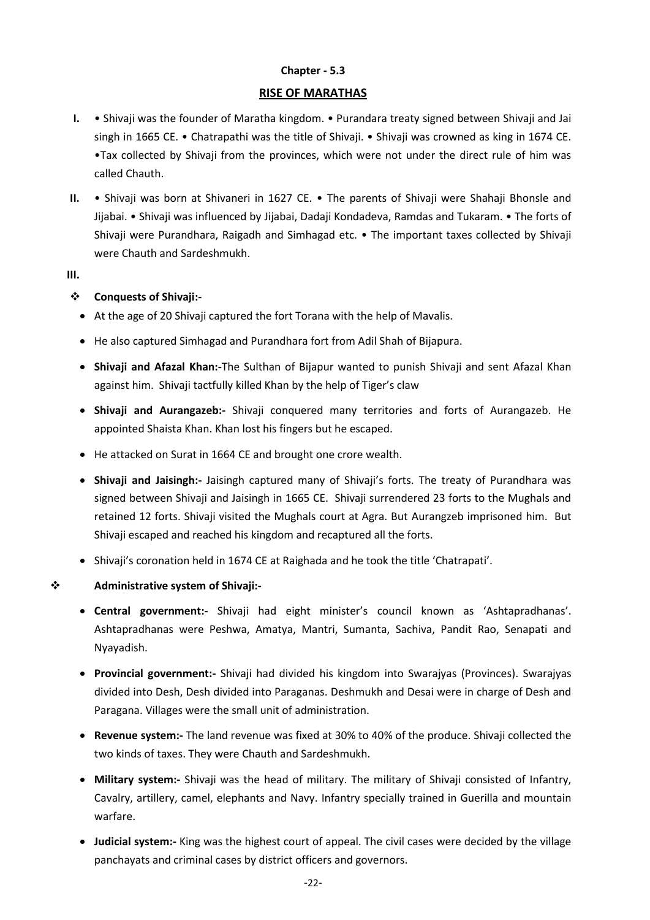**Chapter - 5.3**

## RISE OF MARATHAS

**I.** • Shivaji was the founder of Maratha kingdom. • Purandara treaty signed between Shivaji and Jai singh in 1665 CE. • Chatrapathi was the title of Shivaji. • Shivaji was crowned as king in 1674 CE. •Tax collected by Shivaji from the provinces, which were not under the direct rule of him was called Chauth.

**II.** • Shivaji was born at Shivaneri in 1627 CE. • The parents of Shivaji were Shahaji Bhonsle and Jijabai. • Shivaji was influenced by Jijabai, Dadaji Kondadeva, Ramdas and Tukaram. • The forts of Shivaji were Purandhara, Raigadh and Simhagad etc. • The important taxes collected by Shivaji were Chauth and Sardeshmukh.

**III.**

❖ **Conquests of Shivaji:-**

- At the age of 20 Shivaji captured the fort Torana with the help of Mavalis.
- He also captured Simhagad and Purandhara fort from Adil Shah of Bijapura.
- **Shivaji and Afazal Khan:-**The Sulthan of Bijapur wanted to punish Shivaji and sent Afazal Khan against him. Shivaji tactfully killed Khan by the help of Tiger's claw
- **Shivaji and Aurangazeb:-** Shivaji conquered many territories and forts of Aurangazeb. He appointed Shaista Khan. Khan lost his fingers but he escaped.
- He attacked on Surat in 1664 CE and brought one crore wealth.
- **Shivaji and Jaisingh:-** Jaisingh captured many of Shivaji's forts. The treaty of Purandhara was signed between Shivaji and Jaisingh in 1665 CE. Shivaji surrendered 23 forts to the Mughals and retained 12 forts. Shivaji visited the Mughals court at Agra. But Aurangzeb imprisoned him. But Shivaji escaped and reached his kingdom and recaptured all the forts.
- Shivaji's coronation held in 1674 CE at Raighada and he took the title 'Chatrapati'.

❖ **Administrative system of Shivaji:-**

- **Central government:-** Shivaji had eight minister's council known as 'Ashtapradhanas'. Ashtapradhanas were Peshwa, Amatya, Mantri, Sumanta, Sachiva, Pandit Rao, Senapati and Nyayadish.
- **Provincial government:-** Shivaji had divided his kingdom into Swarajyas (Provinces). Swarajyas divided into Desh, Desh divided into Paraganas. Deshmukh and Desai were in charge of Desh and Paragana. Villages were the small unit of administration.
- **Revenue system:-** The land revenue was fixed at 30% to 40% of the produce. Shivaji collected the two kinds of taxes. They were Chauth and Sardeshmukh.
- **Military system:-** Shivaji was the head of military. The military of Shivaji consisted of Infantry, Cavalry, artillery, camel, elephants and Navy. Infantry specially trained in Guerilla and mountain warfare.
- **Judicial system:-** King was the highest court of appeal. The civil cases were decided by the village panchayats and criminal cases by district officers and governors.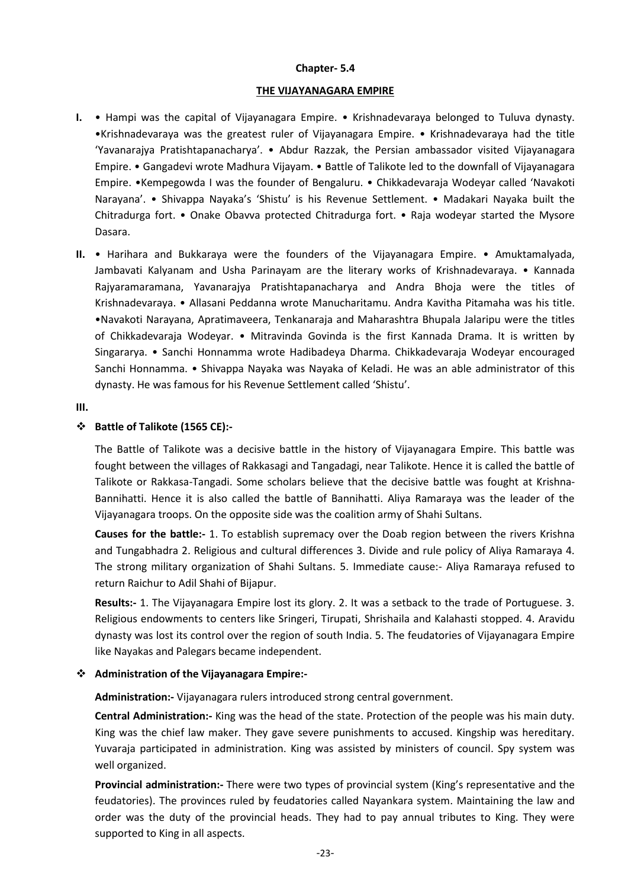**Chapter- 5.4**

**THE VIJAYANAGARA EMPIRE**

**I.** • Hampi was the capital of Vijayanagara Empire. • Krishnadevaraya belonged to Tuluva dynasty. •Krishnadevaraya was the greatest ruler of Vijayanagara Empire. • Krishnadevaraya had the title 'Yavanarajya Pratishtapanacharya'. • Abdur Razzak, the Persian ambassador visited Vijayanagara Empire. • Gangadevi wrote Madhura Vijayam. • Battle of Talikote led to the downfall of Vijayanagara Empire. •Kempegowda I was the founder of Bengaluru. • Chikkadevaraja Wodeyar called 'Navakoti Narayana'. • Shivappa Nayaka's 'Shistu' is his Revenue Settlement. • Madakari Nayaka built the Chitradurga fort. • Onake Obavva protected Chitradurga fort. • Raja wodeyar started the Mysore Dasara.

**II.** • Harihara and Bukkaraya were the founders of the Vijayanagara Empire. • Amuktamalyada, Jambavati Kalyanam and Usha Parinayam are the literary works of Krishnadevaraya. • Kannada Rajyaramaramana, Yavanarajya Pratishtapanacharya and Andra Bhoja were the titles of Krishnadevaraya. • Allasani Peddanna wrote Manucharitamu. Andra Kavitha Pitamaha was his title. •Navakoti Narayana, Apratimaveera, Tenkanaraja and Maharashtra Bhupala Jalaripu were the titles of Chikkadevaraja Wodeyar. • Mitravinda Govinda is the first Kannada Drama. It is written by Singararya. • Sanchi Honnamma wrote Hadibadeya Dharma. Chikkadevaraja Wodeyar encouraged Sanchi Honnamma. • Shivappa Nayaka was Nayaka of Keladi. He was an able administrator of this dynasty. He was famous for his Revenue Settlement called 'Shistu'.

**III.**

❖ **Battle of Talikote (1565 CE):-**

The Battle of Talikote was a decisive battle in the history of Vijayanagara Empire. This battle was fought between the villages of Rakkasagi and Tangadagi, near Talikote. Hence it is called the battle of Talikote or Rakkasa-Tangadi. Some scholars believe that the decisive battle was fought at Krishna-Bannihatti. Hence it is also called the battle of Bannihatti. Aliya Ramaraya was the leader of the Vijayanagara troops. On the opposite side was the coalition army of Shahi Sultans.

**Causes for the battle:-** 1. To establish supremacy over the Doab region between the rivers Krishna and Tungabhadra 2. Religious and cultural differences 3. Divide and rule policy of Aliya Ramaraya 4. The strong military organization of Shahi Sultans. 5. Immediate cause:- Aliya Ramaraya refused to return Raichur to Adil Shahi of Bijapur.

**Results:-** 1. The Vijayanagara Empire lost its glory. 2. It was a setback to the trade of Portuguese. 3. Religious endowments to centers like Sringeri, Tirupati, Shrishaila and Kalahasti stopped. 4. Aravidu dynasty was lost its control over the region of south India. 5. The feudatories of Vijayanagara Empire like Nayakas and Palegars became independent.

❖ **Administration of the Vijayanagara Empire:-**

**Administration:-** Vijayanagara rulers introduced strong central government.

**Central Administration:-** King was the head of the state. Protection of the people was his main duty. King was the chief law maker. They gave severe punishments to accused. Kingship was hereditary. Yuvaraja participated in administration. King was assisted by ministers of council. Spy system was well organized.

**Provincial administration:-** There were two types of provincial system (King's representative and the feudatories). The provinces ruled by feudatories called Nayankara system. Maintaining the law and order was the duty of the provincial heads. They had to pay annual tributes to King. They were supported to King in all aspects.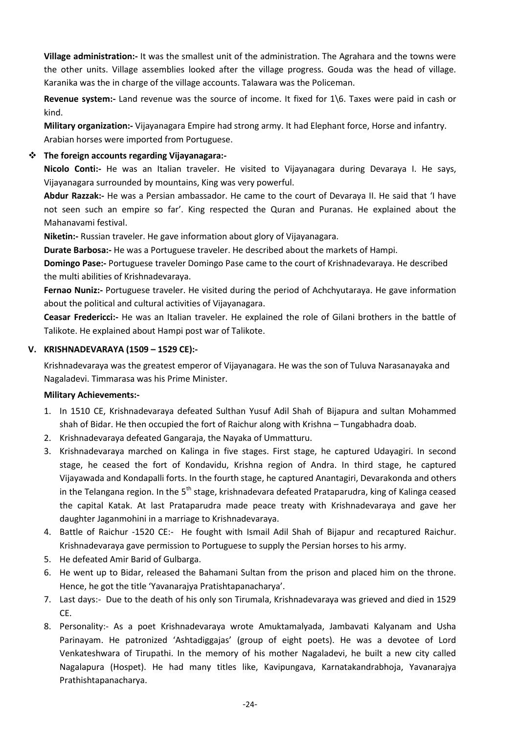**Village administration:-** It was the smallest unit of the administration. The Agrahara and the towns were the other units. Village assemblies looked after the village progress. Gouda was the head of village. Karanika was the in charge of the village accounts. Talawara was the Policeman.

**Revenue system:-** Land revenue was the source of income. It fixed for 1\6. Taxes were paid in cash or kind.

**Military organization:-** Vijayanagara Empire had strong army. It had Elephant force, Horse and infantry. Arabian horses were imported from Portuguese.

- **The foreign accounts regarding Vijayanagara:-**

**Nicolo Conti:-** He was an Italian traveler. He visited to Vijayanagara during Devaraya I. He says, Vijayanagara surrounded by mountains, King was very powerful.

**Abdur Razzak:-** He was a Persian ambassador. He came to the court of Devaraya II. He said that 'I have not seen such an empire so far'. King respected the Quran and Puranas. He explained about the Mahanavami festival.

**Niketin:-** Russian traveler. He gave information about glory of Vijayanagara.

**Durate Barbosa:-** He was a Portuguese traveler. He described about the markets of Hampi.

**Domingo Pase:-** Portuguese traveler Domingo Pase came to the court of Krishnadevaraya. He described the multi abilities of Krishnadevaraya.

**Fernao Nuniz:-** Portuguese traveler. He visited during the period of Achchyutaraya. He gave information about the political and cultural activities of Vijayanagara.

**Ceasar Fredericci:-** He was an Italian traveler. He explained the role of Gilani brothers in the battle of Talikote. He explained about Hampi post war of Talikote.

## V. KRISHNADEVARAYA (1509 – 1529 CE):-

Krishnadevaraya was the greatest emperor of Vijayanagara. He was the son of Tuluva Narasanayaka and Nagaladevi. Timmarasa was his Prime Minister.

**Military Achievements:-**

1. In 1510 CE, Krishnadevaraya defeated Sulthan Yusuf Adil Shah of Bijapura and sultan Mohammed shah of Bidar. He then occupied the fort of Raichur along with Krishna – Tungabhadra doab.
2. Krishnadevaraya defeated Gangaraja, the Nayaka of Ummatturu.
3. Krishnadevaraya marched on Kalinga in five stages. First stage, he captured Udayagiri. In second stage, he ceased the fort of Kondavidu, Krishna region of Andra. In third stage, he captured Vijayawada and Kondapalli forts. In the fourth stage, he captured Anantagiri, Devarakonda and others in the Telangana region. In the 5th stage, krishnadevara defeated Prataparudra, king of Kalinga ceased the capital Katak. At last Prataparudra made peace treaty with Krishnadevaraya and gave her daughter Jaganmohini in a marriage to Krishnadevaraya.
4. Battle of Raichur -1520 CE:- He fought with Ismail Adil Shah of Bijapur and recaptured Raichur. Krishnadevaraya gave permission to Portuguese to supply the Persian horses to his army.
5. He defeated Amir Barid of Gulbarga.
6. He went up to Bidar, released the Bahamani Sultan from the prison and placed him on the throne. Hence, he got the title 'Yavanarajya Pratishtapanacharya'.
7. Last days:- Due to the death of his only son Tirumala, Krishnadevaraya was grieved and died in 1529 CE.
8. Personality:- As a poet Krishnadevaraya wrote Amuktamalyada, Jambavati Kalyanam and Usha Parinayam. He patronized 'Ashtadiggajas' (group of eight poets). He was a devotee of Lord Venkateshwara of Tirupathi. In the memory of his mother Nagaladevi, he built a new city called Nagalapura (Hospet). He had many titles like, Kavipungava, Karnatakandrabhoja, Yavanarajya Prathishtapanacharya.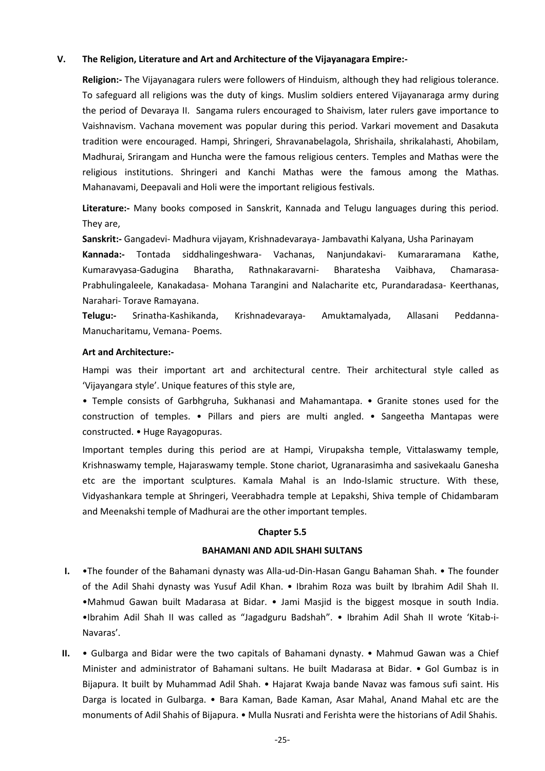**V. The Religion, Literature and Art and Architecture of the Vijayanagara Empire:-**

**Religion:-** The Vijayanagara rulers were followers of Hinduism, although they had religious tolerance. To safeguard all religions was the duty of kings. Muslim soldiers entered Vijayanaraga army during the period of Devaraya II. Sangama rulers encouraged to Shaivism, later rulers gave importance to Vaishnavism. Vachana movement was popular during this period. Varkari movement and Dasakuta tradition were encouraged. Hampi, Shringeri, Shravanabelagola, Shrishaila, shrikalahasti, Ahobilam, Madhurai, Srirangam and Huncha were the famous religious centers. Temples and Mathas were the religious institutions. Shringeri and Kanchi Mathas were the famous among the Mathas. Mahanavami, Deepavali and Holi were the important religious festivals.

**Literature:-** Many books composed in Sanskrit, Kannada and Telugu languages during this period. They are,

**Sanskrit:-** Gangadevi- Madhura vijayam, Krishnadevaraya- Jambavathi Kalyana, Usha Parinayam

**Kannada:-** Tontada siddhalingeshwara- Vachanas, Nanjundakavi- Kumararamana Kathe, Kumaravyasa-Gadugina Bharatha, Rathnakaravarni- Bharatesha Vaibhava, Chamarasa-Prabhulingaleele, Kanakadasa- Mohana Tarangini and Nalacharite etc, Purandaradasa- Keerthanas, Narahari- Torave Ramayana.

**Telugu:-** Srinatha-Kashikanda, Krishnadevaraya- Amuktamalyada, Allasani Peddanna-Manucharitamu, Vemana- Poems.

**Art and Architecture:-**

Hampi was their important art and architectural centre. Their architectural style called as 'Vijayangara style'. Unique features of this style are,

• Temple consists of Garbhgruha, Sukhanasi and Mahamantapa. • Granite stones used for the construction of temples. • Pillars and piers are multi angled. • Sangeetha Mantapas were constructed. • Huge Rayagopuras.

Important temples during this period are at Hampi, Virupaksha temple, Vittalaswamy temple, Krishnaswamy temple, Hajaraswamy temple. Stone chariot, Ugranarasimha and sasivekaalu Ganesha etc are the important sculptures. Kamala Mahal is an Indo-Islamic structure. With these, Vidyashankara temple at Shringeri, Veerabhadra temple at Lepakshi, Shiva temple of Chidambaram and Meenakshi temple of Madhurai are the other important temples.

## Chapter 5.5

## BAHAMANI AND ADIL SHAHI SULTANS

**I.** •The founder of the Bahamani dynasty was Alla-ud-Din-Hasan Gangu Bahaman Shah. • The founder of the Adil Shahi dynasty was Yusuf Adil Khan. • Ibrahim Roza was built by Ibrahim Adil Shah II. •Mahmud Gawan built Madarasa at Bidar. • Jami Masjid is the biggest mosque in south India. •Ibrahim Adil Shah II was called as "Jagadguru Badshah". • Ibrahim Adil Shah II wrote 'Kitab-i-Navaras'.

**II.** • Gulbarga and Bidar were the two capitals of Bahamani dynasty. • Mahmud Gawan was a Chief Minister and administrator of Bahamani sultans. He built Madarasa at Bidar. • Gol Gumbaz is in Bijapura. It built by Muhammad Adil Shah. • Hajarat Kwaja bande Navaz was famous sufi saint. His Darga is located in Gulbarga. • Bara Kaman, Bade Kaman, Asar Mahal, Anand Mahal etc are the monuments of Adil Shahis of Bijapura. • Mulla Nusrati and Ferishta were the historians of Adil Shahis.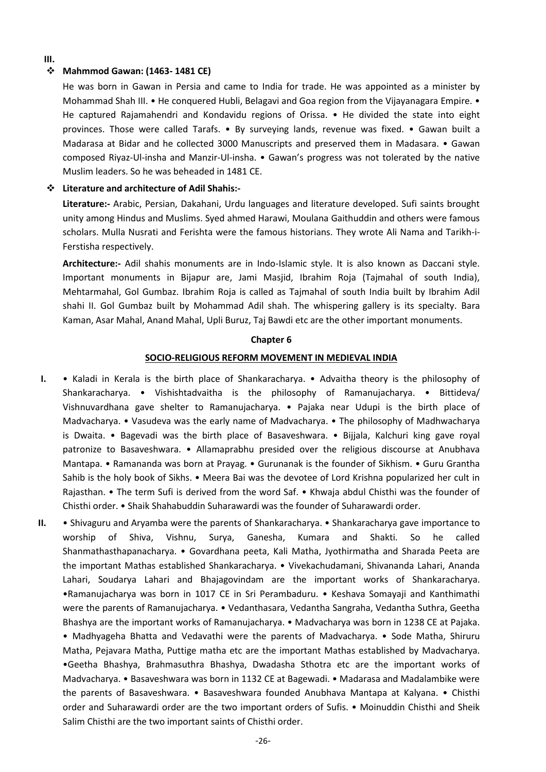**III.**

- **Mahmmod Gawan: (1463- 1481 CE)**

He was born in Gawan in Persia and came to India for trade. He was appointed as a minister by Mohammad Shah III. • He conquered Hubli, Belagavi and Goa region from the Vijayanagara Empire. • He captured Rajamahendri and Kondavidu regions of Orissa. • He divided the state into eight provinces. Those were called Tarafs. • By surveying lands, revenue was fixed. • Gawan built a Madarasa at Bidar and he collected 3000 Manuscripts and preserved them in Madasara. • Gawan composed Riyaz-Ul-insha and Manzir-Ul-insha. • Gawan's progress was not tolerated by the native Muslim leaders. So he was beheaded in 1481 CE.

- **Literature and architecture of Adil Shahis:-**

**Literature:-** Arabic, Persian, Dakahani, Urdu languages and literature developed. Sufi saints brought unity among Hindus and Muslims. Syed ahmed Harawi, Moulana Gaithuddin and others were famous scholars. Mulla Nusrati and Ferishta were the famous historians. They wrote Ali Nama and Tarikh-i-Ferstisha respectively.

**Architecture:-** Adil shahis monuments are in Indo-Islamic style. It is also known as Daccani style. Important monuments in Bijapur are, Jami Masjid, Ibrahim Roja (Tajmahal of south India), Mehtarmahal, Gol Gumbaz. Ibrahim Roja is called as Tajmahal of south India built by Ibrahim Adil shahi II. Gol Gumbaz built by Mohammad Adil shah. The whispering gallery is its specialty. Bara Kaman, Asar Mahal, Anand Mahal, Upli Buruz, Taj Bawdi etc are the other important monuments.

## Chapter 6

## SOCIO-RELIGIOUS REFORM MOVEMENT IN MEDIEVAL INDIA

**I.** • Kaladi in Kerala is the birth place of Shankaracharya. • Advaitha theory is the philosophy of Shankaracharya. • Vishishtadvaitha is the philosophy of Ramanujacharya. • Bittideva/ Vishnuvardhana gave shelter to Ramanujacharya. • Pajaka near Udupi is the birth place of Madvacharya. • Vasudeva was the early name of Madvacharya. • The philosophy of Madhwacharya is Dwaita. • Bagevadi was the birth place of Basaveshwara. • Bijjala, Kalchuri king gave royal patronize to Basaveshwara. • Allamaprabhu presided over the religious discourse at Anubhava Mantapa. • Ramananda was born at Prayag. • Gurunanak is the founder of Sikhism. • Guru Grantha Sahib is the holy book of Sikhs. • Meera Bai was the devotee of Lord Krishna popularized her cult in Rajasthan. • The term Sufi is derived from the word Saf. • Khwaja abdul Chisthi was the founder of Chisthi order. • Shaik Shahabuddin Suharawardi was the founder of Suharawardi order.

**II.** • Shivaguru and Aryamba were the parents of Shankaracharya. • Shankaracharya gave importance to worship of Shiva, Vishnu, Surya, Ganesha, Kumara and Shakti. So he called Shanmathasthapanacharya. • Govardhana peeta, Kali Matha, Jyothirmatha and Sharada Peeta are the important Mathas established Shankaracharya. • Vivekachudamani, Shivananda Lahari, Ananda Lahari, Soudarya Lahari and Bhajagovindam are the important works of Shankaracharya. •Ramanujacharya was born in 1017 CE in Sri Perambaduru. • Keshava Somayaji and Kanthimathi were the parents of Ramanujacharya. • Vedanthasara, Vedantha Sangraha, Vedantha Suthra, Geetha Bhashya are the important works of Ramanujacharya. • Madvacharya was born in 1238 CE at Pajaka. • Madhyageha Bhatta and Vedavathi were the parents of Madvacharya. • Sode Matha, Shiruru Matha, Pejavara Matha, Puttige matha etc are the important Mathas established by Madvacharya. •Geetha Bhashya, Brahmasuthra Bhashya, Dwadasha Sthotra etc are the important works of Madvacharya. • Basaveshwara was born in 1132 CE at Bagewadi. • Madarasa and Madalambike were the parents of Basaveshwara. • Basaveshwara founded Anubhava Mantapa at Kalyana. • Chisthi order and Suharawardi order are the two important orders of Sufis. • Moinuddin Chisthi and Sheik Salim Chisthi are the two important saints of Chisthi order.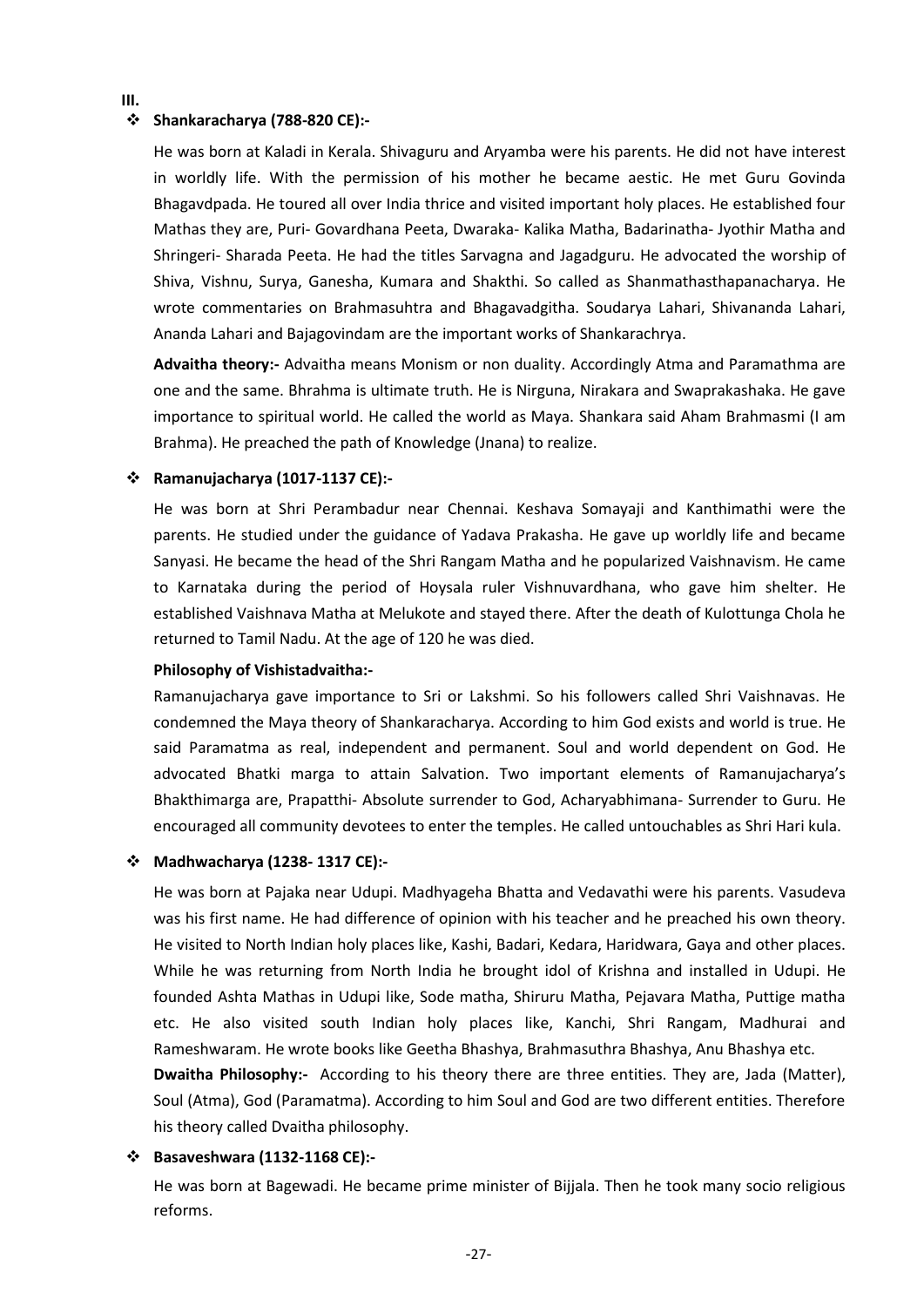**III.**

- **Shankaracharya (788-820 CE):-**

  He was born at Kaladi in Kerala. Shivaguru and Aryamba were his parents. He did not have interest in worldly life. With the permission of his mother he became aestic. He met Guru Govinda Bhagavdpada. He toured all over India thrice and visited important holy places. He established four Mathas they are, Puri- Govardhana Peeta, Dwaraka- Kalika Matha, Badarinatha- Jyothir Matha and Shringeri- Sharada Peeta. He had the titles Sarvagna and Jagadguru. He advocated the worship of Shiva, Vishnu, Surya, Ganesha, Kumara and Shakthi. So called as Shanmathasthapanacharya. He wrote commentaries on Brahmasuhtra and Bhagavadgitha. Soudarya Lahari, Shivananda Lahari, Ananda Lahari and Bajagovindam are the important works of Shankarachrya.

  **Advaitha theory:-** Advaitha means Monism or non duality. Accordingly Atma and Paramathma are one and the same. Bhrahma is ultimate truth. He is Nirguna, Nirakara and Swaprakashaka. He gave importance to spiritual world. He called the world as Maya. Shankara said Aham Brahmasmi (I am Brahma). He preached the path of Knowledge (Jnana) to realize.

- **Ramanujacharya (1017-1137 CE):-**

  He was born at Shri Perambadur near Chennai. Keshava Somayaji and Kanthimathi were the parents. He studied under the guidance of Yadava Prakasha. He gave up worldly life and became Sanyasi. He became the head of the Shri Rangam Matha and he popularized Vaishnavism. He came to Karnataka during the period of Hoysala ruler Vishnuvardhana, who gave him shelter. He established Vaishnava Matha at Melukote and stayed there. After the death of Kulottunga Chola he returned to Tamil Nadu. At the age of 120 he was died.

  **Philosophy of Vishistadvaitha:-**

  Ramanujacharya gave importance to Sri or Lakshmi. So his followers called Shri Vaishnavas. He condemned the Maya theory of Shankaracharya. According to him God exists and world is true. He said Paramatma as real, independent and permanent. Soul and world dependent on God. He advocated Bhatki marga to attain Salvation. Two important elements of Ramanujacharya's Bhakthimarga are, Prapatthi- Absolute surrender to God, Acharyabhimana- Surrender to Guru. He encouraged all community devotees to enter the temples. He called untouchables as Shri Hari kula.

- **Madhwacharya (1238- 1317 CE):-**

  He was born at Pajaka near Udupi. Madhyageha Bhatta and Vedavathi were his parents. Vasudeva was his first name. He had difference of opinion with his teacher and he preached his own theory. He visited to North Indian holy places like, Kashi, Badari, Kedara, Haridwara, Gaya and other places. While he was returning from North India he brought idol of Krishna and installed in Udupi. He founded Ashta Mathas in Udupi like, Sode matha, Shiruru Matha, Pejavara Matha, Puttige matha etc. He also visited south Indian holy places like, Kanchi, Shri Rangam, Madhurai and Rameshwaram. He wrote books like Geetha Bhashya, Brahmasuthra Bhashya, Anu Bhashya etc.

  **Dwaitha Philosophy:-** According to his theory there are three entities. They are, Jada (Matter), Soul (Atma), God (Paramatma). According to him Soul and God are two different entities. Therefore his theory called Dvaitha philosophy.

- **Basaveshwara (1132-1168 CE):-**

  He was born at Bagewadi. He became prime minister of Bijjala. Then he took many socio religious reforms.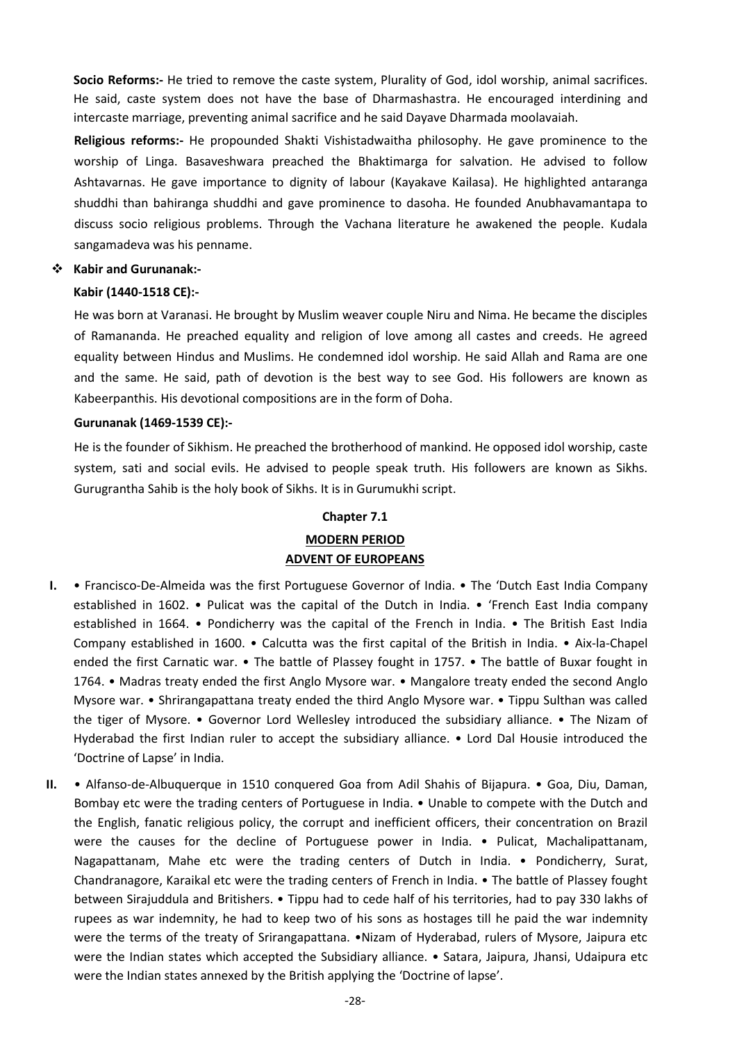**Socio Reforms:-** He tried to remove the caste system, Plurality of God, idol worship, animal sacrifices. He said, caste system does not have the base of Dharmashastra. He encouraged interdining and intercaste marriage, preventing animal sacrifice and he said Dayave Dharmada moolavaiah.

**Religious reforms:-** He propounded Shakti Vishistadwaitha philosophy. He gave prominence to the worship of Linga. Basaveshwara preached the Bhaktimarga for salvation. He advised to follow Ashtavarnas. He gave importance to dignity of labour (Kayakave Kailasa). He highlighted antaranga shuddhi than bahiranga shuddhi and gave prominence to dasoha. He founded Anubhavamantapa to discuss socio religious problems. Through the Vachana literature he awakened the people. Kudala sangamadeva was his penname.

- **Kabir and Gurunanak:-**

**Kabir (1440-1518 CE):-**

He was born at Varanasi. He brought by Muslim weaver couple Niru and Nima. He became the disciples of Ramananda. He preached equality and religion of love among all castes and creeds. He agreed equality between Hindus and Muslims. He condemned idol worship. He said Allah and Rama are one and the same. He said, path of devotion is the best way to see God. His followers are known as Kabeerpanthis. His devotional compositions are in the form of Doha.

**Gurunanak (1469-1539 CE):-**

He is the founder of Sikhism. He preached the brotherhood of mankind. He opposed idol worship, caste system, sati and social evils. He advised to people speak truth. His followers are known as Sikhs. Gurugrantha Sahib is the holy book of Sikhs. It is in Gurumukhi script.

## Chapter 7.1

## MODERN PERIOD

## ADVENT OF EUROPEANS

**I.** • Francisco-De-Almeida was the first Portuguese Governor of India. • The 'Dutch East India Company established in 1602. • Pulicat was the capital of the Dutch in India. • 'French East India company established in 1664. • Pondicherry was the capital of the French in India. • The British East India Company established in 1600. • Calcutta was the first capital of the British in India. • Aix-la-Chapel ended the first Carnatic war. • The battle of Plassey fought in 1757. • The battle of Buxar fought in 1764. • Madras treaty ended the first Anglo Mysore war. • Mangalore treaty ended the second Anglo Mysore war. • Shrirangapattana treaty ended the third Anglo Mysore war. • Tippu Sulthan was called the tiger of Mysore. • Governor Lord Wellesley introduced the subsidiary alliance. • The Nizam of Hyderabad the first Indian ruler to accept the subsidiary alliance. • Lord Dal Housie introduced the 'Doctrine of Lapse' in India.

**II.** • Alfanso-de-Albuquerque in 1510 conquered Goa from Adil Shahis of Bijapura. • Goa, Diu, Daman, Bombay etc were the trading centers of Portuguese in India. • Unable to compete with the Dutch and the English, fanatic religious policy, the corrupt and inefficient officers, their concentration on Brazil were the causes for the decline of Portuguese power in India. • Pulicat, Machalipattanam, Nagapattanam, Mahe etc were the trading centers of Dutch in India. • Pondicherry, Surat, Chandranagore, Karaikal etc were the trading centers of French in India. • The battle of Plassey fought between Sirajuddula and Britishers. • Tippu had to cede half of his territories, had to pay 330 lakhs of rupees as war indemnity, he had to keep two of his sons as hostages till he paid the war indemnity were the terms of the treaty of Srirangapattana. •Nizam of Hyderabad, rulers of Mysore, Jaipura etc were the Indian states which accepted the Subsidiary alliance. • Satara, Jaipura, Jhansi, Udaipura etc were the Indian states annexed by the British applying the 'Doctrine of lapse'.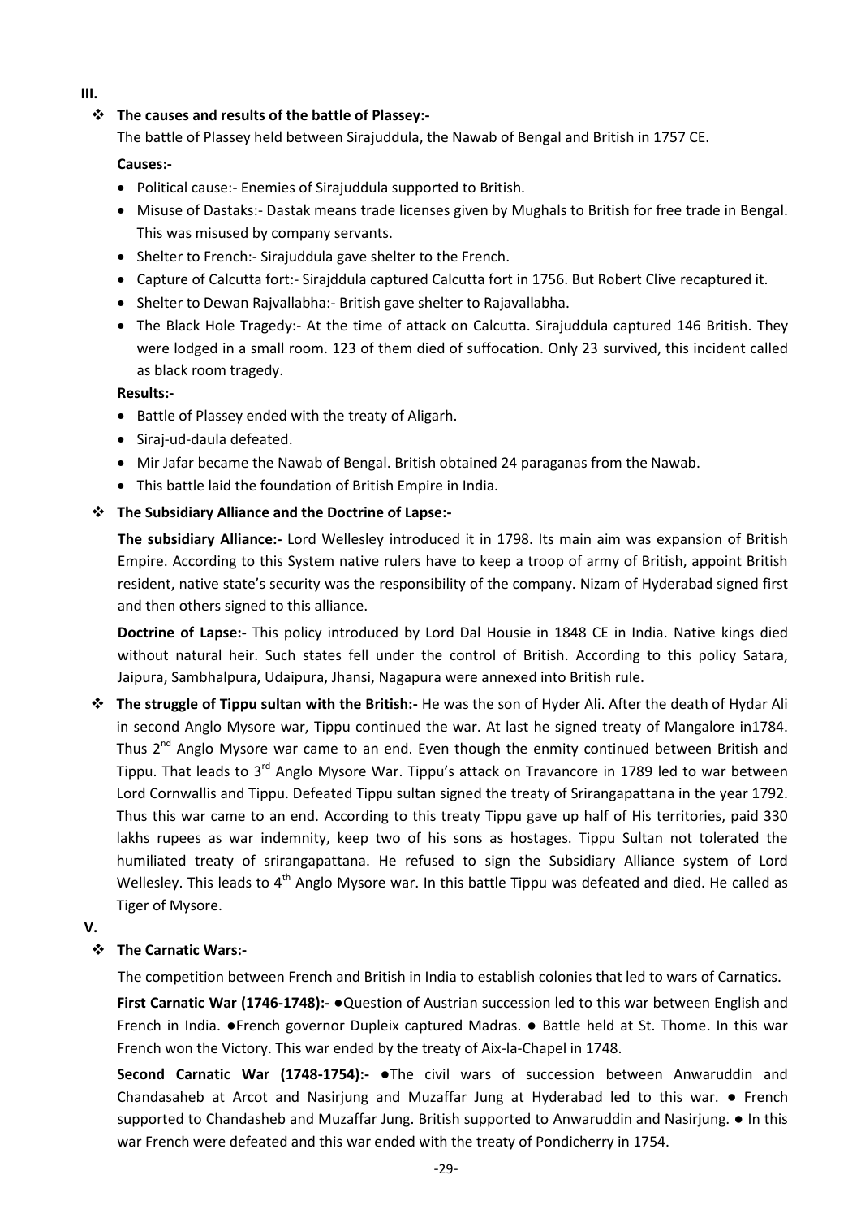**III.**

- **The causes and results of the battle of Plassey:-**

  The battle of Plassey held between Sirajuddula, the Nawab of Bengal and British in 1757 CE.

  **Causes:-**

  - Political cause:- Enemies of Sirajuddula supported to British.
  - Misuse of Dastaks:- Dastak means trade licenses given by Mughals to British for free trade in Bengal. This was misused by company servants.
  - Shelter to French:- Sirajuddula gave shelter to the French.
  - Capture of Calcutta fort:- Sirajddula captured Calcutta fort in 1756. But Robert Clive recaptured it.
  - Shelter to Dewan Rajvallabha:- British gave shelter to Rajavallabha.
  - The Black Hole Tragedy:- At the time of attack on Calcutta. Sirajuddula captured 146 British. They were lodged in a small room. 123 of them died of suffocation. Only 23 survived, this incident called as black room tragedy.

  **Results:-**

  - Battle of Plassey ended with the treaty of Aligarh.
  - Siraj-ud-daula defeated.
  - Mir Jafar became the Nawab of Bengal. British obtained 24 paraganas from the Nawab.
  - This battle laid the foundation of British Empire in India.

- **The Subsidiary Alliance and the Doctrine of Lapse:-**

  **The subsidiary Alliance:-** Lord Wellesley introduced it in 1798. Its main aim was expansion of British Empire. According to this System native rulers have to keep a troop of army of British, appoint British resident, native state's security was the responsibility of the company. Nizam of Hyderabad signed first and then others signed to this alliance.

  **Doctrine of Lapse:-** This policy introduced by Lord Dal Housie in 1848 CE in India. Native kings died without natural heir. Such states fell under the control of British. According to this policy Satara, Jaipura, Sambhalpura, Udaipura, Jhansi, Nagapura were annexed into British rule.

- **The struggle of Tippu sultan with the British:-** He was the son of Hyder Ali. After the death of Hydar Ali in second Anglo Mysore war, Tippu continued the war. At last he signed treaty of Mangalore in1784. Thus 2nd Anglo Mysore war came to an end. Even though the enmity continued between British and Tippu. That leads to 3rd Anglo Mysore War. Tippu's attack on Travancore in 1789 led to war between Lord Cornwallis and Tippu. Defeated Tippu sultan signed the treaty of Srirangapattana in the year 1792. Thus this war came to an end. According to this treaty Tippu gave up half of His territories, paid 330 lakhs rupees as war indemnity, keep two of his sons as hostages. Tippu Sultan not tolerated the humiliated treaty of srirangapattana. He refused to sign the Subsidiary Alliance system of Lord Wellesley. This leads to 4th Anglo Mysore war. In this battle Tippu was defeated and died. He called as Tiger of Mysore.

**V.**

- **The Carnatic Wars:-**

  The competition between French and British in India to establish colonies that led to wars of Carnatics.

  **First Carnatic War (1746-1748):-** ●Question of Austrian succession led to this war between English and French in India. ●French governor Dupleix captured Madras. ● Battle held at St. Thome. In this war French won the Victory. This war ended by the treaty of Aix-la-Chapel in 1748.

  **Second Carnatic War (1748-1754):-** ●The civil wars of succession between Anwaruddin and Chandasaheb at Arcot and Nasirjung and Muzaffar Jung at Hyderabad led to this war. ● French supported to Chandasheb and Muzaffar Jung. British supported to Anwaruddin and Nasirjung. ● In this war French were defeated and this war ended with the treaty of Pondicherry in 1754.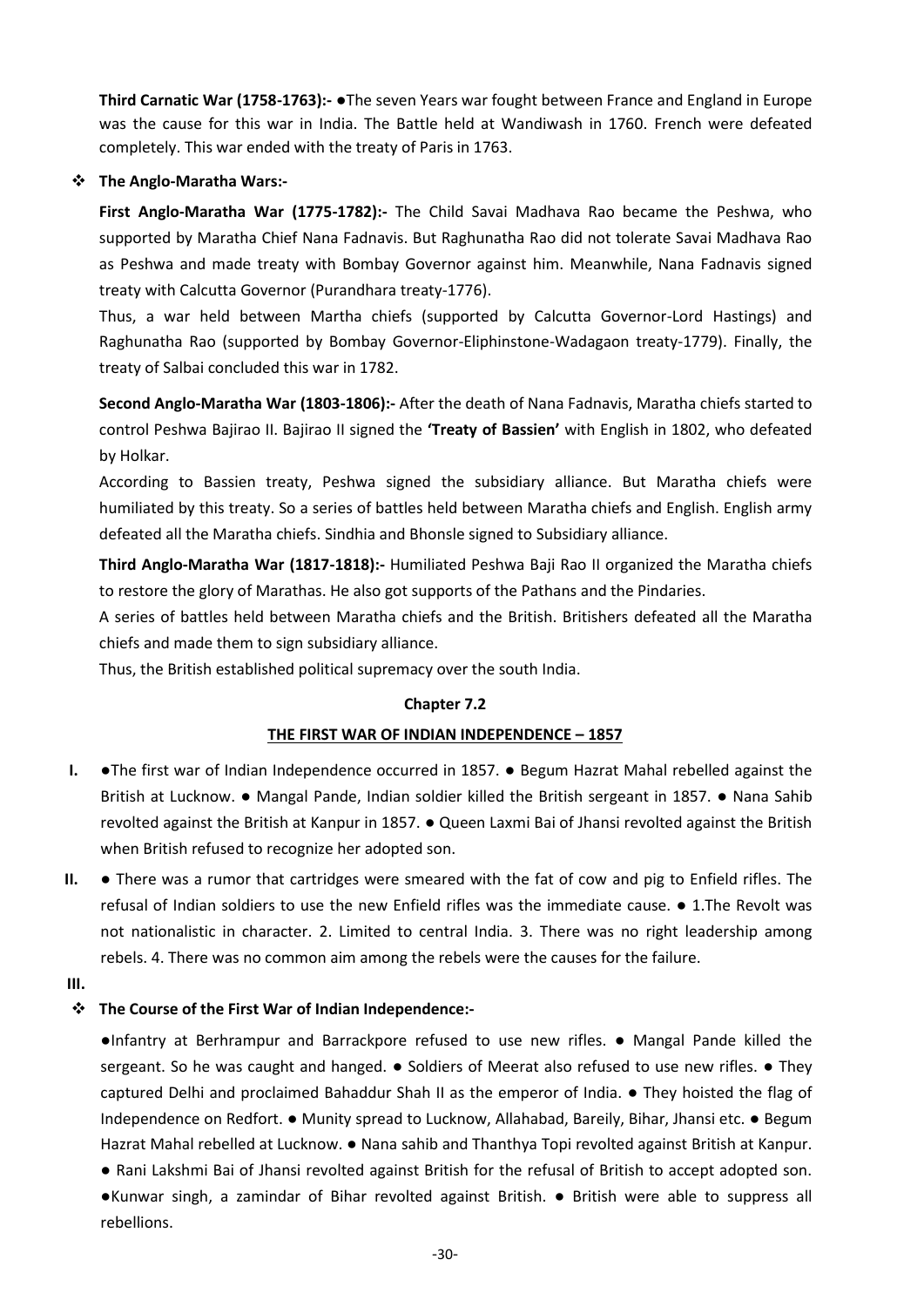**Third Carnatic War (1758-1763):-** ●The seven Years war fought between France and England in Europe was the cause for this war in India. The Battle held at Wandiwash in 1760. French were defeated completely. This war ended with the treaty of Paris in 1763.

❖ **The Anglo-Maratha Wars:-**

**First Anglo-Maratha War (1775-1782):-** The Child Savai Madhava Rao became the Peshwa, who supported by Maratha Chief Nana Fadnavis. But Raghunatha Rao did not tolerate Savai Madhava Rao as Peshwa and made treaty with Bombay Governor against him. Meanwhile, Nana Fadnavis signed treaty with Calcutta Governor (Purandhara treaty-1776).

Thus, a war held between Martha chiefs (supported by Calcutta Governor-Lord Hastings) and Raghunatha Rao (supported by Bombay Governor-Eliphinstone-Wadagaon treaty-1779). Finally, the treaty of Salbai concluded this war in 1782.

**Second Anglo-Maratha War (1803-1806):-** After the death of Nana Fadnavis, Maratha chiefs started to control Peshwa Bajirao II. Bajirao II signed the **'Treaty of Bassien'** with English in 1802, who defeated by Holkar.

According to Bassien treaty, Peshwa signed the subsidiary alliance. But Maratha chiefs were humiliated by this treaty. So a series of battles held between Maratha chiefs and English. English army defeated all the Maratha chiefs. Sindhia and Bhonsle signed to Subsidiary alliance.

**Third Anglo-Maratha War (1817-1818):-** Humiliated Peshwa Baji Rao II organized the Maratha chiefs to restore the glory of Marathas. He also got supports of the Pathans and the Pindaries.

A series of battles held between Maratha chiefs and the British. Britishers defeated all the Maratha chiefs and made them to sign subsidiary alliance.

Thus, the British established political supremacy over the south India.

## Chapter 7.2

## THE FIRST WAR OF INDIAN INDEPENDENCE – 1857

**I.** ●The first war of Indian Independence occurred in 1857. ● Begum Hazrat Mahal rebelled against the British at Lucknow. ● Mangal Pande, Indian soldier killed the British sergeant in 1857. ● Nana Sahib revolted against the British at Kanpur in 1857. ● Queen Laxmi Bai of Jhansi revolted against the British when British refused to recognize her adopted son.

**II.** ● There was a rumor that cartridges were smeared with the fat of cow and pig to Enfield rifles. The refusal of Indian soldiers to use the new Enfield rifles was the immediate cause. ● 1.The Revolt was not nationalistic in character. 2. Limited to central India. 3. There was no right leadership among rebels. 4. There was no common aim among the rebels were the causes for the failure.

**III.**

❖ **The Course of the First War of Indian Independence:-**

●Infantry at Berhrampur and Barrackpore refused to use new rifles. ● Mangal Pande killed the sergeant. So he was caught and hanged. ● Soldiers of Meerat also refused to use new rifles. ● They captured Delhi and proclaimed Bahaddur Shah II as the emperor of India. ● They hoisted the flag of Independence on Redfort. ● Munity spread to Lucknow, Allahabad, Bareily, Bihar, Jhansi etc. ● Begum Hazrat Mahal rebelled at Lucknow. ● Nana sahib and Thanthya Topi revolted against British at Kanpur. ● Rani Lakshmi Bai of Jhansi revolted against British for the refusal of British to accept adopted son. ●Kunwar singh, a zamindar of Bihar revolted against British. ● British were able to suppress all rebellions.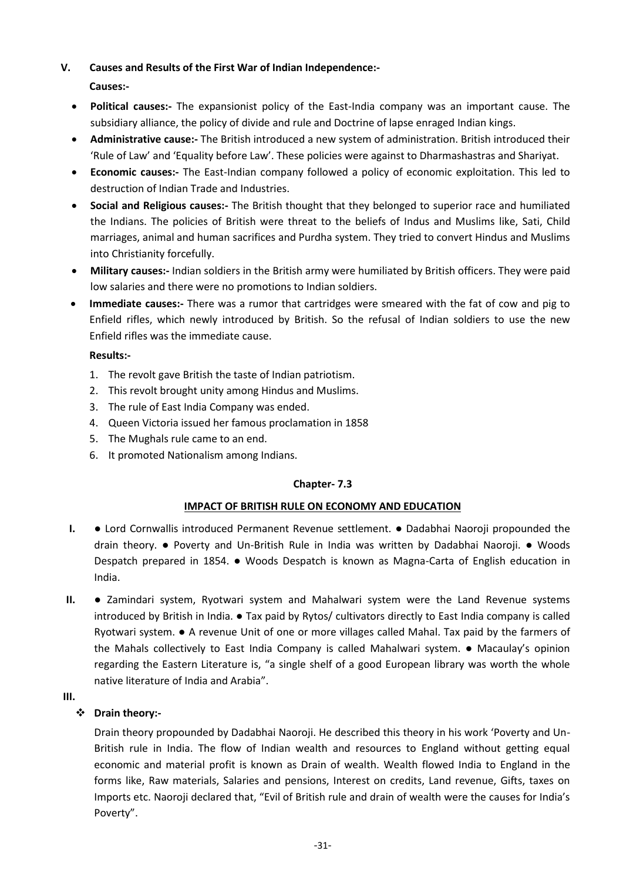**V. Causes and Results of the First War of Indian Independence:-**

**Causes:-**

- **Political causes:-** The expansionist policy of the East-India company was an important cause. The subsidiary alliance, the policy of divide and rule and Doctrine of lapse enraged Indian kings.
- **Administrative cause:-** The British introduced a new system of administration. British introduced their 'Rule of Law' and 'Equality before Law'. These policies were against to Dharmashastras and Shariyat.
- **Economic causes:-** The East-Indian company followed a policy of economic exploitation. This led to destruction of Indian Trade and Industries.
- **Social and Religious causes:-** The British thought that they belonged to superior race and humiliated the Indians. The policies of British were threat to the beliefs of Indus and Muslims like, Sati, Child marriages, animal and human sacrifices and Purdha system. They tried to convert Hindus and Muslims into Christianity forcefully.
- **Military causes:-** Indian soldiers in the British army were humiliated by British officers. They were paid low salaries and there were no promotions to Indian soldiers.
- **Immediate causes:-** There was a rumor that cartridges were smeared with the fat of cow and pig to Enfield rifles, which newly introduced by British. So the refusal of Indian soldiers to use the new Enfield rifles was the immediate cause.

**Results:-**

1. The revolt gave British the taste of Indian patriotism.
2. This revolt brought unity among Hindus and Muslims.
3. The rule of East India Company was ended.
4. Queen Victoria issued her famous proclamation in 1858
5. The Mughals rule came to an end.
6. It promoted Nationalism among Indians.

## Chapter- 7.3

## IMPACT OF BRITISH RULE ON ECONOMY AND EDUCATION

**I.** ● Lord Cornwallis introduced Permanent Revenue settlement. ● Dadabhai Naoroji propounded the drain theory. ● Poverty and Un-British Rule in India was written by Dadabhai Naoroji. ● Woods Despatch prepared in 1854. ● Woods Despatch is known as Magna-Carta of English education in India.

**II.** ● Zamindari system, Ryotwari system and Mahalwari system were the Land Revenue systems introduced by British in India. ● Tax paid by Rytos/ cultivators directly to East India company is called Ryotwari system. ● A revenue Unit of one or more villages called Mahal. Tax paid by the farmers of the Mahals collectively to East India Company is called Mahalwari system. ● Macaulay's opinion regarding the Eastern Literature is, "a single shelf of a good European library was worth the whole native literature of India and Arabia".

**III.**

- **Drain theory:-**

  Drain theory propounded by Dadabhai Naoroji. He described this theory in his work 'Poverty and Un-British rule in India. The flow of Indian wealth and resources to England without getting equal economic and material profit is known as Drain of wealth. Wealth flowed India to England in the forms like, Raw materials, Salaries and pensions, Interest on credits, Land revenue, Gifts, taxes on Imports etc. Naoroji declared that, "Evil of British rule and drain of wealth were the causes for India's Poverty".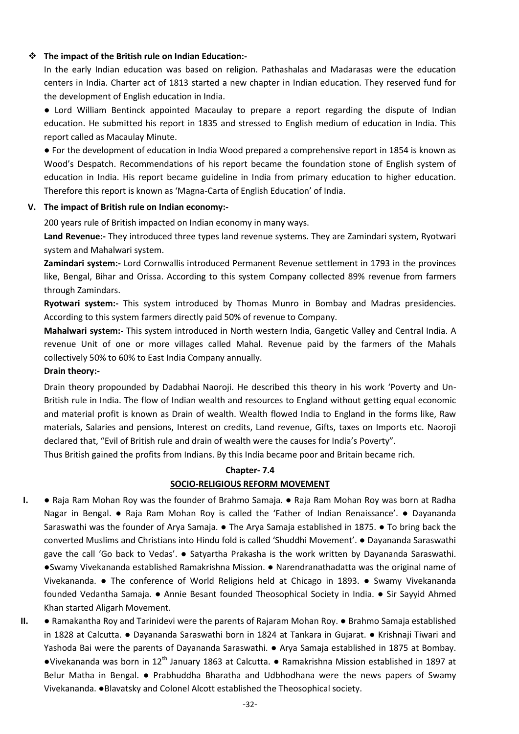- **The impact of the British rule on Indian Education:-**

  In the early Indian education was based on religion. Pathashalas and Madarasas were the education centers in India. Charter act of 1813 started a new chapter in Indian education. They reserved fund for the development of English education in India.

  ● Lord William Bentinck appointed Macaulay to prepare a report regarding the dispute of Indian education. He submitted his report in 1835 and stressed to English medium of education in India. This report called as Macaulay Minute.

  ● For the development of education in India Wood prepared a comprehensive report in 1854 is known as Wood's Despatch. Recommendations of his report became the foundation stone of English system of education in India. His report became guideline in India from primary education to higher education. Therefore this report is known as 'Magna-Carta of English Education' of India.

**V. The impact of British rule on Indian economy:-**

200 years rule of British impacted on Indian economy in many ways.

**Land Revenue:-** They introduced three types land revenue systems. They are Zamindari system, Ryotwari system and Mahalwari system.

**Zamindari system:-** Lord Cornwallis introduced Permanent Revenue settlement in 1793 in the provinces like, Bengal, Bihar and Orissa. According to this system Company collected 89% revenue from farmers through Zamindars.

**Ryotwari system:-** This system introduced by Thomas Munro in Bombay and Madras presidencies. According to this system farmers directly paid 50% of revenue to Company.

**Mahalwari system:-** This system introduced in North western India, Gangetic Valley and Central India. A revenue Unit of one or more villages called Mahal. Revenue paid by the farmers of the Mahals collectively 50% to 60% to East India Company annually.

**Drain theory:-**

Drain theory propounded by Dadabhai Naoroji. He described this theory in his work 'Poverty and Un-British rule in India. The flow of Indian wealth and resources to England without getting equal economic and material profit is known as Drain of wealth. Wealth flowed India to England in the forms like, Raw materials, Salaries and pensions, Interest on credits, Land revenue, Gifts, taxes on Imports etc. Naoroji declared that, "Evil of British rule and drain of wealth were the causes for India's Poverty".

Thus British gained the profits from Indians. By this India became poor and Britain became rich.

## Chapter- 7.4

## SOCIO-RELIGIOUS REFORM MOVEMENT

**I.** ● Raja Ram Mohan Roy was the founder of Brahmo Samaja. ● Raja Ram Mohan Roy was born at Radha Nagar in Bengal. ● Raja Ram Mohan Roy is called the 'Father of Indian Renaissance'. ● Dayananda Saraswathi was the founder of Arya Samaja. ● The Arya Samaja established in 1875. ● To bring back the converted Muslims and Christians into Hindu fold is called 'Shuddhi Movement'. ● Dayananda Saraswathi gave the call 'Go back to Vedas'. ● Satyartha Prakasha is the work written by Dayananda Saraswathi. ●Swamy Vivekananda established Ramakrishna Mission. ● Narendranathadatta was the original name of Vivekananda. ● The conference of World Religions held at Chicago in 1893. ● Swamy Vivekananda founded Vedantha Samaja. ● Annie Besant founded Theosophical Society in India. ● Sir Sayyid Ahmed Khan started Aligarh Movement.

**II.** ● Ramakantha Roy and Tarinidevi were the parents of Rajaram Mohan Roy. ● Brahmo Samaja established in 1828 at Calcutta. ● Dayananda Saraswathi born in 1824 at Tankara in Gujarat. ● Krishnaji Tiwari and Yashoda Bai were the parents of Dayananda Saraswathi. ● Arya Samaja established in 1875 at Bombay. ●Vivekananda was born in 12th January 1863 at Calcutta. ● Ramakrishna Mission established in 1897 at Belur Matha in Bengal. ● Prabhuddha Bharatha and Udbhodhana were the news papers of Swamy Vivekananda. ●Blavatsky and Colonel Alcott established the Theosophical society.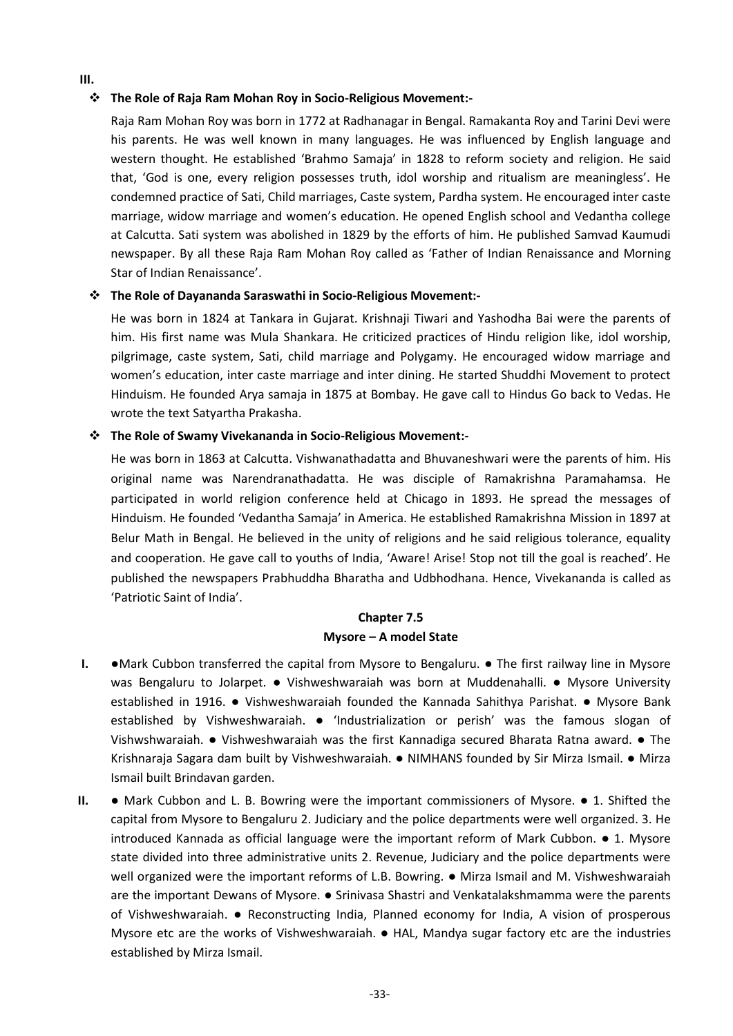**III.**

- **The Role of Raja Ram Mohan Roy in Socio-Religious Movement:-**

  Raja Ram Mohan Roy was born in 1772 at Radhanagar in Bengal. Ramakanta Roy and Tarini Devi were his parents. He was well known in many languages. He was influenced by English language and western thought. He established 'Brahmo Samaja' in 1828 to reform society and religion. He said that, 'God is one, every religion possesses truth, idol worship and ritualism are meaningless'. He condemned practice of Sati, Child marriages, Caste system, Pardha system. He encouraged inter caste marriage, widow marriage and women's education. He opened English school and Vedantha college at Calcutta. Sati system was abolished in 1829 by the efforts of him. He published Samvad Kaumudi newspaper. By all these Raja Ram Mohan Roy called as 'Father of Indian Renaissance and Morning Star of Indian Renaissance'.

- **The Role of Dayananda Saraswathi in Socio-Religious Movement:-**

  He was born in 1824 at Tankara in Gujarat. Krishnaji Tiwari and Yashodha Bai were the parents of him. His first name was Mula Shankara. He criticized practices of Hindu religion like, idol worship, pilgrimage, caste system, Sati, child marriage and Polygamy. He encouraged widow marriage and women's education, inter caste marriage and inter dining. He started Shuddhi Movement to protect Hinduism. He founded Arya samaja in 1875 at Bombay. He gave call to Hindus Go back to Vedas. He wrote the text Satyartha Prakasha.

- **The Role of Swamy Vivekananda in Socio-Religious Movement:-**

  He was born in 1863 at Calcutta. Vishwanathadatta and Bhuvaneshwari were the parents of him. His original name was Narendranathadatta. He was disciple of Ramakrishna Paramahamsa. He participated in world religion conference held at Chicago in 1893. He spread the messages of Hinduism. He founded 'Vedantha Samaja' in America. He established Ramakrishna Mission in 1897 at Belur Math in Bengal. He believed in the unity of religions and he said religious tolerance, equality and cooperation. He gave call to youths of India, 'Aware! Arise! Stop not till the goal is reached'. He published the newspapers Prabhuddha Bharatha and Udbhodhana. Hence, Vivekananda is called as 'Patriotic Saint of India'.

## Chapter 7.5
## Mysore – A model State

**I.** ● Mark Cubbon transferred the capital from Mysore to Bengaluru. ● The first railway line in Mysore was Bengaluru to Jolarpet. ● Vishweshwaraiah was born at Muddenahalli. ● Mysore University established in 1916. ● Vishweshwaraiah founded the Kannada Sahithya Parishat. ● Mysore Bank established by Vishweshwaraiah. ● 'Industrialization or perish' was the famous slogan of Vishwshwaraiah. ● Vishweshwaraiah was the first Kannadiga secured Bharata Ratna award. ● The Krishnaraja Sagara dam built by Vishweshwaraiah. ● NIMHANS founded by Sir Mirza Ismail. ● Mirza Ismail built Brindavan garden.

**II.** ● Mark Cubbon and L. B. Bowring were the important commissioners of Mysore. ● 1. Shifted the capital from Mysore to Bengaluru 2. Judiciary and the police departments were well organized. 3. He introduced Kannada as official language were the important reform of Mark Cubbon. ● 1. Mysore state divided into three administrative units 2. Revenue, Judiciary and the police departments were well organized were the important reforms of L.B. Bowring. ● Mirza Ismail and M. Vishweshwaraiah are the important Dewans of Mysore. ● Srinivasa Shastri and Venkatalakshmamma were the parents of Vishweshwaraiah. ● Reconstructing India, Planned economy for India, A vision of prosperous Mysore etc are the works of Vishweshwaraiah. ● HAL, Mandya sugar factory etc are the industries established by Mirza Ismail.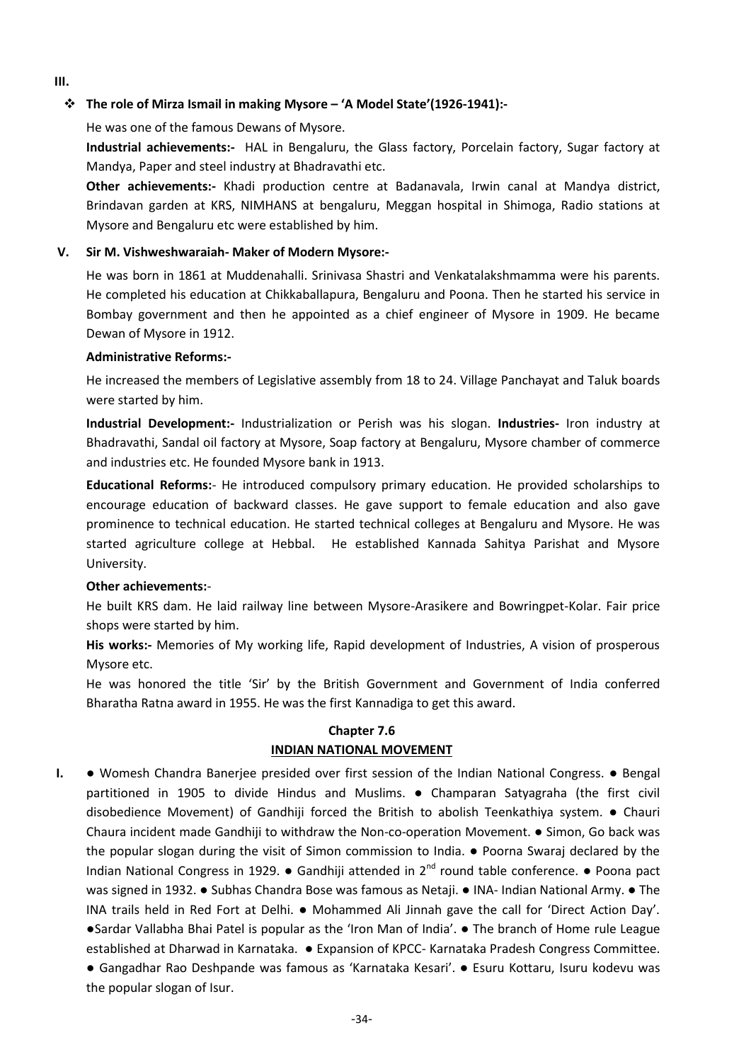**III.**

- **The role of Mirza Ismail in making Mysore – 'A Model State'(1926-1941):-**

He was one of the famous Dewans of Mysore.

**Industrial achievements:-** HAL in Bengaluru, the Glass factory, Porcelain factory, Sugar factory at Mandya, Paper and steel industry at Bhadravathi etc.

**Other achievements:-** Khadi production centre at Badanavala, Irwin canal at Mandya district, Brindavan garden at KRS, NIMHANS at bengaluru, Meggan hospital in Shimoga, Radio stations at Mysore and Bengaluru etc were established by him.

**V. Sir M. Vishweshwaraiah- Maker of Modern Mysore:-**

He was born in 1861 at Muddenahalli. Srinivasa Shastri and Venkatalakshmamma were his parents. He completed his education at Chikkaballapura, Bengaluru and Poona. Then he started his service in Bombay government and then he appointed as a chief engineer of Mysore in 1909. He became Dewan of Mysore in 1912.

**Administrative Reforms:-**

He increased the members of Legislative assembly from 18 to 24. Village Panchayat and Taluk boards were started by him.

**Industrial Development:-** Industrialization or Perish was his slogan. **Industries-** Iron industry at Bhadravathi, Sandal oil factory at Mysore, Soap factory at Bengaluru, Mysore chamber of commerce and industries etc. He founded Mysore bank in 1913.

**Educational Reforms:**- He introduced compulsory primary education. He provided scholarships to encourage education of backward classes. He gave support to female education and also gave prominence to technical education. He started technical colleges at Bengaluru and Mysore. He was started agriculture college at Hebbal. He established Kannada Sahitya Parishat and Mysore University.

**Other achievements:**-

He built KRS dam. He laid railway line between Mysore-Arasikere and Bowringpet-Kolar. Fair price shops were started by him.

**His works:-** Memories of My working life, Rapid development of Industries, A vision of prosperous Mysore etc.

He was honored the title 'Sir' by the British Government and Government of India conferred Bharatha Ratna award in 1955. He was the first Kannadiga to get this award.

## Chapter 7.6
## INDIAN NATIONAL MOVEMENT

**I.** ● Womesh Chandra Banerjee presided over first session of the Indian National Congress. ● Bengal partitioned in 1905 to divide Hindus and Muslims. ● Champaran Satyagraha (the first civil disobedience Movement) of Gandhiji forced the British to abolish Teenkathiya system. ● Chauri Chaura incident made Gandhiji to withdraw the Non-co-operation Movement. ● Simon, Go back was the popular slogan during the visit of Simon commission to India. ● Poorna Swaraj declared by the Indian National Congress in 1929. ● Gandhiji attended in 2nd round table conference. ● Poona pact was signed in 1932. ● Subhas Chandra Bose was famous as Netaji. ● INA- Indian National Army. ● The INA trails held in Red Fort at Delhi. ● Mohammed Ali Jinnah gave the call for 'Direct Action Day'. ●Sardar Vallabha Bhai Patel is popular as the 'Iron Man of India'. ● The branch of Home rule League established at Dharwad in Karnataka. ● Expansion of KPCC- Karnataka Pradesh Congress Committee. ● Gangadhar Rao Deshpande was famous as 'Karnataka Kesari'. ● Esuru Kottaru, Isuru kodevu was the popular slogan of Isur.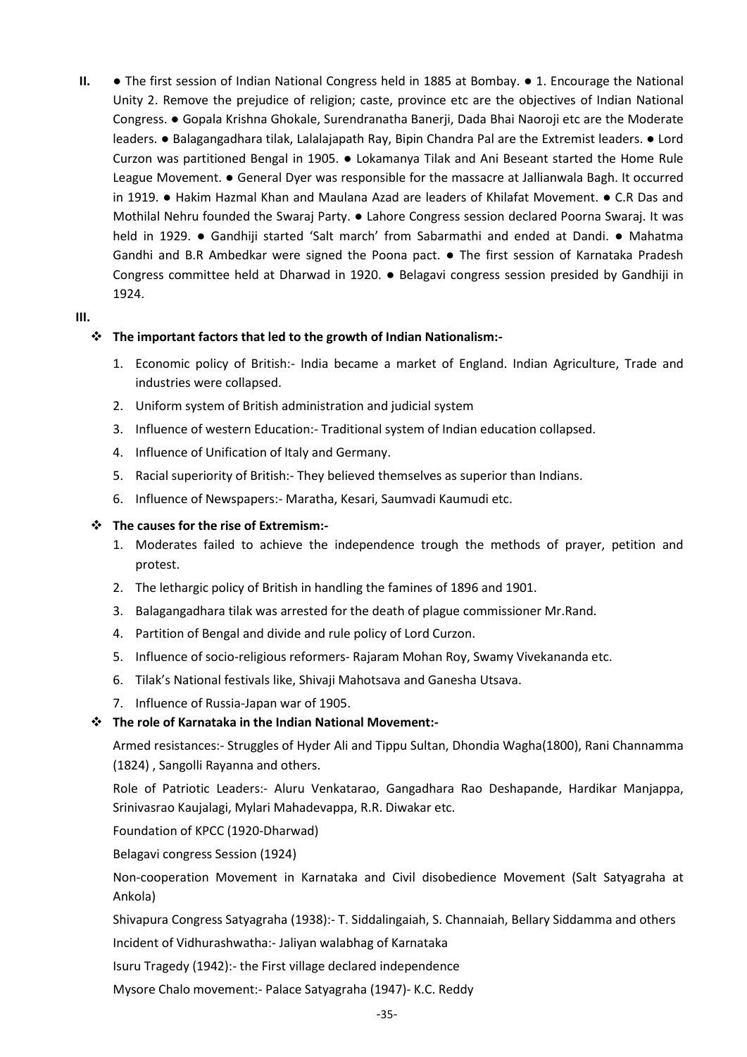**II.** ● The first session of Indian National Congress held in 1885 at Bombay. ● 1. Encourage the National Unity 2. Remove the prejudice of religion; caste, province etc are the objectives of Indian National Congress. ● Gopala Krishna Ghokale, Surendranatha Banerji, Dada Bhai Naoroji etc are the Moderate leaders. ● Balagangadhara tilak, Lalalajapath Ray, Bipin Chandra Pal are the Extremist leaders. ● Lord Curzon was partitioned Bengal in 1905. ● Lokamanya Tilak and Ani Beseant started the Home Rule League Movement. ● General Dyer was responsible for the massacre at Jallianwala Bagh. It occurred in 1919. ● Hakim Hazmal Khan and Maulana Azad are leaders of Khilafat Movement. ● C.R Das and Mothilal Nehru founded the Swaraj Party. ● Lahore Congress session declared Poorna Swaraj. It was held in 1929. ● Gandhiji started 'Salt march' from Sabarmathi and ended at Dandi. ● Mahatma Gandhi and B.R Ambedkar were signed the Poona pact. ● The first session of Karnataka Pradesh Congress committee held at Dharwad in 1920. ● Belagavi congress session presided by Gandhiji in 1924.

**III.**

- **The important factors that led to the growth of Indian Nationalism:-**
  1. Economic policy of British:- India became a market of England. Indian Agriculture, Trade and industries were collapsed.
  2. Uniform system of British administration and judicial system
  3. Influence of western Education:- Traditional system of Indian education collapsed.
  4. Influence of Unification of Italy and Germany.
  5. Racial superiority of British:- They believed themselves as superior than Indians.
  6. Influence of Newspapers:- Maratha, Kesari, Saumvadi Kaumudi etc.

- **The causes for the rise of Extremism:-**
  1. Moderates failed to achieve the independence trough the methods of prayer, petition and protest.
  2. The lethargic policy of British in handling the famines of 1896 and 1901.
  3. Balagangadhara tilak was arrested for the death of plague commissioner Mr.Rand.
  4. Partition of Bengal and divide and rule policy of Lord Curzon.
  5. Influence of socio-religious reformers- Rajaram Mohan Roy, Swamy Vivekananda etc.
  6. Tilak's National festivals like, Shivaji Mahotsava and Ganesha Utsava.
  7. Influence of Russia-Japan war of 1905.

- **The role of Karnataka in the Indian National Movement:-**

  Armed resistances:- Struggles of Hyder Ali and Tippu Sultan, Dhondia Wagha(1800), Rani Channamma (1824) , Sangolli Rayanna and others.

  Role of Patriotic Leaders:- Aluru Venkatarao, Gangadhara Rao Deshapande, Hardikar Manjappa, Srinivasrao Kaujalagi, Mylari Mahadevappa, R.R. Diwakar etc.

  Foundation of KPCC (1920-Dharwad)

  Belagavi congress Session (1924)

  Non-cooperation Movement in Karnataka and Civil disobedience Movement (Salt Satyagraha at Ankola)

  Shivapura Congress Satyagraha (1938):- T. Siddalingaiah, S. Channaiah, Bellary Siddamma and others

  Incident of Vidhurashwatha:- Jaliyan walabhag of Karnataka

  Isuru Tragedy (1942):- the First village declared independence

  Mysore Chalo movement:- Palace Satyagraha (1947)- K.C. Reddy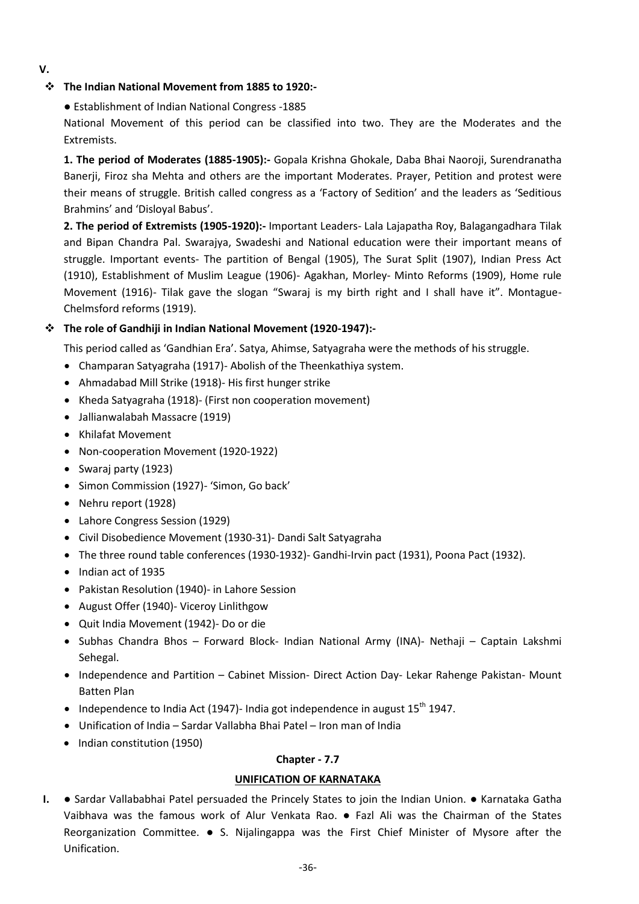**V.**

❖ **The Indian National Movement from 1885 to 1920:-**

● Establishment of Indian National Congress -1885

National Movement of this period can be classified into two. They are the Moderates and the Extremists.

**1. The period of Moderates (1885-1905):-** Gopala Krishna Ghokale, Daba Bhai Naoroji, Surendranatha Banerji, Firoz sha Mehta and others are the important Moderates. Prayer, Petition and protest were their means of struggle. British called congress as a 'Factory of Sedition' and the leaders as 'Seditious Brahmins' and 'Disloyal Babus'.

**2. The period of Extremists (1905-1920):-** Important Leaders- Lala Lajapatha Roy, Balagangadhara Tilak and Bipan Chandra Pal. Swarajya, Swadeshi and National education were their important means of struggle. Important events- The partition of Bengal (1905), The Surat Split (1907), Indian Press Act (1910), Establishment of Muslim League (1906)- Agakhan, Morley- Minto Reforms (1909), Home rule Movement (1916)- Tilak gave the slogan "Swaraj is my birth right and I shall have it". Montague-Chelmsford reforms (1919).

❖ **The role of Gandhiji in Indian National Movement (1920-1947):-**

This period called as 'Gandhian Era'. Satya, Ahimse, Satyagraha were the methods of his struggle.

- Champaran Satyagraha (1917)- Abolish of the Theenkathiya system.
- Ahmadabad Mill Strike (1918)- His first hunger strike
- Kheda Satyagraha (1918)- (First non cooperation movement)
- Jallianwalabah Massacre (1919)
- Khilafat Movement
- Non-cooperation Movement (1920-1922)
- Swaraj party (1923)
- Simon Commission (1927)- 'Simon, Go back'
- Nehru report (1928)
- Lahore Congress Session (1929)
- Civil Disobedience Movement (1930-31)- Dandi Salt Satyagraha
- The three round table conferences (1930-1932)- Gandhi-Irvin pact (1931), Poona Pact (1932).
- Indian act of 1935
- Pakistan Resolution (1940)- in Lahore Session
- August Offer (1940)- Viceroy Linlithgow
- Quit India Movement (1942)- Do or die
- Subhas Chandra Bhos – Forward Block- Indian National Army (INA)- Nethaji – Captain Lakshmi Sehegal.
- Independence and Partition – Cabinet Mission- Direct Action Day- Lekar Rahenge Pakistan- Mount Batten Plan
- Independence to India Act (1947)- India got independence in august 15th 1947.
- Unification of India – Sardar Vallabha Bhai Patel – Iron man of India
- Indian constitution (1950)

## Chapter - 7.7

## UNIFICATION OF KARNATAKA

**I.** ● Sardar Vallababhai Patel persuaded the Princely States to join the Indian Union. ● Karnataka Gatha Vaibhava was the famous work of Alur Venkata Rao. ● Fazl Ali was the Chairman of the States Reorganization Committee. ● S. Nijalingappa was the First Chief Minister of Mysore after the Unification.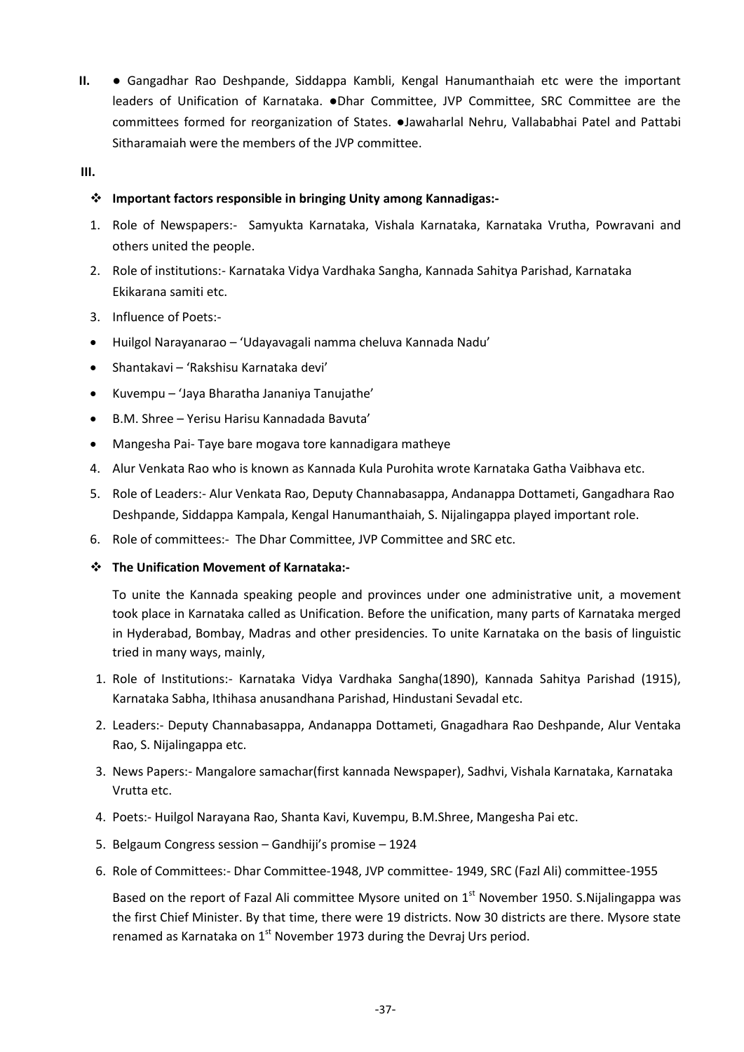**II.** ● Gangadhar Rao Deshpande, Siddappa Kambli, Kengal Hanumanthaiah etc were the important leaders of Unification of Karnataka. ●Dhar Committee, JVP Committee, SRC Committee are the committees formed for reorganization of States. ●Jawaharlal Nehru, Vallababhai Patel and Pattabi Sitharamaiah were the members of the JVP committee.

**III.**

❖ **Important factors responsible in bringing Unity among Kannadigas:-**

1. Role of Newspapers:- Samyukta Karnataka, Vishala Karnataka, Karnataka Vrutha, Powravani and others united the people.
2. Role of institutions:- Karnataka Vidya Vardhaka Sangha, Kannada Sahitya Parishad, Karnataka Ekikarana samiti etc.
3. Influence of Poets:-

- Huilgol Narayanarao – 'Udayavagali namma cheluva Kannada Nadu'
- Shantakavi – 'Rakshisu Karnataka devi'
- Kuvempu – 'Jaya Bharatha Jananiya Tanujathe'
- B.M. Shree – Yerisu Harisu Kannadada Bavuta'
- Mangesha Pai- Taye bare mogava tore kannadigara matheye

4. Alur Venkata Rao who is known as Kannada Kula Purohita wrote Karnataka Gatha Vaibhava etc.
5. Role of Leaders:- Alur Venkata Rao, Deputy Channabasappa, Andanappa Dottameti, Gangadhara Rao Deshpande, Siddappa Kampala, Kengal Hanumanthaiah, S. Nijalingappa played important role.
6. Role of committees:- The Dhar Committee, JVP Committee and SRC etc.

❖ **The Unification Movement of Karnataka:-**

To unite the Kannada speaking people and provinces under one administrative unit, a movement took place in Karnataka called as Unification. Before the unification, many parts of Karnataka merged in Hyderabad, Bombay, Madras and other presidencies. To unite Karnataka on the basis of linguistic tried in many ways, mainly,

1. Role of Institutions:- Karnataka Vidya Vardhaka Sangha(1890), Kannada Sahitya Parishad (1915), Karnataka Sabha, Ithihasa anusandhana Parishad, Hindustani Sevadal etc.
2. Leaders:- Deputy Channabasappa, Andanappa Dottameti, Gnagadhara Rao Deshpande, Alur Ventaka Rao, S. Nijalingappa etc.
3. News Papers:- Mangalore samachar(first kannada Newspaper), Sadhvi, Vishala Karnataka, Karnataka Vrutta etc.
4. Poets:- Huilgol Narayana Rao, Shanta Kavi, Kuvempu, B.M.Shree, Mangesha Pai etc.
5. Belgaum Congress session – Gandhiji's promise – 1924
6. Role of Committees:- Dhar Committee-1948, JVP committee- 1949, SRC (Fazl Ali) committee-1955

Based on the report of Fazal Ali committee Mysore united on 1st November 1950. S.Nijalingappa was the first Chief Minister. By that time, there were 19 districts. Now 30 districts are there. Mysore state renamed as Karnataka on 1st November 1973 during the Devraj Urs period.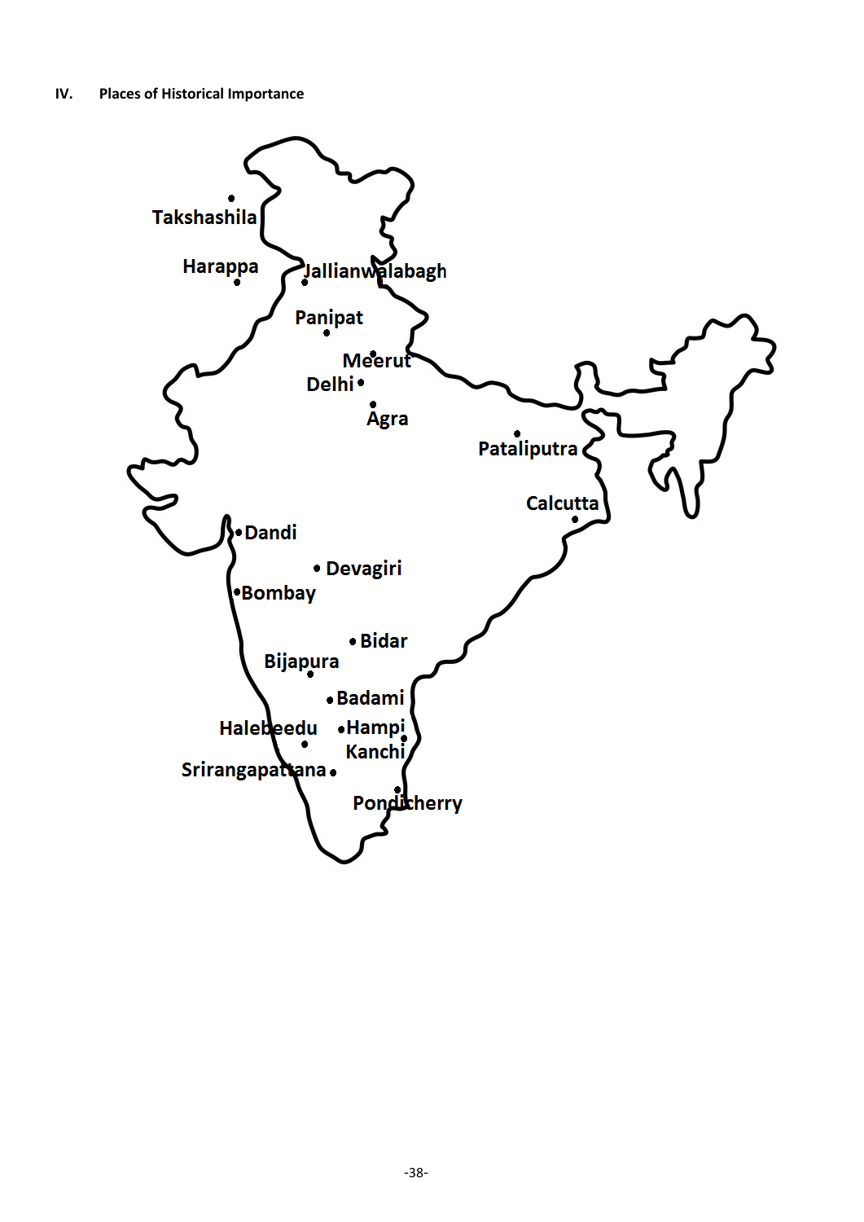## IV. Places of Historical Importance

Takshashila

Harappa

Jallianwalabagh

Panipat

Meerut

Delhi

Agra

Pataliputra

Calcutta

Dandi

Devagiri

Bombay

Bidar

Bijapura

Badami

Halebeedu

Hampi

Kanchi

Srirangapattana

Pondicherry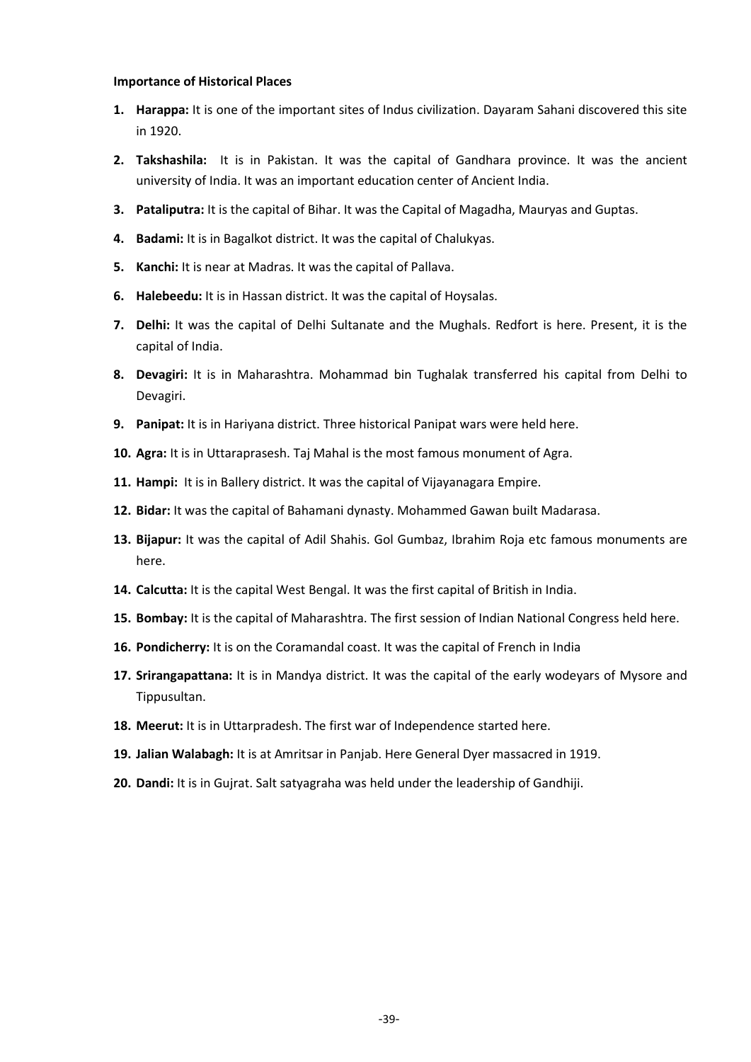**Importance of Historical Places**

1. **Harappa:** It is one of the important sites of Indus civilization. Dayaram Sahani discovered this site in 1920.
2. **Takshashila:** It is in Pakistan. It was the capital of Gandhara province. It was the ancient university of India. It was an important education center of Ancient India.
3. **Pataliputra:** It is the capital of Bihar. It was the Capital of Magadha, Mauryas and Guptas.
4. **Badami:** It is in Bagalkot district. It was the capital of Chalukyas.
5. **Kanchi:** It is near at Madras. It was the capital of Pallava.
6. **Halebeedu:** It is in Hassan district. It was the capital of Hoysalas.
7. **Delhi:** It was the capital of Delhi Sultanate and the Mughals. Redfort is here. Present, it is the capital of India.
8. **Devagiri:** It is in Maharashtra. Mohammad bin Tughalak transferred his capital from Delhi to Devagiri.
9. **Panipat:** It is in Hariyana district. Three historical Panipat wars were held here.
10. **Agra:** It is in Uttaraprasesh. Taj Mahal is the most famous monument of Agra.
11. **Hampi:** It is in Ballery district. It was the capital of Vijayanagara Empire.
12. **Bidar:** It was the capital of Bahamani dynasty. Mohammed Gawan built Madarasa.
13. **Bijapur:** It was the capital of Adil Shahis. Gol Gumbaz, Ibrahim Roja etc famous monuments are here.
14. **Calcutta:** It is the capital West Bengal. It was the first capital of British in India.
15. **Bombay:** It is the capital of Maharashtra. The first session of Indian National Congress held here.
16. **Pondicherry:** It is on the Coramandal coast. It was the capital of French in India
17. **Srirangapattana:** It is in Mandya district. It was the capital of the early wodeyars of Mysore and Tippusultan.
18. **Meerut:** It is in Uttarpradesh. The first war of Independence started here.
19. **Jalian Walabagh:** It is at Amritsar in Panjab. Here General Dyer massacred in 1919.
20. **Dandi:** It is in Gujrat. Salt satyagraha was held under the leadership of Gandhiji.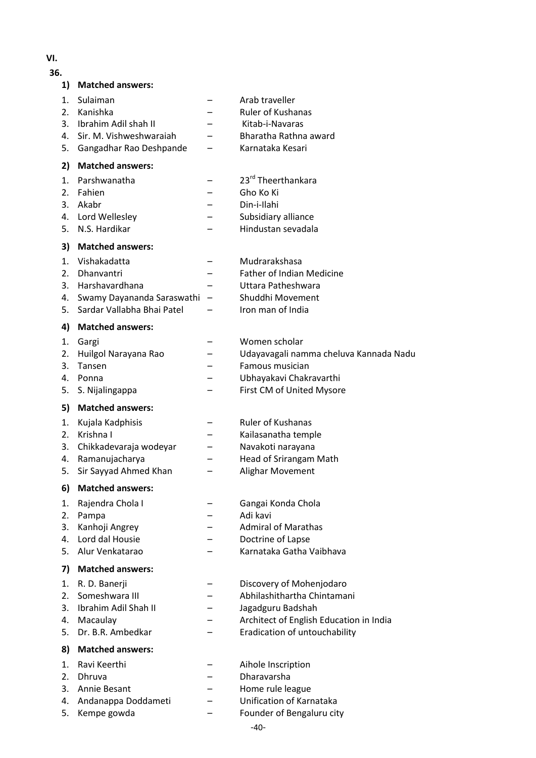**VI.**

**36.**

**1) Matched answers:**

1. Sulaiman – Arab traveller
2. Kanishka – Ruler of Kushanas
3. Ibrahim Adil shah II – Kitab-i-Navaras
4. Sir. M. Vishweshwaraiah – Bharatha Rathna award
5. Gangadhar Rao Deshpande – Karnataka Kesari

**2) Matched answers:**

1. Parshwanatha – 23rd Theerthankara
2. Fahien – Gho Ko Ki
3. Akabr – Din-i-Ilahi
4. Lord Wellesley – Subsidiary alliance
5. N.S. Hardikar – Hindustan sevadala

**3) Matched answers:**

1. Vishakadatta – Mudrarakshasa
2. Dhanvantri – Father of Indian Medicine
3. Harshavardhana – Uttara Patheshwara
4. Swamy Dayananda Saraswathi – Shuddhi Movement
5. Sardar Vallabha Bhai Patel – Iron man of India

**4) Matched answers:**

1. Gargi – Women scholar
2. Huilgol Narayana Rao – Udayavagali namma cheluva Kannada Nadu
3. Tansen – Famous musician
4. Ponna – Ubhayakavi Chakravarthi
5. S. Nijalingappa – First CM of United Mysore

**5) Matched answers:**

1. Kujala Kadphisis – Ruler of Kushanas
2. Krishna I – Kailasanatha temple
3. Chikkadevaraja wodeyar – Navakoti narayana
4. Ramanujacharya – Head of Srirangam Math
5. Sir Sayyad Ahmed Khan – Alighar Movement

**6) Matched answers:**

1. Rajendra Chola I – Gangai Konda Chola
2. Pampa – Adi kavi
3. Kanhoji Angrey – Admiral of Marathas
4. Lord dal Housie – Doctrine of Lapse
5. Alur Venkatarao – Karnataka Gatha Vaibhava

**7) Matched answers:**

1. R. D. Banerji – Discovery of Mohenjodaro
2. Someshwara III – Abhilashithartha Chintamani
3. Ibrahim Adil Shah II – Jagadguru Badshah
4. Macaulay – Architect of English Education in India
5. Dr. B.R. Ambedkar – Eradication of untouchability

**8) Matched answers:**

1. Ravi Keerthi – Aihole Inscription
2. Dhruva – Dharavarsha
3. Annie Besant – Home rule league
4. Andanappa Doddameti – Unification of Karnataka
5. Kempe gowda – Founder of Bengaluru city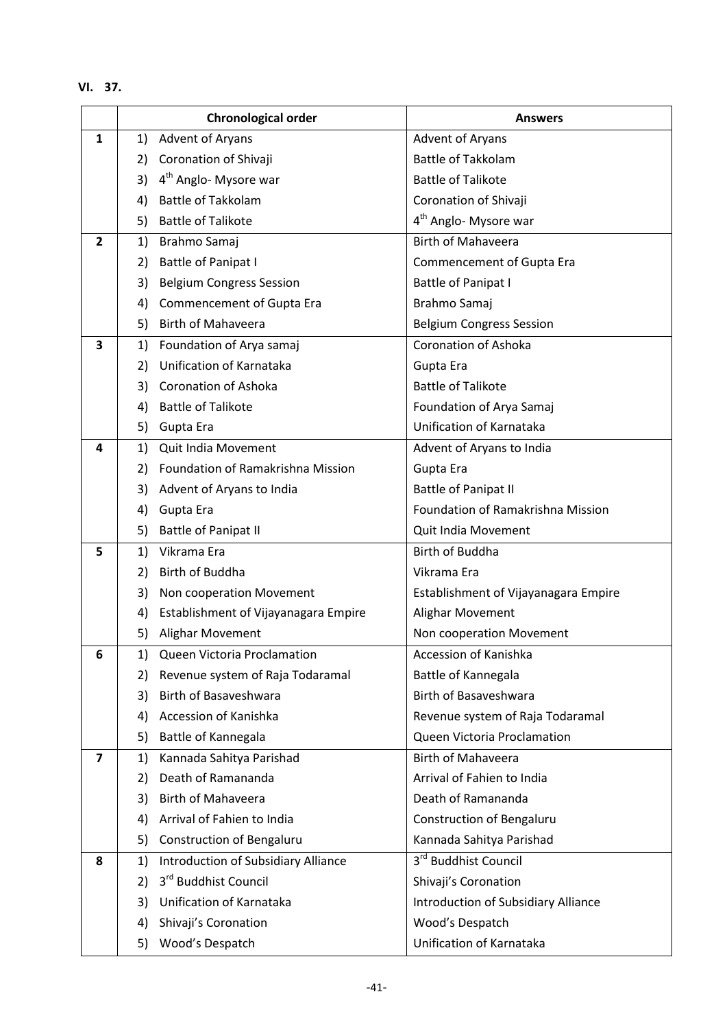**VI. 37.**

| | Chronological order | Answers |
|---|---|---|
| **1** | 1) Advent of Aryans | Advent of Aryans |
| | 2) Coronation of Shivaji | Battle of Takkolam |
| | 3) 4th Anglo- Mysore war | Battle of Talikote |
| | 4) Battle of Takkolam | Coronation of Shivaji |
| | 5) Battle of Talikote | 4th Anglo- Mysore war |
| **2** | 1) Brahmo Samaj | Birth of Mahaveera |
| | 2) Battle of Panipat I | Commencement of Gupta Era |
| | 3) Belgium Congress Session | Battle of Panipat I |
| | 4) Commencement of Gupta Era | Brahmo Samaj |
| | 5) Birth of Mahaveera | Belgium Congress Session |
| **3** | 1) Foundation of Arya samaj | Coronation of Ashoka |
| | 2) Unification of Karnataka | Gupta Era |
| | 3) Coronation of Ashoka | Battle of Talikote |
| | 4) Battle of Talikote | Foundation of Arya Samaj |
| | 5) Gupta Era | Unification of Karnataka |
| **4** | 1) Quit India Movement | Advent of Aryans to India |
| | 2) Foundation of Ramakrishna Mission | Gupta Era |
| | 3) Advent of Aryans to India | Battle of Panipat II |
| | 4) Gupta Era | Foundation of Ramakrishna Mission |
| | 5) Battle of Panipat II | Quit India Movement |
| **5** | 1) Vikrama Era | Birth of Buddha |
| | 2) Birth of Buddha | Vikrama Era |
| | 3) Non cooperation Movement | Establishment of Vijayanagara Empire |
| | 4) Establishment of Vijayanagara Empire | Alighar Movement |
| | 5) Alighar Movement | Non cooperation Movement |
| **6** | 1) Queen Victoria Proclamation | Accession of Kanishka |
| | 2) Revenue system of Raja Todaramal | Battle of Kannegala |
| | 3) Birth of Basaveshwara | Birth of Basaveshwara |
| | 4) Accession of Kanishka | Revenue system of Raja Todaramal |
| | 5) Battle of Kannegala | Queen Victoria Proclamation |
| **7** | 1) Kannada Sahitya Parishad | Birth of Mahaveera |
| | 2) Death of Ramananda | Arrival of Fahien to India |
| | 3) Birth of Mahaveera | Death of Ramananda |
| | 4) Arrival of Fahien to India | Construction of Bengaluru |
| | 5) Construction of Bengaluru | Kannada Sahitya Parishad |
| **8** | 1) Introduction of Subsidiary Alliance | 3rd Buddhist Council |
| | 2) 3rd Buddhist Council | Shivaji's Coronation |
| | 3) Unification of Karnataka | Introduction of Subsidiary Alliance |
| | 4) Shivaji's Coronation | Wood's Despatch |
| | 5) Wood's Despatch | Unification of Karnataka |